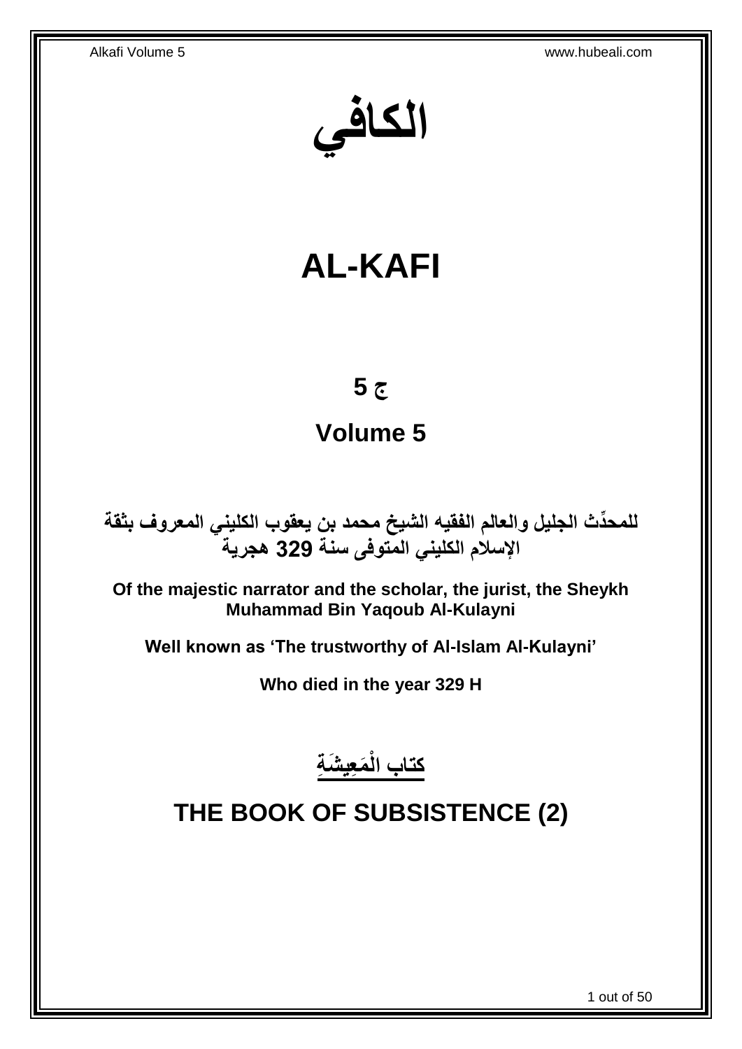# الكافي

# AL-KAFI

## ج 5

## Volume 5

**للمحدِّث الجليل والعالم الفقيه الشيخ محمد بن يعقوب الكليني المعروف بثقة الإسلام الكليني المتوفى سنة 329 هجرية**

**Of the majestic narrator and the scholar, the jurist, the Sheykh Muhammad Bin Yaqoub Al-Kulayni**

**Well known as 'The trustworthy of Al-Islam Al-Kulayni'**

**Who died in the year 329 H**

## كتاب الْمَعِيشَةِ

## THE BOOK OF SUBSISTENCE (2)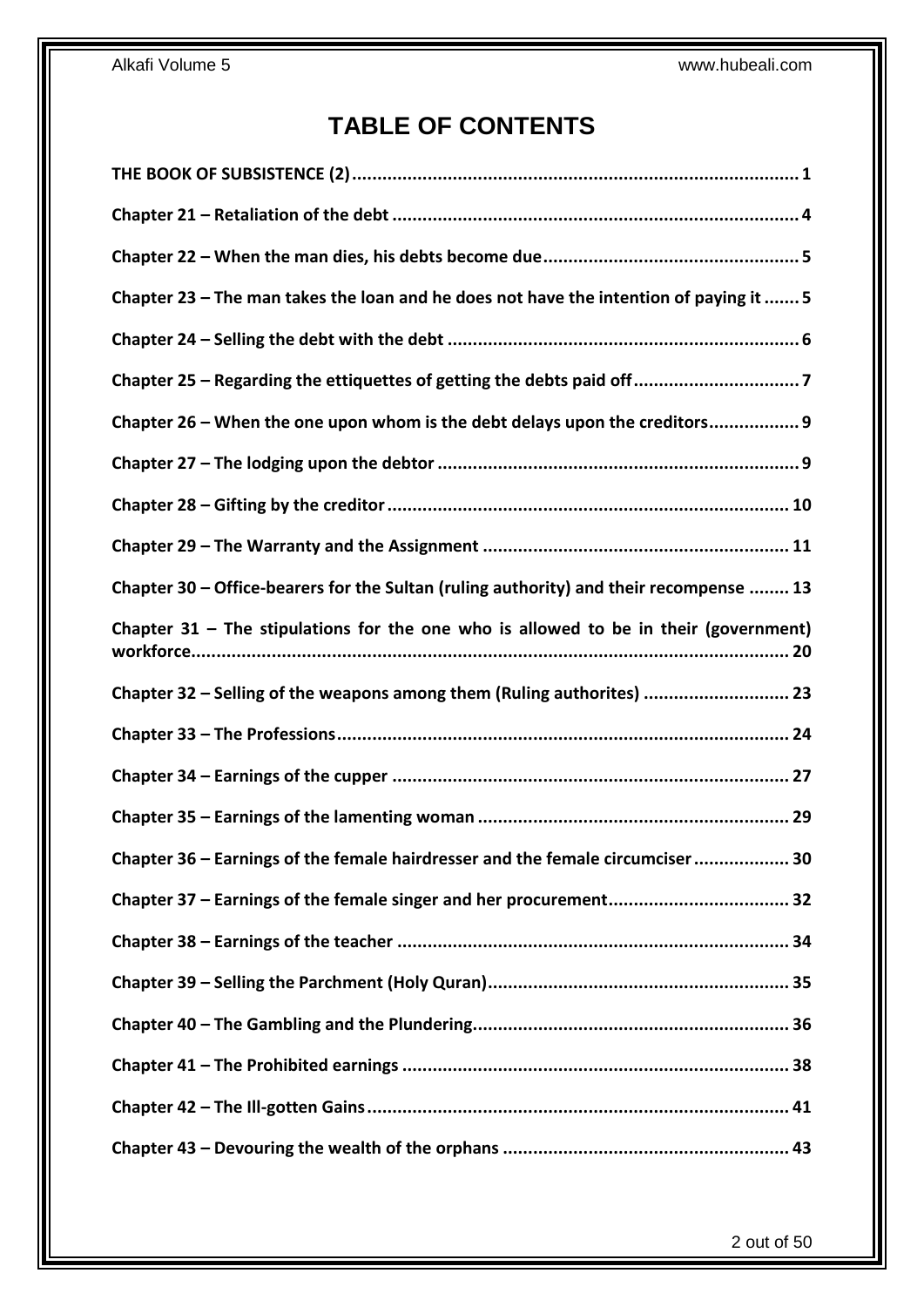# TABLE OF CONTENTS

**THE BOOK OF SUBSISTENCE (2)** ........................................................................................ 1

**Chapter 21 – Retaliation of the debt** ................................................................................ 4

**Chapter 22 – When the man dies, his debts become due** .................................................. 5

**Chapter 23 – The man takes the loan and he does not have the intention of paying it** ....... 5

**Chapter 24 – Selling the debt with the debt** ..................................................................... 6

**Chapter 25 – Regarding the ettiquettes of getting the debts paid off** ................................ 7

**Chapter 26 – When the one upon whom is the debt delays upon the creditors** ................. 9

**Chapter 27 – The lodging upon the debtor** ....................................................................... 9

**Chapter 28 – Gifting by the creditor** ............................................................................... 10

**Chapter 29 – The Warranty and the Assignment** ............................................................ 11

**Chapter 30 – Office-bearers for the Sultan (ruling authority) and their recompense** ........ 13

**Chapter 31 – The stipulations for the one who is allowed to be in their (government) workforce** ..................................................................................................................... 20

**Chapter 32 – Selling of the weapons among them (Ruling authorites)** ............................ 23

**Chapter 33 – The Professions** ......................................................................................... 24

**Chapter 34 – Earnings of the cupper** .............................................................................. 27

**Chapter 35 – Earnings of the lamenting woman** ............................................................. 29

**Chapter 36 – Earnings of the female hairdresser and the female circumciser** .................. 30

**Chapter 37 – Earnings of the female singer and her procurement** ................................... 32

**Chapter 38 – Earnings of the teacher** ............................................................................. 34

**Chapter 39 – Selling the Parchment (Holy Quran)** ........................................................... 35

**Chapter 40 – The Gambling and the Plundering** .............................................................. 36

**Chapter 41 – The Prohibited earnings** ............................................................................ 38

**Chapter 42 – The Ill-gotten Gains** ................................................................................... 41

**Chapter 43 – Devouring the wealth of the orphans** ........................................................ 43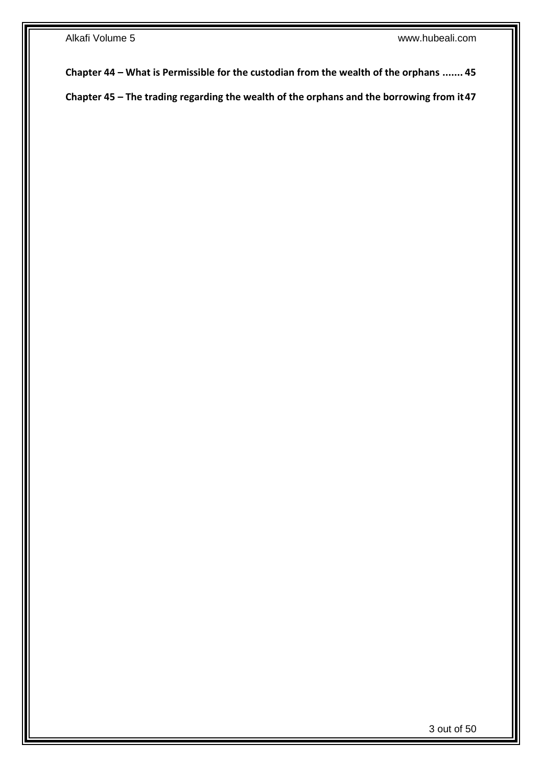**Chapter 44 – What is Permissible for the custodian from the wealth of the orphans ....... 45**

**Chapter 45 – The trading regarding the wealth of the orphans and the borrowing from it 47**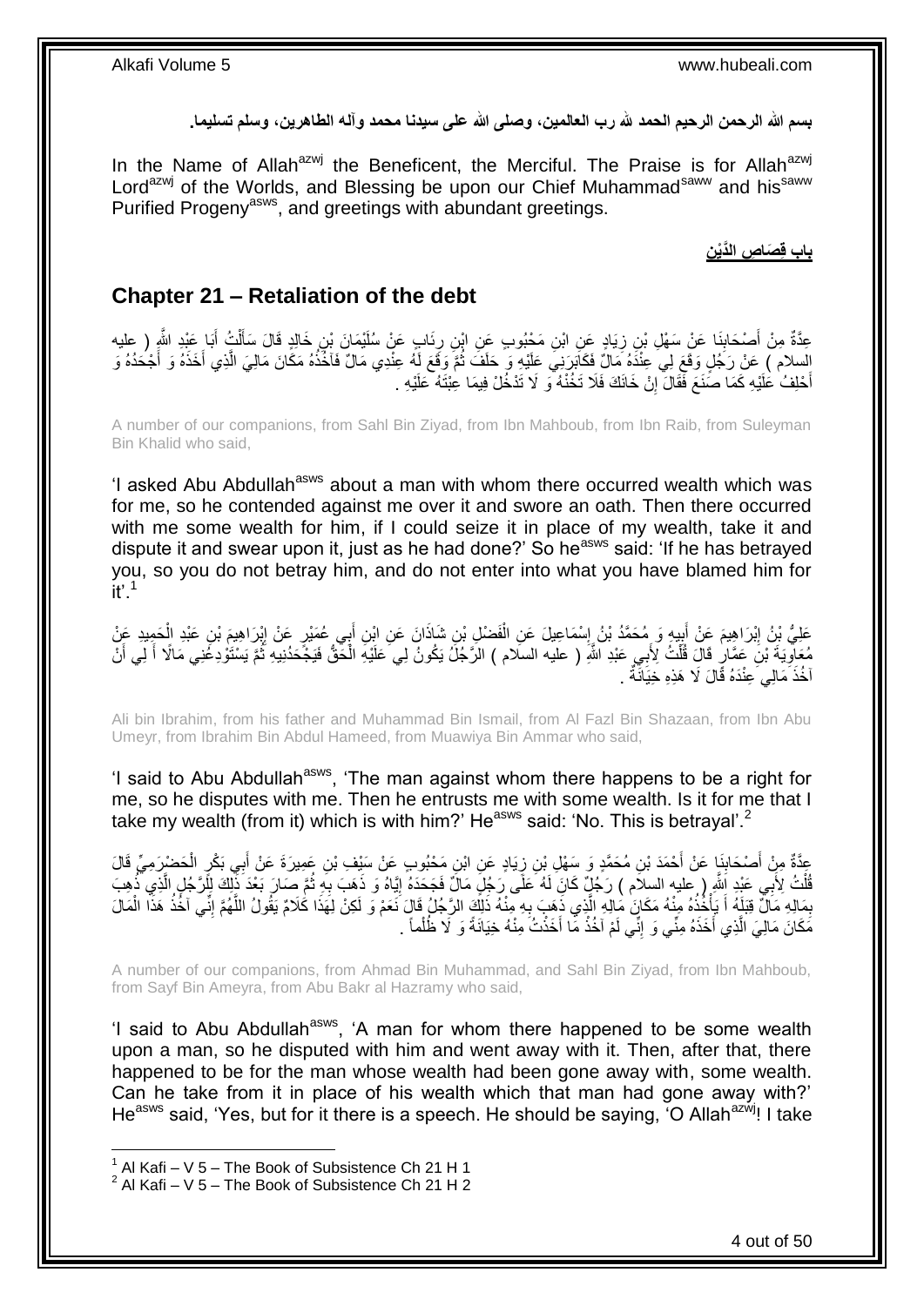بسم الله الرحمن الرحيم الحمد لله رب العالمين، وصلى الله على سيدنا محمد وآله الطاهرين، وسلم تسليما.

In the Name of Allah[azwj] the Beneficent, the Merciful. The Praise is for Allah[azwj] Lord[azwj] of the Worlds, and Blessing be upon our Chief Muhammad[saww] and his[saww] Purified Progeny[asws], and greetings with abundant greetings.

**بَابُ قِصَاصِ الدَّيْنِ**

## Chapter 21 – Retaliation of the debt

عِدَّةٌ مِنْ أَصْحَابِنَا عَنْ سَهْلِ بْنِ زِيَادٍ عَنِ ابْنِ مَحْبُوبٍ عَنِ ابْنِ رِئَابٍ عَنْ سُلَيْمَانَ بْنِ خَالِدٍ قَالَ سَأَلْتُ أَبَا عَبْدِ اللَّهِ ( عليه السلام ) عَنْ رَجُلٍ وَقَعَ لِي عِنْدَهُ مَالٌ فَكَابَرَنِي عَلَيْهِ وَ حَلَفَ ثُمَّ وَقَعَ لَهُ عِنْدِي مَالٌ فَآخُذُهُ مَكَانَ مَالِيَ الَّذِي أَخَذَهُ وَ أَجْحَدُهُ وَ أَحْلِفُ عَلَيْهِ كَمَا صَنَعَ فَقَالَ إِنْ خَانَكَ فَلَا تَخُنْهُ وَ لَا تَدْخُلْ فِيمَا عِبْتَهُ عَلَيْهِ .

A number of our companions, from Sahl Bin Ziyad, from Ibn Mahboub, from Ibn Raib, from Suleyman Bin Khalid who said,

'I asked Abu Abdullah[asws] about a man with whom there occurred wealth which was for me, so he contended against me over it and swore an oath. Then there occurred with me some wealth for him, if I could seize it in place of my wealth, take it and dispute it and swear upon it, just as he had done?' So he[asws] said: 'If he has betrayed you, so you do not betray him, and do not enter into what you have blamed him for it'.[1]

عَلِيُّ بْنُ إِبْرَاهِيمَ عَنْ أَبِيهِ وَ مُحَمَّدُ بْنُ إِسْمَاعِيلَ عَنِ الْفَضْلِ بْنِ شَاذَانَ عَنِ ابْنِ أَبِي عُمَيْرٍ عَنْ إِبْرَاهِيمَ بْنِ عَبْدِ الْحَمِيدِ عَنْ مُعَاوِيَةَ بْنِ عَمَّارٍ قَالَ قُلْتُ لِأَبِي عَبْدِ اللَّهِ ( عليه السلام ) الرَّجُلُ يَكُونُ لِي عَلَيْهِ الْحَقُّ فَيَجْحَدُنِيهِ ثُمَّ يَسْتَوْدِعُنِي مَالًا أَ لِي أَنْ آخُذَ مَالِي عِنْدَهُ قَالَ لَا هَذِهِ خِيَانَةٌ .

Ali bin Ibrahim, from his father and Muhammad Bin Ismail, from Al Fazl Bin Shazaan, from Ibn Abu Umeyr, from Ibrahim Bin Abdul Hameed, from Muawiya Bin Ammar who said,

'I said to Abu Abdullah[asws], 'The man against whom there happens to be a right for me, so he disputes with me. Then he entrusts me with some wealth. Is it for me that I take my wealth (from it) which is with him?' He[asws] said: 'No. This is betrayal'.[2]

عِدَّةٌ مِنْ أَصْحَابِنَا عَنْ أَحْمَدَ بْنِ مُحَمَّدٍ وَ سَهْلِ بْنِ زِيَادٍ عَنِ ابْنِ مَحْبُوبٍ عَنْ سَيْفِ بْنِ عَمِيرَةَ عَنْ أَبِي بَكْرٍ الْحَضْرَمِيِّ قَالَ قُلْتُ لِأَبِي عَبْدِ اللَّهِ ( عليه السلام ) رَجُلٌ كَانَ لَهُ عَلَى رَجُلٍ مَالٌ فَجَحَدَهُ إِيَّاهُ وَ ذَهَبَ بِهِ ثُمَّ صَارَ بَعْدَ ذَلِكَ لِلرَّجُلِ الَّذِي ذُهِبَ بِمَالِهِ مَالٌ قِبَلَهُ أَ يَأْخُذُهُ مِنْهُ مَكَانَ مَالِهِ الَّذِي ذَهَبَ بِهِ مِنْهُ ذَلِكَ الرَّجُلُ قَالَ نَعَمْ وَ لَكِنْ لِهَذَا كَلَامٌ يَقُولُ اللَّهُمَّ إِنِّي آخُذُ هَذَا الْمَالَ مَكَانَ مَالِيَ الَّذِي أَخَذَهُ مِنِّي وَ إِنِّي لَمْ آخُذْ مَا أَخَذْتُ مِنْهُ خِيَانَةً وَ لَا ظُلْماً .

A number of our companions, from Ahmad Bin Muhammad, and Sahl Bin Ziyad, from Ibn Mahboub, from Sayf Bin Ameyra, from Abu Bakr al Hazramy who said,

'I said to Abu Abdullah[asws], 'A man for whom there happened to be some wealth upon a man, so he disputed with him and went away with it. Then, after that, there happened to be for the man whose wealth had been gone away with, some wealth. Can he take from it in place of his wealth which that man had gone away with?' He[asws] said, 'Yes, but for it there is a speech. He should be saying, 'O Allah[azwj]! I take

[1] Al Kafi – V 5 – The Book of Subsistence Ch 21 H 1
[2] Al Kafi – V 5 – The Book of Subsistence Ch 21 H 2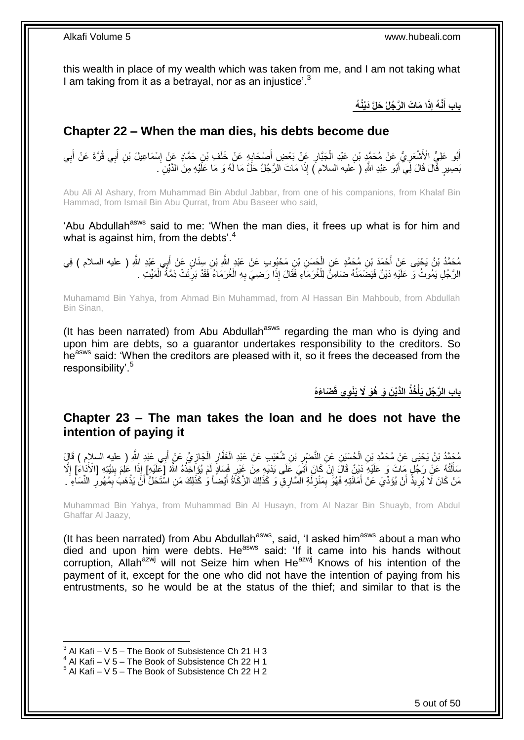this wealth in place of my wealth which was taken from me, and I am not taking what I am taking from it as a betrayal, nor as an injustice'.[3]

**باب أَنَّهُ إِذَا مَاتَ الرَّجُلُ حَلَّ دَيْنُهُ**

## Chapter 22 – When the man dies, his debts become due

أَبُو عَلِيٍّ الْأَشْعَرِيُّ عَنْ مُحَمَّدِ بْنِ عَبْدِ الْجَبَّارِ عَنْ بَعْضِ أَصْحَابِهِ عَنْ خَلَفِ بْنِ حَمَّادٍ عَنْ إِسْمَاعِيلَ بْنِ أَبِي قُرَّةَ عَنْ أَبِي بَصِيرٍ قَالَ قَالَ لِي أَبُو عَبْدِ اللَّهِ ( عليه السلام ) إِذَا مَاتَ الرَّجُلُ حَلَّ مَا لَهُ وَ مَا عَلَيْهِ مِنَ الدَّيْنِ .

Abu Ali Al Ashary, from Muhammad Bin Abdul Jabbar, from one of his companions, from Khalaf Bin Hammad, from Ismail Bin Abu Qurrat, from Abu Baseer who said,

'Abu Abdullah[asws] said to me: 'When the man dies, it frees up what is for him and what is against him, from the debts'.[4]

مُحَمَّدُ بْنُ يَحْيَى عَنْ أَحْمَدَ بْنِ مُحَمَّدٍ عَنِ الْحَسَنِ بْنِ مَحْبُوبٍ عَنْ عَبْدِ اللَّهِ بْنِ سِنَانٍ عَنْ أَبِي عَبْدِ اللَّهِ ( عليه السلام ) فِي الرَّجُلِ يَمُوتُ وَ عَلَيْهِ دَيْنٌ فَيَضْمَنُهُ ضَامِنٌ لِلْغُرَمَاءِ فَقَالَ إِذَا رَضِيَ بِهِ الْغُرَمَاءُ فَقَدْ بَرِئَتْ ذِمَّةُ الْمَيِّتِ .

Muhamamd Bin Yahya, from Ahmad Bin Muhammad, from Al Hassan Bin Mahboub, from Abdullah Bin Sinan,

(It has been narrated) from Abu Abdullah[asws] regarding the man who is dying and upon him are debts, so a guarantor undertakes responsibility to the creditors. So he[asws] said: 'When the creditors are pleased with it, so it frees the deceased from the responsibility'.[5]

**باب الرَّجُلِ يَأْخُذُ الدَّيْنَ وَ هُوَ لَا يَنْوِي قَضَاءَهُ**

## Chapter 23 – The man takes the loan and he does not have the intention of paying it

مُحَمَّدُ بْنُ يَحْيَى عَنْ مُحَمَّدِ بْنِ الْحُسَيْنِ عَنِ النَّضْرِ بْنِ شُعَيْبٍ عَنْ عَبْدِ الْغَفَّارِ الْجَازِيِّ عَنْ أَبِي عَبْدِ اللَّهِ ( عليه السلام ) قَالَ سَأَلْتُهُ عَنْ رَجُلٍ مَاتَ وَ عَلَيْهِ دَيْنٌ قَالَ إِنْ كَانَ أُتِيَ عَلَى يَدَيْهِ مِنْ غَيْرِ فَسَادٍ لَمْ يُؤَاخِذْهُ اللَّهُ [عَلَيْهِ] إِذَا عَلِمَ بِنِيَّتِهِ [الْأَدَاءَ] إِلَّا مَنْ كَانَ لَا يُرِيدُ أَنْ يُؤَدِّيَ عَنْ أَمَانَتِهِ فَهُوَ بِمَنْزِلَةِ السَّارِقِ وَ كَذَلِكَ الزَّكَاةُ أَيْضاً وَ كَذَلِكَ مَنِ اسْتَحَلَّ أَنْ يَذْهَبَ بِمُهُورِ النِّسَاءِ .

Muhammad Bin Yahya, from Muhammad Bin Al Husayn, from Al Nazar Bin Shuayb, from Abdul Ghaffar Al Jaazy,

(It has been narrated) from Abu Abdullah[asws], said, 'I asked him[asws] about a man who died and upon him were debts. He[asws] said: 'If it came into his hands without corruption, Allah[azwj] will not Seize him when He[azwj] Knows of his intention of the payment of it, except for the one who did not have the intention of paying from his entrustments, so he would be at the status of the thief; and similar to that is the

[3] Al Kafi – V 5 – The Book of Subsistence Ch 21 H 3
[4] Al Kafi – V 5 – The Book of Subsistence Ch 22 H 1
[5] Al Kafi – V 5 – The Book of Subsistence Ch 22 H 2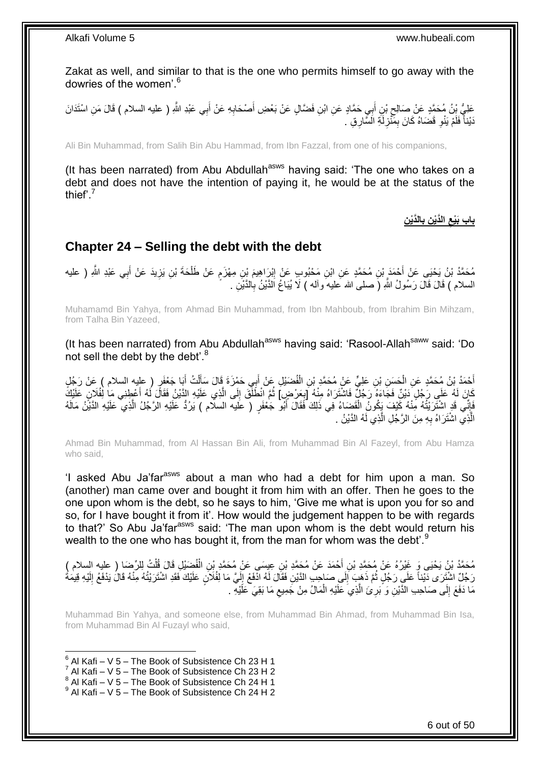Zakat as well, and similar to that is the one who permits himself to go away with the dowries of the women'.[6]

عَلِيُّ بْنُ مُحَمَّدٍ عَنْ صَالِحِ بْنِ أَبِي حَمَّادٍ عَنِ ابْنِ فَضَّالٍ عَنْ بَعْضِ أَصْحَابِهِ عَنْ أَبِي عَبْدِ اللَّهِ ( عليه السلام ) قَالَ مَنِ اسْتَدَانَ دَيْناً فَلَمْ يَنْوِ قَضَاءَهُ كَانَ بِمَنْزِلَةِ السَّارِقِ .

Ali Bin Muhammad, from Salih Bin Abu Hammad, from Ibn Fazzal, from one of his companions,

(It has been narrated) from Abu Abdullah[asws] having said: 'The one who takes on a debt and does not have the intention of paying it, he would be at the status of the thief'.[7]

## باب بَيْعِ الدَّيْنِ بِالدَّيْنِ

## Chapter 24 – Selling the debt with the debt

مُحَمَّدُ بْنُ يَحْيَى عَنْ أَحْمَدَ بْنِ مُحَمَّدٍ عَنِ ابْنِ مَحْبُوبٍ عَنْ إِبْرَاهِيمَ بْنِ مِهْزَمٍ عَنْ طَلْحَةَ بْنِ يَزِيدَ عَنْ أَبِي عَبْدِ اللَّهِ ( عليه السلام ) قَالَ قَالَ رَسُولُ اللَّهِ ( صلى الله عليه وآله ) لَا يُبَاعُ الدَّيْنُ بِالدَّيْنِ .

Muhamamd Bin Yahya, from Ahmad Bin Muhammad, from Ibn Mahboub, from Ibrahim Bin Mihzam, from Talha Bin Yazeed,

(It has been narrated) from Abu Abdullah[asws] having said: 'Rasool-Allah[saww] said: 'Do not sell the debt by the debt'.[8]

أَحْمَدُ بْنُ مُحَمَّدٍ عَنِ الْحَسَنِ بْنِ عَلِيٍّ عَنْ مُحَمَّدِ بْنِ الْفُضَيْلِ عَنْ أَبِي حَمْزَةَ قَالَ سَأَلْتُ أَبَا جَعْفَرٍ ( عليه السلام ) عَنْ رَجُلٍ كَانَ لَهُ عَلَى رَجُلٍ دَيْنٌ فَجَاءَهُ رَجُلٌ فَاشْتَرَاهُ مِنْهُ [بِعَرْضٍ] ثُمَّ انْطَلَقَ إِلَى الَّذِي عَلَيْهِ الدَّيْنُ فَقَالَ لَهُ أَعْطِنِي مَا لِفُلَانٍ عَلَيْكَ فَإِنِّي قَدِ اشْتَرَيْتُهُ مِنْهُ كَيْفَ يَكُونُ الْقَضَاءُ فِي ذَلِكَ فَقَالَ أَبُو جَعْفَرٍ ( عليه السلام ) يَرُدُّ عَلَيْهِ الرَّجُلُ الَّذِي عَلَيْهِ الدَّيْنُ مَالَهُ الَّذِي اشْتَرَاهُ بِهِ مِنَ الرَّجُلِ الَّذِي لَهُ الدَّيْنُ .

Ahmad Bin Muhammad, from Al Hassan Bin Ali, from Muhammad Bin Al Fazeyl, from Abu Hamza who said,

'I asked Abu Ja'far[asws] about a man who had a debt for him upon a man. So (another) man came over and bought it from him with an offer. Then he goes to the one upon whom is the debt, so he says to him, 'Give me what is upon you for so and so, for I have bought it from it'. How would the judgement happen to be with regards to that?' So Abu Ja'far[asws] said: 'The man upon whom is the debt would return his wealth to the one who has bought it, from the man for whom was the debt'.[9]

مُحَمَّدُ بْنُ يَحْيَى وَ غَيْرُهُ عَنْ مُحَمَّدِ بْنِ أَحْمَدَ عَنْ مُحَمَّدِ بْنِ عِيسَى عَنْ مُحَمَّدِ بْنِ الْفُضَيْلِ قَالَ قُلْتُ لِلرِّضَا ( عليه السلام ) رَجُلٌ اشْتَرَى دَيْناً عَلَى رَجُلٍ ثُمَّ ذَهَبَ إِلَى صَاحِبِ الدَّيْنِ فَقَالَ لَهُ ادْفَعْ إِلَيَّ مَا لِفُلَانٍ عَلَيْكَ فَقَدِ اشْتَرَيْتُهُ مِنْهُ قَالَ يَدْفَعُ إِلَيْهِ قِيمَةَ مَا دَفَعَ إِلَى صَاحِبِ الدَّيْنِ وَ بَرِئَ الَّذِي عَلَيْهِ الْمَالُ مِنْ جَمِيعِ مَا بَقِيَ عَلَيْهِ .

Muhammad Bin Yahya, and someone else, from Muhammad Bin Ahmad, from Muhammad Bin Isa, from Muhammad Bin Al Fuzayl who said,

[6] Al Kafi – V 5 – The Book of Subsistence Ch 23 H 1
[7] Al Kafi – V 5 – The Book of Subsistence Ch 23 H 2
[8] Al Kafi – V 5 – The Book of Subsistence Ch 24 H 1
[9] Al Kafi – V 5 – The Book of Subsistence Ch 24 H 2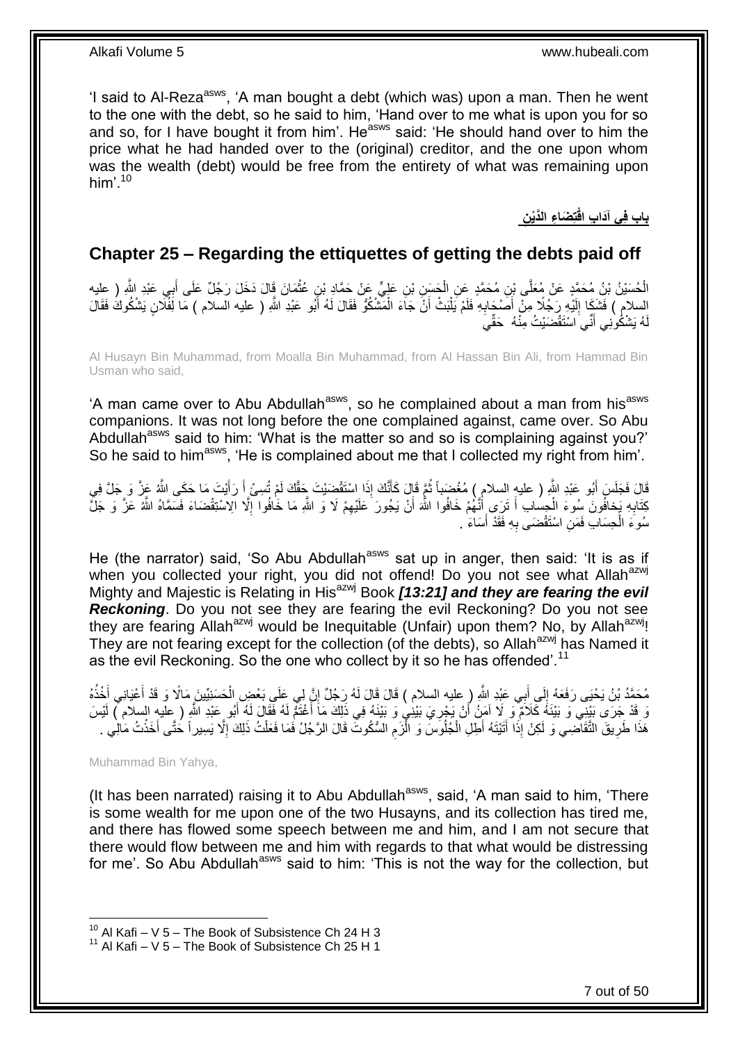'I said to Al-Reza[asws], 'A man bought a debt (which was) upon a man. Then he went to the one with the debt, so he said to him, 'Hand over to me what is upon you for so and so, for I have bought it from him'. He[asws] said: 'He should hand over to him the price what he had handed over to the (original) creditor, and the one upon whom was the wealth (debt) would be free from the entirety of what was remaining upon him'.[10]

## بَابٌ فِي آدَابِ اقْتِضَاءِ الدَّيْنِ

## Chapter 25 – Regarding the ettiquettes of getting the debts paid off

الْحُسَيْنُ بْنُ مُحَمَّدٍ عَنْ مُعَلَّى بْنِ مُحَمَّدٍ عَنِ الْحَسَنِ بْنِ عَلِيٍّ عَنْ حَمَّادِ بْنِ عُثْمَانَ قَالَ دَخَلَ رَجُلٌ عَلَى أَبِي عَبْدِ اللَّهِ ( عليه السلام ) فَشَكَا إِلَيْهِ رَجُلًا مِنْ أَصْحَابِهِ فَلَمْ يَلْبَثْ أَنْ جَاءَ الْمَشْكُوُّ فَقَالَ لَهُ أَبُو عَبْدِ اللَّهِ ( عليه السلام ) مَا لِفُلَانٍ يَشْكُوكَ فَقَالَ لَهُ يَشْكُونِي أَنِّي اسْتَقْضَيْتُ مِنْهُ حَقِّي

Al Husayn Bin Muhammad, from Moalla Bin Muhammad, from Al Hassan Bin Ali, from Hammad Bin Usman who said,

'A man came over to Abu Abdullah[asws], so he complained about a man from his[asws] companions. It was not long before the one complained against, came over. So Abu Abdullah[asws] said to him: 'What is the matter so and so is complaining against you?' So he said to him[asws], 'He is complained about me that I collected my right from him'.

قَالَ فَجَلَسَ أَبُو عَبْدِ اللَّهِ ( عليه السلام ) مُغْضَباً ثُمَّ قَالَ كَأَنَّكَ إِذَا اسْتَقْضَيْتَ حَقَّكَ لَمْ تُسِئْ أَ رَأَيْتَ مَا حَكَى اللَّهُ عَزَّ وَ جَلَّ فِي كِتَابِهِ يَخافُونَ سُوءَ الْحِسابِ أَ تَرَى أَنَّهُمْ خَافُوا اللَّهَ أَنْ يَجُورَ عَلَيْهِمْ لَا وَ اللَّهِ مَا خَافُوا إِلَّا الِاسْتِقْضَاءَ فَسَمَّاهُ اللَّهُ عَزَّ وَ جَلَّ سُوءَ الْحِسَابِ فَمَنِ اسْتَقْضَى بِهِ فَقَدْ أَسَاءَ .

He (the narrator) said, 'So Abu Abdullah[asws] sat up in anger, then said: 'It is as if when you collected your right, you did not offend! Do you not see what Allah[azwj] Mighty and Majestic is Relating in His[azwj] Book ***[13:21] and they are fearing the evil Reckoning***. Do you not see they are fearing the evil Reckoning? Do you not see they are fearing Allah[azwj] would be Inequitable (Unfair) upon them? No, by Allah[azwj]! They are not fearing except for the collection (of the debts), so Allah[azwj] has Named it as the evil Reckoning. So the one who collect by it so he has offended'.[11]

مُحَمَّدُ بْنُ يَحْيَى رَفَعَهُ إِلَى أَبِي عَبْدِ اللَّهِ ( عليه السلام ) قَالَ قَالَ لَهُ رَجُلٌ إِنَّ لِي عَلَى بَعْضِ الْحَسَنِيِّينَ مَالًا وَ قَدْ أَعْيَانِي أَخْذُهُ وَ قَدْ جَرَى بَيْنِي وَ بَيْنَهُ كَلَامٌ وَ لَا آمَنُ أَنْ يَجْرِيَ بَيْنِي وَ بَيْنَهُ فِي ذَلِكَ مَا أَغْتَمُّ لَهُ فَقَالَ لَهُ أَبُو عَبْدِ اللَّهِ ( عليه السلام ) لَيْسَ هَذَا طَرِيقَ التَّقَاضِي وَ لَكِنْ إِذَا أَتَيْتَهُ أَطِلِ الْجُلُوسَ وَ الْزَمِ السُّكُوتَ قَالَ الرَّجُلُ فَمَا فَعَلْتُ ذَلِكَ إِلَّا يَسِيراً حَتَّى أَخَذْتُ مَالِي .

Muhammad Bin Yahya,

(It has been narrated) raising it to Abu Abdullah[asws], said, 'A man said to him, 'There is some wealth for me upon one of the two Husayns, and its collection has tired me, and there has flowed some speech between me and him, and I am not secure that there would flow between me and him with regards to that what would be distressing for me'. So Abu Abdullah[asws] said to him: 'This is not the way for the collection, but

[10] Al Kafi – V 5 – The Book of Subsistence Ch 24 H 3
[11] Al Kafi – V 5 – The Book of Subsistence Ch 25 H 1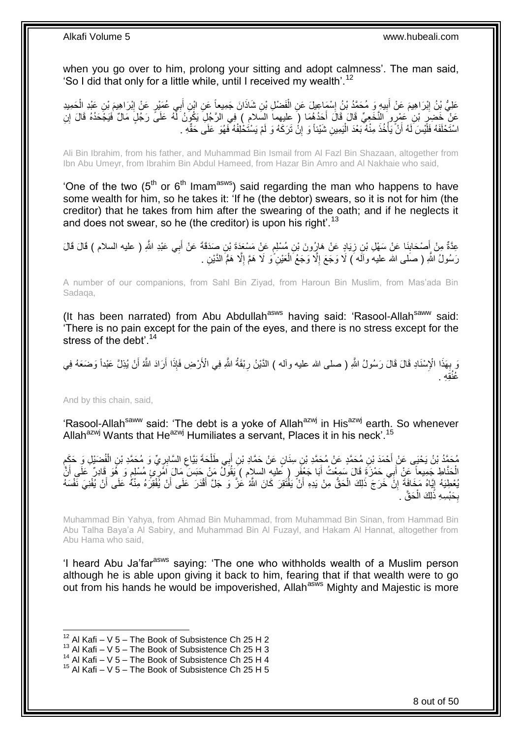when you go over to him, prolong your sitting and adopt calmness'. The man said, 'So I did that only for a little while, until I received my wealth'.[12]

عَلِيُّ بْنُ إِبْرَاهِيمَ عَنْ أَبِيهِ وَ مُحَمَّدُ بْنُ إِسْمَاعِيلَ عَنِ الْفَضْلِ بْنِ شَاذَانَ جَمِيعاً عَنِ ابْنِ أَبِي عُمَيْرٍ عَنْ إِبْرَاهِيمَ بْنِ عَبْدِ الْحَمِيدِ عَنْ خَضِرِ بْنِ عَمْرٍو النَّخَعِيِّ قَالَ قَالَ أَحَدُهُمَا ( عليهما السلام ) فِي الرَّجُلِ يَكُونُ لَهُ عَلَى رَجُلٍ مَالٌ فَيَجْحَدُهُ قَالَ إِنِ اسْتَحْلَفَهُ فَلَيْسَ لَهُ أَنْ يَأْخُذَ مِنْهُ بَعْدَ الْيَمِينِ شَيْئاً وَ إِنْ تَرَكَهُ وَ لَمْ يَسْتَحْلِفْهُ فَهُوَ عَلَى حَقِّهِ .

Ali Bin Ibrahim, from his father, and Muhammad Bin Ismail from Al Fazl Bin Shazaan, altogether from Ibn Abu Umeyr, from Ibrahim Bin Abdul Hameed, from Hazar Bin Amro and Al Nakhaie who said,

'One of the two (5th or 6th Imam[asws]) said regarding the man who happens to have some wealth for him, so he takes it: 'If he (the debtor) swears, so it is not for him (the creditor) that he takes from him after the swearing of the oath; and if he neglects it and does not swear, so he (the creditor) is upon his right'.[13]

عِدَّةٌ مِنْ أَصْحَابِنَا عَنْ سَهْلِ بْنِ زِيَادٍ عَنْ هَارُونَ بْنِ مُسْلِمٍ عَنْ مَسْعَدَةَ بْنِ صَدَقَةَ عَنْ أَبِي عَبْدِ اللَّهِ ( عليه السلام ) قَالَ قَالَ رَسُولُ اللَّهِ ( صلى الله عليه وآله ) لَا وَجَعَ إِلَّا وَجَعُ الْعَيْنِ وَ لَا هَمَّ إِلَّا هَمُّ الدَّيْنِ .

A number of our companions, from Sahl Bin Ziyad, from Haroun Bin Muslim, from Mas'ada Bin Sadaqa,

(It has been narrated) from Abu Abdullah[asws] having said: 'Rasool-Allah[saww] said: 'There is no pain except for the pain of the eyes, and there is no stress except for the stress of the debt'.[14]

وَ بِهَذَا الْإِسْنَادِ قَالَ قَالَ رَسُولُ اللَّهِ ( صلى الله عليه وآله ) الدَّيْنُ رِبْقَةُ اللَّهِ فِي الْأَرْضِ فَإِذَا أَرَادَ اللَّهُ أَنْ يُذِلَّ عَبْداً وَضَعَهُ فِي عُنُقِهِ .

And by this chain, said,

'Rasool-Allah[saww] said: 'The debt is a yoke of Allah[azwj] in His[azwj] earth. So whenever Allah[azwj] Wants that He[azwj] Humiliates a servant, Places it in his neck'.[15]

مُحَمَّدُ بْنُ يَحْيَى عَنْ أَحْمَدَ بْنِ مُحَمَّدٍ عَنْ مُحَمَّدِ بْنِ سِنَانٍ عَنْ حَمَّادِ بْنِ أَبِي طَلْحَةَ بَيَّاعِ السَّابِرِيِّ وَ مُحَمَّدِ بْنِ الْفُضَيْلِ وَ حَكَمٍ الْحَنَّاطِ جَمِيعاً عَنْ أَبِي حَمْزَةَ قَالَ سَمِعْتُ أَبَا جَعْفَرٍ ( عليه السلام ) يَقُولُ مَنْ حَبَسَ مَالَ امْرِئٍ مُسْلِمٍ وَ هُوَ قَادِرٌ عَلَى أَنْ يُعْطِيَهُ إِيَّاهُ مَخَافَةَ إِنْ خَرَجَ ذَلِكَ الْحَقُّ مِنْ يَدِهِ أَنْ يَفْتَقِرَ كَانَ اللَّهُ عَزَّ وَ جَلَّ أَقْدَرَ عَلَى أَنْ يُفْقِرَهُ مِنْهُ عَلَى أَنْ يُغْنِيَ نَفْسَهُ بِحَبْسِهِ ذَلِكَ الْحَقَّ .

Muhammad Bin Yahya, from Ahmad Bin Muhammad, from Muhammad Bin Sinan, from Hammad Bin Abu Talha Baya'a Al Sabiry, and Muhammad Bin Al Fuzayl, and Hakam Al Hannat, altogether from Abu Hama who said,

'I heard Abu Ja'far[asws] saying: 'The one who withholds wealth of a Muslim person although he is able upon giving it back to him, fearing that if that wealth were to go out from his hands he would be impoverished, Allah[asws] Mighty and Majestic is more

[12] Al Kafi – V 5 – The Book of Subsistence Ch 25 H 2
[13] Al Kafi – V 5 – The Book of Subsistence Ch 25 H 3
[14] Al Kafi – V 5 – The Book of Subsistence Ch 25 H 4
[15] Al Kafi – V 5 – The Book of Subsistence Ch 25 H 5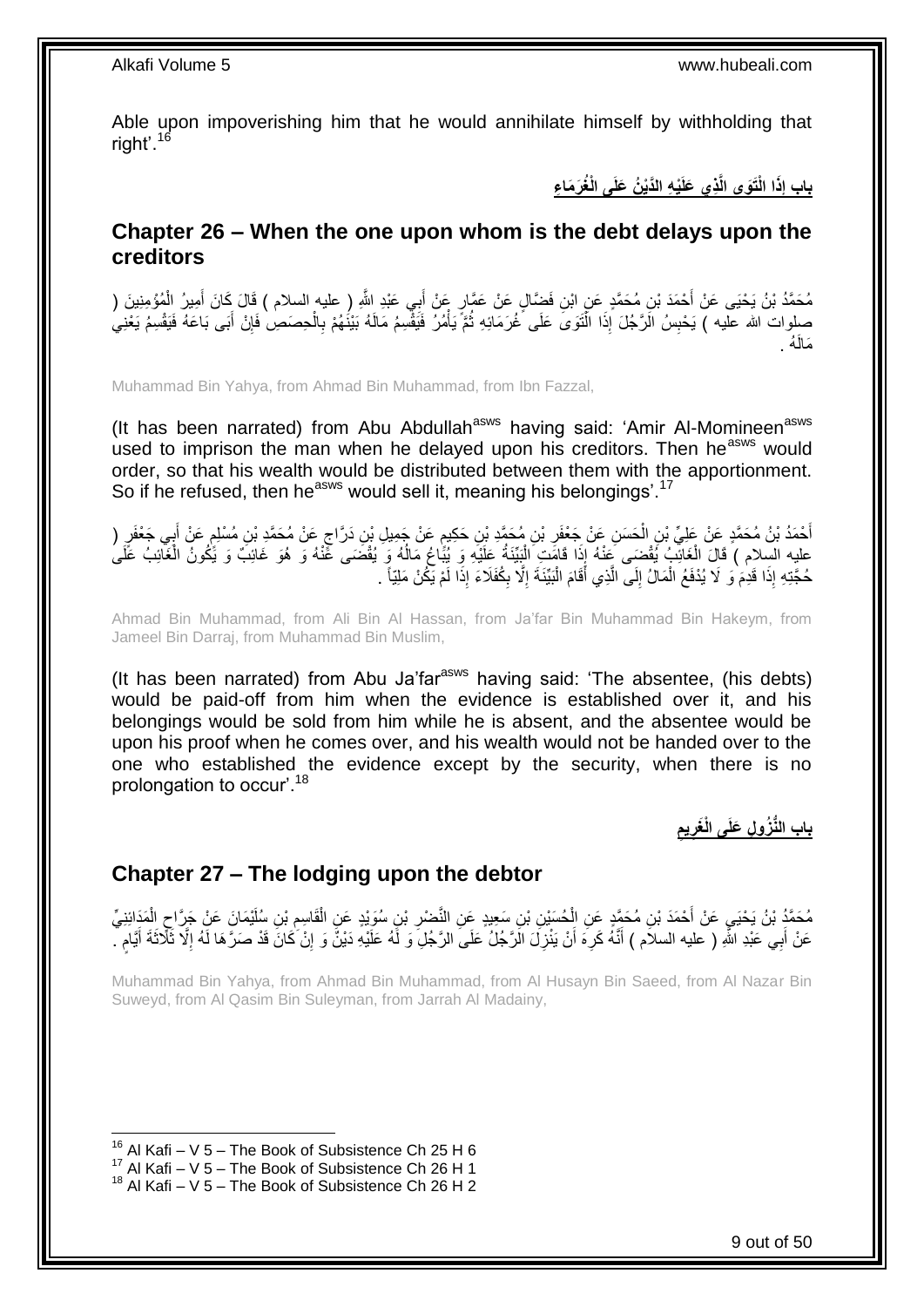Able upon impoverishing him that he would annihilate himself by withholding that right'.[16]

## باب إِذَا الْتَوَى الَّذِي عَلَيْهِ الدَّيْنُ عَلَى الْغُرَمَاءِ

## Chapter 26 – When the one upon whom is the debt delays upon the creditors

مُحَمَّدُ بْنُ يَحْيَى عَنْ أَحْمَدَ بْنِ مُحَمَّدٍ عَنِ ابْنِ فَضَّالٍ عَنْ عَمَّارٍ عَنْ أَبِي عَبْدِ اللَّهِ ( عليه السلام ) قَالَ كَانَ أَمِيرُ الْمُؤْمِنِينَ ( صلوات الله عليه ) يَحْبِسُ الرَّجُلَ إِذَا الْتَوَى عَلَى غُرَمَائِهِ ثُمَّ يَأْمُرُ فَيَقْسِمُ مَالَهُ بَيْنَهُمْ بِالْحِصَصِ فَإِنْ أَبَى بَاعَهُ فَيَقْسِمُ يَعْنِي مَالَهُ .

Muhammad Bin Yahya, from Ahmad Bin Muhammad, from Ibn Fazzal,

(It has been narrated) from Abu Abdullah[asws] having said: 'Amir Al-Momineen[asws] used to imprison the man when he delayed upon his creditors. Then he[asws] would order, so that his wealth would be distributed between them with the apportionment. So if he refused, then he[asws] would sell it, meaning his belongings'.[17]

أَحْمَدُ بْنُ مُحَمَّدٍ عَنْ عَلِيِّ بْنِ الْحَسَنِ عَنْ جَعْفَرِ بْنِ مُحَمَّدِ بْنِ حَكِيمٍ عَنْ جَمِيلِ بْنِ دَرَّاجٍ عَنْ مُحَمَّدِ بْنِ مُسْلِمٍ عَنْ أَبِي جَعْفَرٍ ( عليه السلام ) قَالَ الْغَائِبُ يُقْضَى عَنْهُ إِذَا قَامَتِ الْبَيِّنَةُ عَلَيْهِ وَ يُبَاعُ مَالُهُ وَ يُقْضَى عَنْهُ وَ هُوَ غَائِبٌ وَ يَكُونُ الْغَائِبُ عَلَى حُجَّتِهِ إِذَا قَدِمَ وَ لَا يُدْفَعُ الْمَالُ إِلَى الَّذِي أَقَامَ الْبَيِّنَةَ إِلَّا بِكُفَلَاءَ إِذَا لَمْ يَكُنْ مَلِيّاً .

Ahmad Bin Muhammad, from Ali Bin Al Hassan, from Ja'far Bin Muhammad Bin Hakeym, from Jameel Bin Darraj, from Muhammad Bin Muslim,

(It has been narrated) from Abu Ja'far[asws] having said: 'The absentee, (his debts) would be paid-off from him when the evidence is established over it, and his belongings would be sold from him while he is absent, and the absentee would be upon his proof when he comes over, and his wealth would not be handed over to the one who established the evidence except by the security, when there is no prolongation to occur'.[18]

## باب النُّزُولِ عَلَى الْغَرِيمِ

## Chapter 27 – The lodging upon the debtor

مُحَمَّدُ بْنُ يَحْيَى عَنْ أَحْمَدَ بْنِ مُحَمَّدٍ عَنِ الْحُسَيْنِ بْنِ سَعِيدٍ عَنِ النَّضْرِ بْنِ سُوَيْدٍ عَنِ الْقَاسِمِ بْنِ سُلَيْمَانَ عَنْ جَرَّاحٍ الْمَدَائِنِيِّ عَنْ أَبِي عَبْدِ اللَّهِ ( عليه السلام ) أَنَّهُ كَرِهَ أَنْ يَنْزِلَ الرَّجُلُ عَلَى الرَّجُلِ وَ لَهُ عَلَيْهِ دَيْنٌ وَ إِنْ كَانَ قَدْ صَرَّهَا لَهُ إِلَّا ثَلَاثَةَ أَيَّامٍ .

Muhammad Bin Yahya, from Ahmad Bin Muhammad, from Al Husayn Bin Saeed, from Al Nazar Bin Suweyd, from Al Qasim Bin Suleyman, from Jarrah Al Madainy,

[16] Al Kafi – V 5 – The Book of Subsistence Ch 25 H 6
[17] Al Kafi – V 5 – The Book of Subsistence Ch 26 H 1
[18] Al Kafi – V 5 – The Book of Subsistence Ch 26 H 2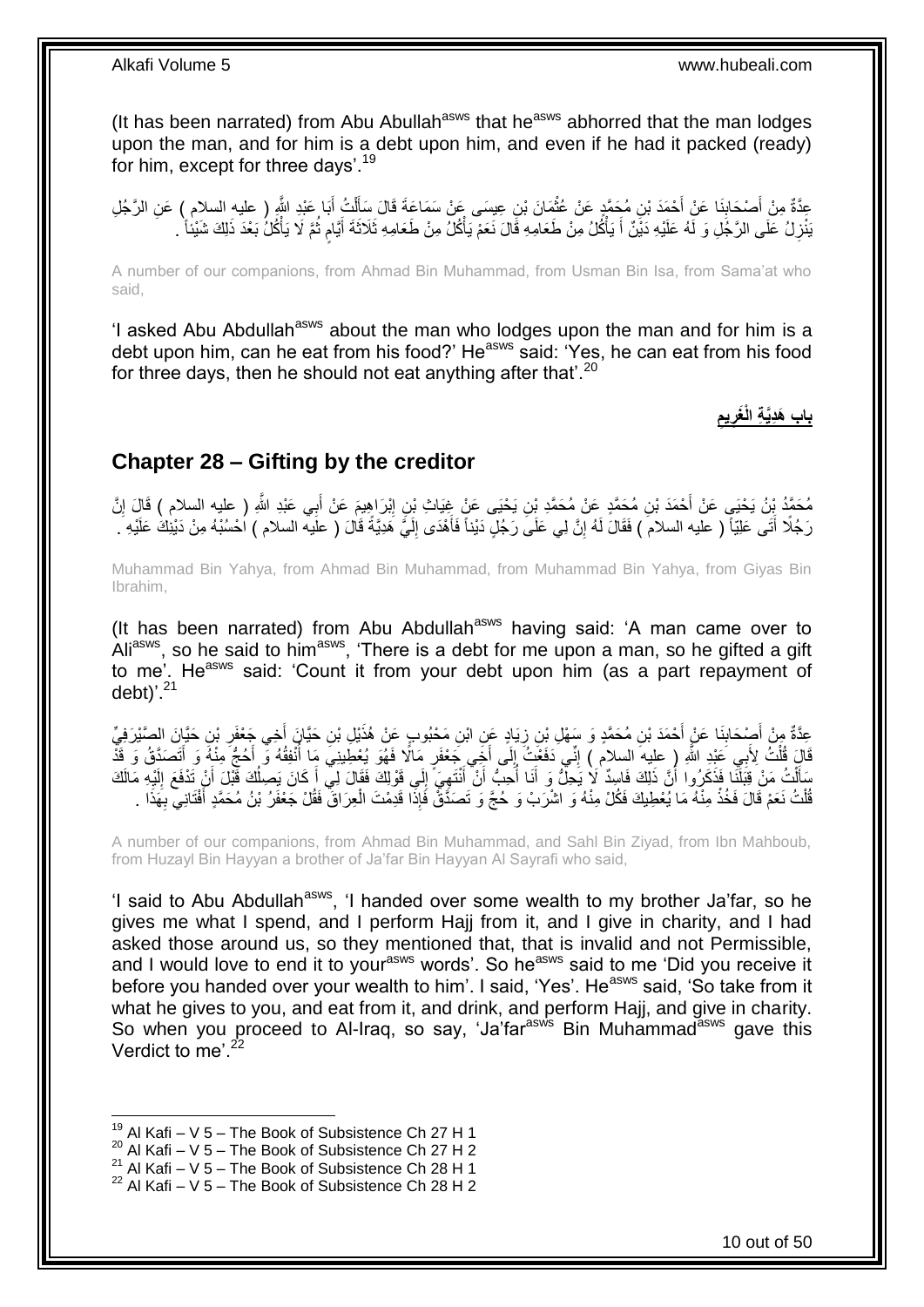(It has been narrated) from Abu Abullah[asws] that he[asws] abhorred that the man lodges upon the man, and for him is a debt upon him, and even if he had it packed (ready) for him, except for three days'.[19]

عِدَّةٌ مِنْ أَصْحَابِنَا عَنْ أَحْمَدَ بْنِ مُحَمَّدٍ عَنْ عُثْمَانَ بْنِ عِيسَى عَنْ سَمَاعَةَ قَالَ سَأَلْتُ أَبَا عَبْدِ اللَّهِ ( عليه السلام ) عَنِ الرَّجُلِ يَنْزِلُ عَلَى الرَّجُلِ وَ لَهُ عَلَيْهِ دَيْنٌ أَ يَأْكُلُ مِنْ طَعَامِهِ قَالَ نَعَمْ يَأْكُلُ مِنْ طَعَامِهِ ثَلَاثَةَ أَيَّامٍ ثُمَّ لَا يَأْكُلُ بَعْدَ ذَلِكَ شَيْئاً .

A number of our companions, from Ahmad Bin Muhammad, from Usman Bin Isa, from Sama'at who said,

'I asked Abu Abdullah[asws] about the man who lodges upon the man and for him is a debt upon him, can he eat from his food?' He[asws] said: 'Yes, he can eat from his food for three days, then he should not eat anything after that'.[20]

## باب هَدِيَّةِ الْغَرِيمِ

## Chapter 28 – Gifting by the creditor

مُحَمَّدُ بْنُ يَحْيَى عَنْ أَحْمَدَ بْنِ مُحَمَّدٍ عَنْ مُحَمَّدِ بْنِ يَحْيَى عَنْ غِيَاثِ بْنِ إِبْرَاهِيمَ عَنْ أَبِي عَبْدِ اللَّهِ ( عليه السلام ) قَالَ إِنَّ رَجُلًا أَتَى عَلِيّاً ( عليه السلام ) فَقَالَ لَهُ إِنَّ لِي عَلَى رَجُلٍ دَيْناً فَأَهْدَى إِلَيَّ هَدِيَّةً قَالَ ( عليه السلام ) احْسُبْهُ مِنْ دَيْنِكَ عَلَيْهِ .

Muhammad Bin Yahya, from Ahmad Bin Muhammad, from Muhammad Bin Yahya, from Giyas Bin Ibrahim,

(It has been narrated) from Abu Abdullah[asws] having said: 'A man came over to Ali[asws], so he said to him[asws], 'There is a debt for me upon a man, so he gifted a gift to me'. He[asws] said: 'Count it from your debt upon him (as a part repayment of debt)'.[21]

عِدَّةٌ مِنْ أَصْحَابِنَا عَنْ أَحْمَدَ بْنِ مُحَمَّدٍ وَ سَهْلِ بْنِ زِيَادٍ عَنِ ابْنِ مَحْبُوبٍ عَنْ هُذَيْلِ بْنِ حَيَّانَ أَخِي جَعْفَرِ بْنِ حَيَّانَ الصَّيْرَفِيِّ قَالَ قُلْتُ لِأَبِي عَبْدِ اللَّهِ ( عليه السلام ) إِنِّي دَفَعْتُ إِلَى أَخِي جَعْفَرٍ مَالًا فَهُوَ يُعْطِينِي مَا أُنْفِقُهُ وَ أَحُجُّ مِنْهُ وَ أَتَصَدَّقُ وَ قَدْ سَأَلْتُ مَنْ قِبَلَنَا فَذَكَرُوا أَنَّ ذَلِكَ فَاسِدٌ لَا يَحِلُّ وَ أَنَا أُحِبُّ أَنْ أَنْتَهِيَ إِلَى قَوْلِكَ فَقَالَ لِي أَ كَانَ يَصِلُكَ قَبْلَ أَنْ تَدْفَعَ إِلَيْهِ مَالَكَ قُلْتُ نَعَمْ قَالَ فَخُذْ مِنْهُ مَا يُعْطِيكَ فَكُلْ مِنْهُ وَ اشْرَبْ وَ حُجَّ وَ تَصَدَّقْ فَإِذَا قَدِمْتَ الْعِرَاقَ فَقُلْ جَعْفَرُ بْنُ مُحَمَّدٍ أَفْتَانِي بِهَذَا .

A number of our companions, from Ahmad Bin Muhammad, and Sahl Bin Ziyad, from Ibn Mahboub, from Huzayl Bin Hayyan a brother of Ja'far Bin Hayyan Al Sayrafi who said,

'I said to Abu Abdullah[asws], 'I handed over some wealth to my brother Ja'far, so he gives me what I spend, and I perform Hajj from it, and I give in charity, and I had asked those around us, so they mentioned that, that is invalid and not Permissible, and I would love to end it to your[asws] words'. So he[asws] said to me 'Did you receive it before you handed over your wealth to him'. I said, 'Yes'. He[asws] said, 'So take from it what he gives to you, and eat from it, and drink, and perform Hajj, and give in charity. So when you proceed to Al-Iraq, so say, 'Ja'far[asws] Bin Muhammad[asws] gave this Verdict to me'.[22]

[19] Al Kafi – V 5 – The Book of Subsistence Ch 27 H 1
[20] Al Kafi – V 5 – The Book of Subsistence Ch 27 H 2
[21] Al Kafi – V 5 – The Book of Subsistence Ch 28 H 1
[22] Al Kafi – V 5 – The Book of Subsistence Ch 28 H 2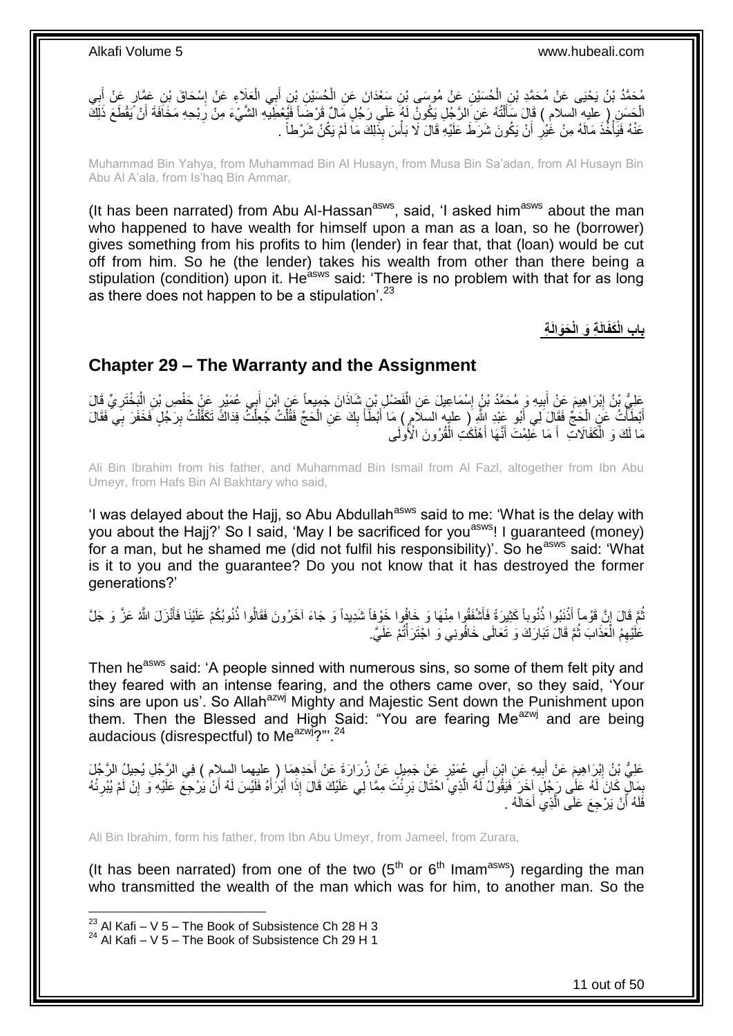مُحَمَّدُ بْنُ يَحْيَى عَنْ مُحَمَّدِ بْنِ الْحُسَيْنِ عَنْ مُوسَى بْنِ سَعْدَانَ عَنِ الْحُسَيْنِ بْنِ أَبِي الْعَلَاءِ عَنْ إِسْحَاقَ بْنِ عَمَّارٍ عَنْ أَبِي الْحَسَنِ ( عليه السلام ) قَالَ سَأَلْتُهُ عَنِ الرَّجُلِ يَكُونُ لَهُ عَلَى رَجُلٍ مَالٌ قَرْضاً فَيُعْطِيهِ الشَّيْءَ مِنْ رِبْحِهِ مَخَافَةَ أَنْ يَقْطَعَ ذَلِكَ عَنْهُ فَيَأْخُذُ مَالَهُ مِنْ غَيْرِ أَنْ يَكُونَ شَرَطَ عَلَيْهِ قَالَ لَا بَأْسَ بِذَلِكَ مَا لَمْ يَكُنْ شَرْطاً .

Muhammad Bin Yahya, from Muhammad Bin Al Husayn, from Musa Bin Sa'adan, from Al Husayn Bin Abu Al A'ala, from Is'haq Bin Ammar,

(It has been narrated) from Abu Al-Hassan[asws], said, 'I asked him[asws] about the man who happened to have wealth for himself upon a man as a loan, so he (borrower) gives something from his profits to him (lender) in fear that, that (loan) would be cut off from him. So he (the lender) takes his wealth from other than there being a stipulation (condition) upon it. He[asws] said: 'There is no problem with that for as long as there does not happen to be a stipulation'.[23]

## باب الْكَفَالَةِ وَ الْحَوَالَةِ

## Chapter 29 – The Warranty and the Assignment

عَلِيُّ بْنُ إِبْرَاهِيمَ عَنْ أَبِيهِ وَ مُحَمَّدُ بْنُ إِسْمَاعِيلَ عَنِ الْفَضْلِ بْنِ شَاذَانَ جَمِيعاً عَنِ ابْنِ أَبِي عُمَيْرٍ عَنْ حَفْصِ بْنِ الْبَخْتَرِيِّ قَالَ أَبْطَأْتُ عَنِ الْحَجِّ فَقَالَ لِي أَبُو عَبْدِ اللَّهِ ( عليه السلام ) مَا أَبْطَأَ بِكَ عَنِ الْحَجِّ فَقُلْتُ جُعِلْتُ فِدَاكَ تَكَفَّلْتُ بِرَجُلٍ فَخَفَرَ بِي فَقَالَ مَا لَكَ وَ الْكَفَالَاتِ أَ مَا عَلِمْتَ أَنَّهَا أَهْلَكَتِ الْقُرُونَ الْأُولَى

Ali Bin Ibrahim from his father, and Muhammad Bin Ismail from Al Fazl, altogether from Ibn Abu Umeyr, from Hafs Bin Al Bakhtary who said,

'I was delayed about the Hajj, so Abu Abdullah[asws] said to me: 'What is the delay with you about the Hajj?' So I said, 'May I be sacrificed for you[asws]! I guaranteed (money) for a man, but he shamed me (did not fulfil his responsibility)'. So he[asws] said: 'What is it to you and the guarantee? Do you not know that it has destroyed the former generations?'

ثُمَّ قَالَ إِنَّ قَوْماً أَذْنَبُوا ذُنُوباً كَثِيرَةً فَأَشْفَقُوا مِنْهَا وَ خَافُوا خَوْفاً شَدِيداً وَ جَاءَ آخَرُونَ فَقَالُوا ذُنُوبُكُمْ عَلَيْنَا فَأَنْزَلَ اللَّهُ عَزَّ وَ جَلَّ عَلَيْهِمُ الْعَذَابَ ثُمَّ قَالَ تَبَارَكَ وَ تَعَالَى خَافُونِي وَ اجْتَرَأْتُمْ عَلَيَّ.

Then he[asws] said: 'A people sinned with numerous sins, so some of them felt pity and they feared with an intense fearing, and the others came over, so they said, 'Your sins are upon us'. So Allah[azwj] Mighty and Majestic Sent down the Punishment upon them. Then the Blessed and High Said: "You are fearing Me[azwj] and are being audacious (disrespectful) to Me[azwj]?"'.[24]

عَلِيُّ بْنُ إِبْرَاهِيمَ عَنْ أَبِيهِ عَنِ ابْنِ أَبِي عُمَيْرٍ عَنْ جَمِيلٍ عَنْ زُرَارَةَ عَنْ أَحَدِهِمَا ( عليهما السلام ) فِي الرَّجُلِ يُحِيلُ الرَّجُلَ بِمَالٍ كَانَ لَهُ عَلَى رَجُلٍ آخَرَ فَيَقُولُ لَهُ الَّذِي احْتَالَ بَرِئْتَ مِمَّا لِي عَلَيْكَ قَالَ إِذَا أَبْرَأَهُ فَلَيْسَ لَهُ أَنْ يَرْجِعَ عَلَيْهِ وَ إِنْ لَمْ يُبْرِئْهُ فَلَهُ أَنْ يَرْجِعَ عَلَى الَّذِي أَحَالَهُ .

Ali Bin Ibrahim, form his father, from Ibn Abu Umeyr, from Jameel, from Zurara,

(It has been narrated) from one of the two ($5^{th}$ or $6^{th}$ Imam[asws]) regarding the man who transmitted the wealth of the man which was for him, to another man. So the

[23] Al Kafi – V 5 – The Book of Subsistence Ch 28 H 3
[24] Al Kafi – V 5 – The Book of Subsistence Ch 29 H 1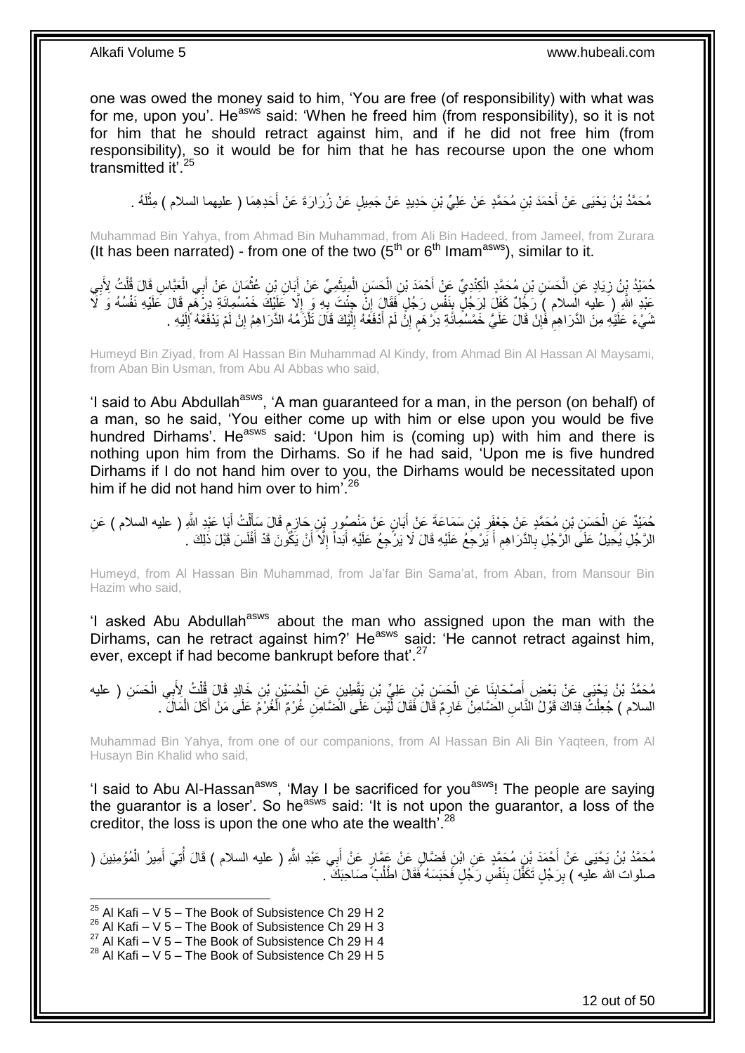one was owed the money said to him, 'You are free (of responsibility) with what was for me, upon you'. He[asws] said: 'When he freed him (from responsibility), so it is not for him that he should retract against him, and if he did not free him (from responsibility), so it would be for him that he has recourse upon the one whom transmitted it'.[25]

مُحَمَّدُ بْنُ يَحْيَى عَنْ أَحْمَدَ بْنِ مُحَمَّدٍ عَنْ عَلِيِّ بْنِ حَدِيدٍ عَنْ جَمِيلٍ عَنْ زُرَارَةَ عَنْ أَحَدِهِمَا ( عليهما السلام ) مِثْلَهُ .

Muhammad Bin Yahya, from Ahmad Bin Muhammad, from Ali Bin Hadeed, from Jameel, from Zurara (It has been narrated) - from one of the two (5th or 6th Imam[asws]), similar to it.

حُمَيْدُ بْنُ زِيَادٍ عَنِ الْحَسَنِ بْنِ مُحَمَّدٍ الْكِنْدِيِّ عَنْ أَحْمَدَ بْنِ الْحَسَنِ الْمِيثَمِيِّ عَنْ أَبَانِ بْنِ عُثْمَانَ عَنْ أَبِي الْعَبَّاسِ قَالَ قُلْتُ لِأَبِي عَبْدِ اللَّهِ ( عليه السلام ) رَجُلٌ كَفَلَ لِرَجُلٍ بِنَفْسِ رَجُلٍ فَقَالَ إِنْ جِئْتَ بِهِ وَ إِلَّا عَلَيْكَ خَمْسُمِائَةِ دِرْهَمٍ قَالَ عَلَيْهِ نَفْسُهُ وَ لَا شَيْءَ عَلَيْهِ مِنَ الدَّرَاهِمِ فَإِنْ قَالَ عَلَيَّ خَمْسُمِائَةِ دِرْهَمٍ إِنْ لَمْ أَدْفَعْهُ إِلَيْكَ قَالَ تَلْزَمُهُ الدَّرَاهِمُ إِنْ لَمْ يَدْفَعْهُ إِلَيْهِ .

Humeyd Bin Ziyad, from Al Hassan Bin Muhammad Al Kindy, from Ahmad Bin Al Hassan Al Maysami, from Aban Bin Usman, from Abu Al Abbas who said,

'I said to Abu Abdullah[asws], 'A man guaranteed for a man, in the person (on behalf) of a man, so he said, 'You either come up with him or else upon you would be five hundred Dirhams'. He[asws] said: 'Upon him is (coming up) with him and there is nothing upon him from the Dirhams. So if he had said, 'Upon me is five hundred Dirhams if I do not hand him over to you, the Dirhams would be necessitated upon him if he did not hand him over to him'.[26]

حُمَيْدٌ عَنِ الْحَسَنِ بْنِ مُحَمَّدٍ عَنْ جَعْفَرِ بْنِ سَمَاعَةَ عَنْ أَبَانٍ عَنْ مَنْصُورِ بْنِ حَازِمٍ قَالَ سَأَلْتُ أَبَا عَبْدِ اللَّهِ ( عليه السلام ) عَنِ الرَّجُلِ يُحِيلُ عَلَى الرَّجُلِ بِالدَّرَاهِمِ أَ يَرْجِعُ عَلَيْهِ قَالَ لَا يَرْجِعُ عَلَيْهِ أَبَداً إِلَّا أَنْ يَكُونَ قَدْ أَفْلَسَ قَبْلَ ذَلِكَ .

Humeyd, from Al Hassan Bin Muhammad, from Ja'far Bin Sama'at, from Aban, from Mansour Bin Hazim who said,

'I asked Abu Abdullah[asws] about the man who assigned upon the man with the Dirhams, can he retract against him?' He[asws] said: 'He cannot retract against him, ever, except if had become bankrupt before that'.[27]

مُحَمَّدُ بْنُ يَحْيَى عَنْ بَعْضِ أَصْحَابِنَا عَنِ الْحَسَنِ بْنِ عَلِيِّ بْنِ يَقْطِينٍ عَنِ الْحُسَيْنِ بْنِ خَالِدٍ قَالَ قُلْتُ لِأَبِي الْحَسَنِ ( عليه السلام ) جُعِلْتُ فِدَاكَ قَوْلُ النَّاسِ الضَّامِنُ غَارِمٌ قَالَ فَقَالَ لَيْسَ عَلَى الضَّامِنِ غُرْمٌ الْغُرْمُ عَلَى مَنْ أَكَلَ الْمَالَ .

Muhammad Bin Yahya, from one of our companions, from Al Hassan Bin Ali Bin Yaqteen, from Al Husayn Bin Khalid who said,

'I said to Abu Al-Hassan[asws], 'May I be sacrificed for you[asws]! The people are saying the guarantor is a loser'. So he[asws] said: 'It is not upon the guarantor, a loss of the creditor, the loss is upon the one who ate the wealth'.[28]

مُحَمَّدُ بْنُ يَحْيَى عَنْ أَحْمَدَ بْنِ مُحَمَّدٍ عَنِ ابْنِ فَضَّالٍ عَنْ عَمَّارٍ عَنْ أَبِي عَبْدِ اللَّهِ ( عليه السلام ) قَالَ أُتِيَ أَمِيرُ الْمُؤْمِنِينَ ( صلوات الله عليه ) بِرَجُلٍ تَكَفَّلَ بِنَفْسِ رَجُلٍ فَحَبَسَهُ فَقَالَ اطْلُبْ صَاحِبَكَ .

[25] Al Kafi – V 5 – The Book of Subsistence Ch 29 H 2
[26] Al Kafi – V 5 – The Book of Subsistence Ch 29 H 3
[27] Al Kafi – V 5 – The Book of Subsistence Ch 29 H 4
[28] Al Kafi – V 5 – The Book of Subsistence Ch 29 H 5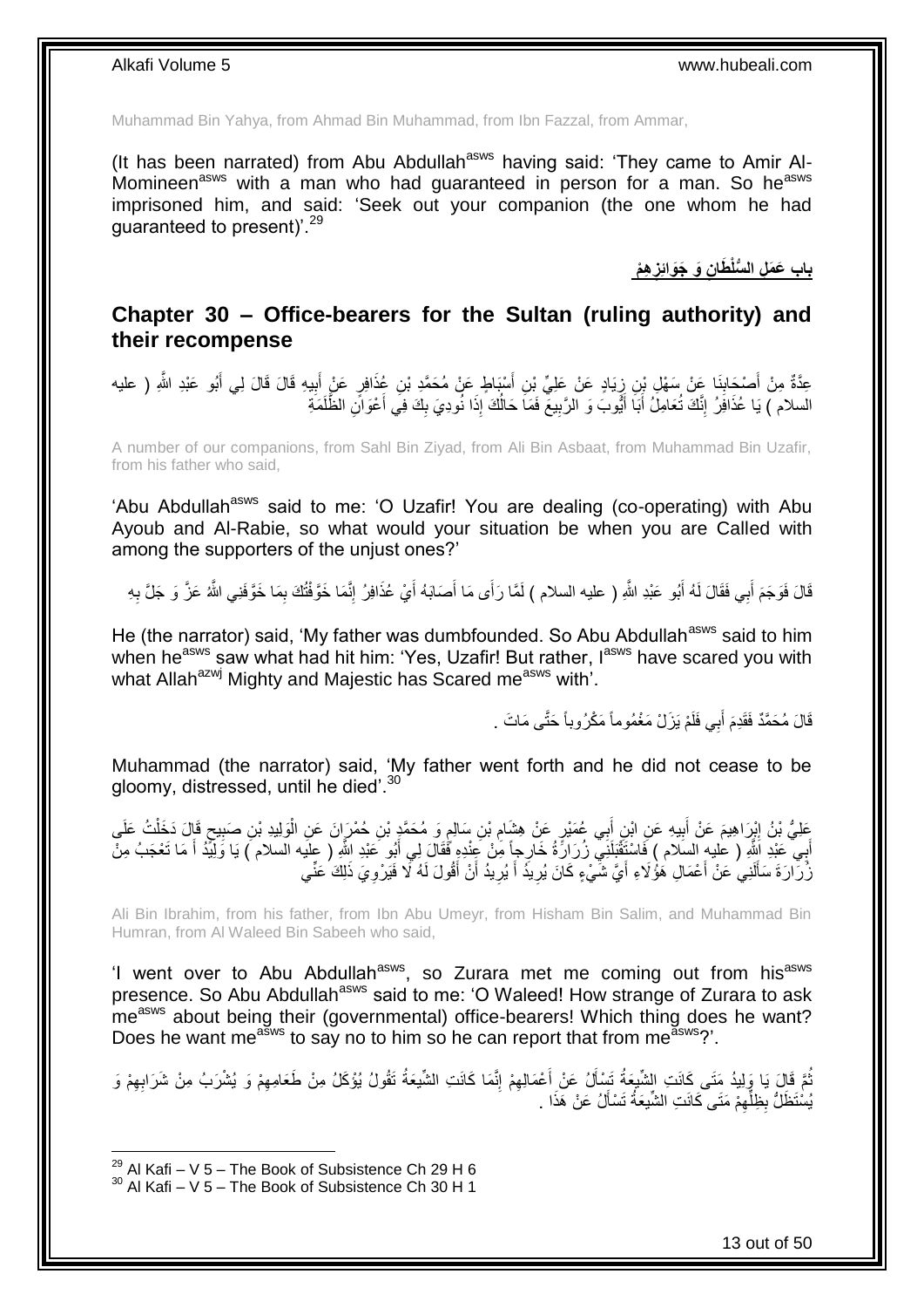Muhammad Bin Yahya, from Ahmad Bin Muhammad, from Ibn Fazzal, from Ammar,

(It has been narrated) from Abu Abdullah[asws] having said: 'They came to Amir Al-Momineen[asws] with a man who had guaranteed in person for a man. So he[asws] imprisoned him, and said: 'Seek out your companion (the one whom he had guaranteed to present)'.[29]

## باب عَمَلِ السُّلْطَانِ وَ جَوَائِزِهِمْ

## Chapter 30 – Office-bearers for the Sultan (ruling authority) and their recompense

عِدَّةٌ مِنْ أَصْحَابِنَا عَنْ سَهْلِ بْنِ زِيَادٍ عَنْ عَلِيِّ بْنِ أَسْبَاطٍ عَنْ مُحَمَّدِ بْنِ عُذَافِرٍ عَنْ أَبِيهِ قَالَ قَالَ لِي أَبُو عَبْدِ اللَّهِ ( عليه السلام ) يَا عُذَافِرُ إِنَّكَ تُعَامِلُ أَبَا أَيُّوبَ وَ الرَّبِيعَ فَمَا حَالُكَ إِذَا نُودِيَ بِكَ فِي أَعْوَانِ الظَّلَمَةِ

A number of our companions, from Sahl Bin Ziyad, from Ali Bin Asbaat, from Muhammad Bin Uzafir, from his father who said,

'Abu Abdullah[asws] said to me: 'O Uzafir! You are dealing (co-operating) with Abu Ayoub and Al-Rabie, so what would your situation be when you are Called with among the supporters of the unjust ones?'

قَالَ فَوَجَمَ أَبِي فَقَالَ لَهُ أَبُو عَبْدِ اللَّهِ ( عليه السلام ) لَمَّا رَأَى مَا أَصَابَهُ أَيْ عُذَافِرُ إِنَّمَا خَوَّفْتُكَ بِمَا خَوَّفَنِي اللَّهُ عَزَّ وَ جَلَّ بِهِ

He (the narrator) said, 'My father was dumbfounded. So Abu Abdullah[asws] said to him when he[asws] saw what had hit him: 'Yes, Uzafir! But rather, I[asws] have scared you with what Allah[azwj] Mighty and Majestic has Scared me[asws] with'.

قَالَ مُحَمَّدٌ فَقَدِمَ أَبِي فَلَمْ يَزَلْ مَغْمُوماً مَكْرُوباً حَتَّى مَاتَ .

Muhammad (the narrator) said, 'My father went forth and he did not cease to be gloomy, distressed, until he died'.[30]

عَلِيُّ بْنُ إِبْرَاهِيمَ عَنْ أَبِيهِ عَنِ ابْنِ أَبِي عُمَيْرٍ عَنْ هِشَامِ بْنِ سَالِمٍ وَ مُحَمَّدِ بْنِ حُمْرَانَ عَنِ الْوَلِيدِ بْنِ صَبِيحٍ قَالَ دَخَلْتُ عَلَى أَبِي عَبْدِ اللَّهِ ( عليه السلام ) فَاسْتَقْبَلَنِي زُرَارَةُ خَارِجاً مِنْ عِنْدِهِ فَقَالَ لِي أَبُو عَبْدِ اللَّهِ ( عليه السلام ) يَا وَلِيدُ أَ مَا تَعْجَبُ مِنْ زُرَارَةَ سَأَلَنِي عَنْ أَعْمَالِ هَؤُلَاءِ أَيَّ شَيْءٍ كَانَ يُرِيدُ أَ يُرِيدُ أَنْ أَقُولَ لَهُ لَا فَيَرْوِيَ ذَلِكَ عَنِّي

Ali Bin Ibrahim, from his father, from Ibn Abu Umeyr, from Hisham Bin Salim, and Muhammad Bin Humran, from Al Waleed Bin Sabeeh who said,

'I went over to Abu Abdullah[asws], so Zurara met me coming out from his[asws] presence. So Abu Abdullah[asws] said to me: 'O Waleed! How strange of Zurara to ask me[asws] about being their (governmental) office-bearers! Which thing does he want? Does he want me[asws] to say no to him so he can report that from me[asws]?'.

ثُمَّ قَالَ يَا وَلِيدُ مَتَى كَانَتِ الشِّيعَةُ تَسْأَلُ عَنْ أَعْمَالِهِمْ إِنَّمَا كَانَتِ الشِّيعَةُ تَقُولُ يُؤْكَلُ مِنْ طَعَامِهِمْ وَ يُشْرَبُ مِنْ شَرَابِهِمْ وَ يُسْتَظَلُّ بِظِلِّهِمْ مَتَى كَانَتِ الشِّيعَةُ تَسْأَلُ عَنْ هَذَا .

---

[29] Al Kafi – V 5 – The Book of Subsistence Ch 29 H 6
[30] Al Kafi – V 5 – The Book of Subsistence Ch 30 H 1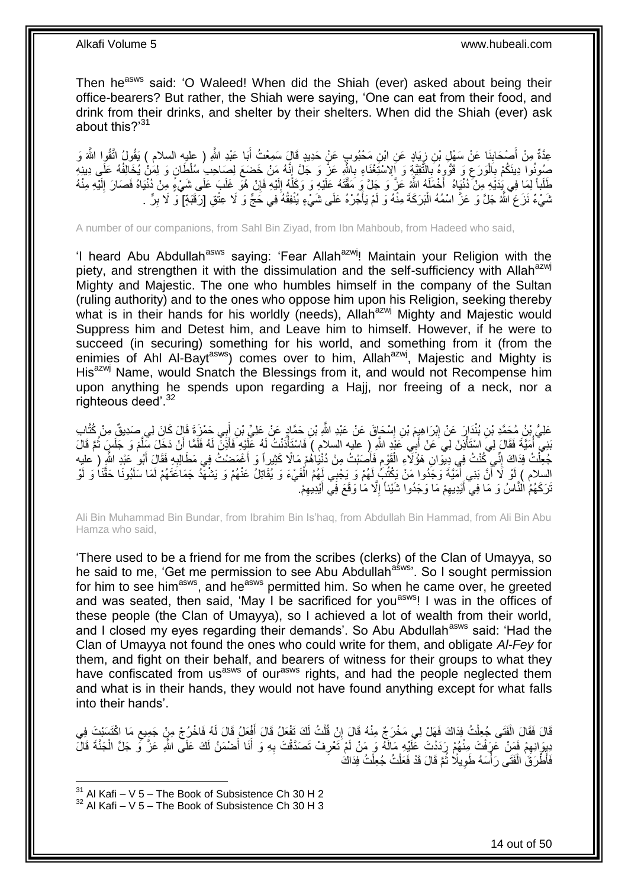Then he[asws] said: 'O Waleed! When did the Shiah (ever) asked about being their office-bearers? But rather, the Shiah were saying, 'One can eat from their food, and drink from their drinks, and shelter by their shelters. When did the Shiah (ever) ask about this?'[31]

عِدَّةٌ مِنْ أَصْحَابِنَا عَنْ سَهْلِ بْنِ زِيَادٍ عَنِ ابْنِ مَحْبُوبٍ عَنْ حَدِيدٍ قَالَ سَمِعْتُ أَبَا عَبْدِ اللَّهِ ( عليه السلام ) يَقُولُ اتَّقُوا اللَّهَ وَ صُونُوا دِينَكُمْ بِالْوَرَعِ وَ قَوُّوهُ بِالتَّقِيَّةِ وَ الِاسْتِغْنَاءِ بِاللَّهِ عَزَّ وَ جَلَّ إِنَّهُ مَنْ خَضَعَ لِصَاحِبِ سُلْطَانٍ وَ لِمَنْ يُخَالِفُهُ عَلَى دِينِهِ طَلَباً لِمَا فِي يَدَيْهِ مِنْ دُنْيَاهُ أَخْمَلَهُ اللَّهُ عَزَّ وَ جَلَّ وَ مَقَّتَهُ عَلَيْهِ وَ وَكَلَهُ إِلَيْهِ فَإِنْ هُوَ غَلَبَ عَلَى شَيْءٍ مِنْ دُنْيَاهُ فَصَارَ إِلَيْهِ مِنْهُ شَيْءٌ نَزَعَ اللَّهُ جَلَّ وَ عَزَّ اسْمُهُ الْبَرَكَةَ مِنْهُ وَ لَمْ يَأْجُرْهُ عَلَى شَيْءٍ يُنْفِقُهُ فِي حَجٍّ وَ لَا عِتْقِ [رَقَبَةٍ] وَ لَا بِرٍّ .

A number of our companions, from Sahl Bin Ziyad, from Ibn Mahboub, from Hadeed who said,

'I heard Abu Abdullah[asws] saying: 'Fear Allah[azwj]! Maintain your Religion with the piety, and strengthen it with the dissimulation and the self-sufficiency with Allah[azwj] Mighty and Majestic. The one who humbles himself in the company of the Sultan (ruling authority) and to the ones who oppose him upon his Religion, seeking thereby what is in their hands for his worldly (needs), Allah[azwj] Mighty and Majestic would Suppress him and Detest him, and Leave him to himself. However, if he were to succeed (in securing) something for his world, and something from it (from the enimies of Ahl Al-Bayt[asws]) comes over to him, Allah[azwj], Majestic and Mighty is His[azwj] Name, would Snatch the Blessings from it, and would not Recompense him upon anything he spends upon regarding a Hajj, nor freeing of a neck, nor a righteous deed'.[32]

عَلِيُّ بْنُ مُحَمَّدِ بْنِ بُنْدَارَ عَنْ إِبْرَاهِيمَ بْنِ إِسْحَاقَ عَنْ عَبْدِ اللَّهِ بْنِ حَمَّادٍ عَنْ عَلِيِّ بْنِ أَبِي حَمْزَةَ قَالَ كَانَ لِي صَدِيقٌ مِنْ كُتَّابِ بَنِي أُمَيَّةَ فَقَالَ لِي اسْتَأْذِنْ لِي عَلَى أَبِي عَبْدِ اللَّهِ ( عليه السلام ) فَاسْتَأْذَنْتُ لَهُ عَلَيْهِ فَأَذِنَ لَهُ فَلَمَّا أَنْ دَخَلَ سَلَّمَ وَ جَلَسَ ثُمَّ قَالَ جُعِلْتُ فِدَاكَ إِنِّي كُنْتُ فِي دِيوَانِ هَؤُلَاءِ الْقَوْمِ فَأَصَبْتُ مِنْ دُنْيَاهُمْ مَالًا كَثِيراً وَ أَغْمَضْتُ فِي مَطَالِبِهِ فَقَالَ أَبُو عَبْدِ اللَّهِ ( عليه السلام ) لَوْ لَا أَنَّ بَنِي أُمَيَّةَ وَجَدُوا مَنْ يَكْتُبُ لَهُمْ وَ يَجْبِي لَهُمُ الْفَيْءَ وَ يُقَاتِلُ عَنْهُمْ وَ يَشْهَدُ جَمَاعَتَهُمْ لَمَا سَلَبُونَا حَقَّنَا وَ لَوْ تَرَكَهُمُ النَّاسُ وَ مَا فِي أَيْدِيهِمْ مَا وَجَدُوا شَيْئاً إِلَّا مَا وَقَعَ فِي أَيْدِيهِمْ.

Ali Bin Muhammad Bin Bundar, from Ibrahim Bin Is'haq, from Abdullah Bin Hammad, from Ali Bin Abu Hamza who said,

'There used to be a friend for me from the scribes (clerks) of the Clan of Umayya, so he said to me, 'Get me permission to see Abu Abdullah[asws]'. So I sought permission for him to see him[asws], and he[asws] permitted him. So when he came over, he greeted and was seated, then said, 'May I be sacrificed for you[asws]! I was in the offices of these people (the Clan of Umayya), so I achieved a lot of wealth from their world, and I closed my eyes regarding their demands'. So Abu Abdullah[asws] said: 'Had the Clan of Umayya not found the ones who could write for them, and obligate *Al-Fey* for them, and fight on their behalf, and bearers of witness for their groups to what they have confiscated from us[asws] of our[asws] rights, and had the people neglected them and what is in their hands, they would not have found anything except for what falls into their hands'.

قَالَ فَقَالَ الْفَتَى جُعِلْتُ فِدَاكَ فَهَلْ لِي مَخْرَجٌ مِنْهُ قَالَ إِنْ قُلْتُ لَكَ تَفْعَلُ قَالَ أَفْعَلُ قَالَ لَهُ فَاخْرُجْ مِنْ جَمِيعِ مَا اكْتَسَبْتَ فِي دِيوَانِهِمْ فَمَنْ عَرَفْتَ مِنْهُمْ رَدَدْتَ عَلَيْهِ مَالَهُ وَ مَنْ لَمْ تَعْرِفْ تَصَدَّقْتَ بِهِ وَ أَنَا أَضْمَنُ لَكَ عَلَى اللَّهِ عَزَّ وَ جَلَّ الْجَنَّةَ قَالَ فَأَطْرَقَ الْفَتَى رَأْسَهُ طَوِيلًا ثُمَّ قَالَ قَدْ فَعَلْتُ جُعِلْتُ فِدَاكَ

[31] Al Kafi – V 5 – The Book of Subsistence Ch 30 H 2
[32] Al Kafi – V 5 – The Book of Subsistence Ch 30 H 3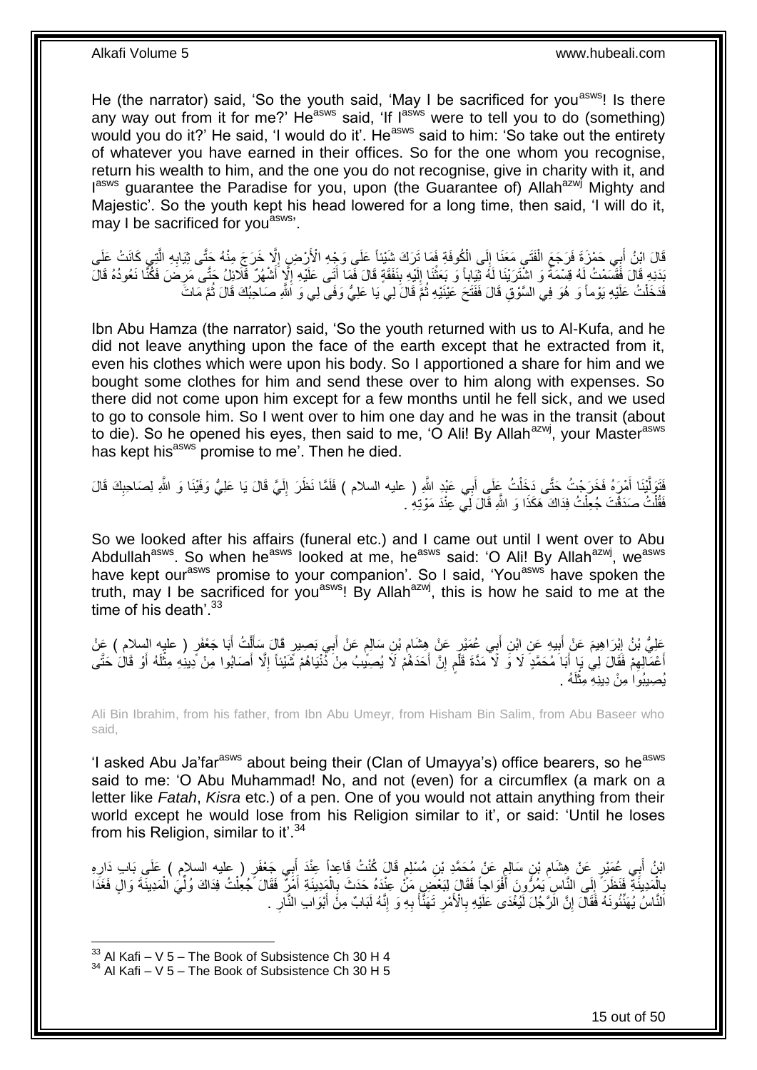He (the narrator) said, 'So the youth said, 'May I be sacrificed for you[asws]! Is there any way out from it for me?' He[asws] said, 'If I[asws] were to tell you to do (something) would you do it?' He said, 'I would do it'. He[asws] said to him: 'So take out the entirety of whatever you have earned in their offices. So for the one whom you recognise, return his wealth to him, and the one you do not recognise, give in charity with it, and I[asws] guarantee the Paradise for you, upon (the Guarantee of) Allah[azwj] Mighty and Majestic'. So the youth kept his head lowered for a long time, then said, 'I will do it, may I be sacrificed for you[asws]'.

قَالَ ابْنُ أَبِي حَمْزَةَ فَرَجَعَ الْفَتَى مَعَنَا إِلَى الْكُوفَةِ فَمَا تَرَكَ شَيْئاً عَلَى وَجْهِ الْأَرْضِ إِلَّا خَرَجَ مِنْهُ حَتَّى ثِيَابِهِ الَّتِي كَانَتْ عَلَى بَدَنِهِ قَالَ فَقَسَمْتُ لَهُ قِسْمَةً وَ اشْتَرَيْنَا لَهُ ثِيَاباً وَ بَعَثْنَا إِلَيْهِ بِنَفَقَةٍ قَالَ فَمَا أَتَى عَلَيْهِ إِلَّا أَشْهُرٌ قَلَائِلُ حَتَّى مَرِضَ فَكُنَّا نَعُودُهُ قَالَ فَدَخَلْتُ عَلَيْهِ يَوْماً وَ هُوَ فِي السَّوْقِ قَالَ فَفَتَحَ عَيْنَيْهِ ثُمَّ قَالَ لِي يَا عَلِيُّ وَفَى لِي وَ اللَّهِ صَاحِبُكَ قَالَ ثُمَّ مَاتَ

Ibn Abu Hamza (the narrator) said, 'So the youth returned with us to Al-Kufa, and he did not leave anything upon the face of the earth except that he extracted from it, even his clothes which were upon his body. So I apportioned a share for him and we bought some clothes for him and send these over to him along with expenses. So there did not come upon him except for a few months until he fell sick, and we used to go to console him. So I went over to him one day and he was in the transit (about to die). So he opened his eyes, then said to me, 'O Ali! By Allah[azwj], your Master[asws] has kept his[asws] promise to me'. Then he died.

فَتَوَلَّيْنَا أَمْرَهُ فَخَرَجْتُ حَتَّى دَخَلْتُ عَلَى أَبِي عَبْدِ اللَّهِ ( عليه السلام ) فَلَمَّا نَظَرَ إِلَيَّ قَالَ يَا عَلِيُّ وَفَيْنَا وَ اللَّهِ لِصَاحِبِكَ قَالَ فَقُلْتُ صَدَقْتَ جُعِلْتُ فِدَاكَ هَكَذَا وَ اللَّهِ قَالَ لِي عِنْدَ مَوْتِهِ .

So we looked after his affairs (funeral etc.) and I came out until I went over to Abu Abdullah[asws]. So when he[asws] looked at me, he[asws] said: 'O Ali! By Allah[azwj], we[asws] have kept our[asws] promise to your companion'. So I said, 'You[asws] have spoken the truth, may I be sacrificed for you[asws]! By Allah[azwj], this is how he said to me at the time of his death'.[33]

عَلِيُّ بْنُ إِبْرَاهِيمَ عَنْ أَبِيهِ عَنِ ابْنِ أَبِي عُمَيْرٍ عَنْ هِشَامِ بْنِ سَالِمٍ عَنْ أَبِي بَصِيرٍ قَالَ سَأَلْتُ أَبَا جَعْفَرٍ ( عليه السلام ) عَنْ أَعْمَالِهِمْ فَقَالَ لِي يَا أَبَا مُحَمَّدٍ لَا وَ لَا مَدَّةَ قَلَمٍ إِنَّ أَحَدَهُمْ لَا يُصِيبُ مِنْ دُنْيَاهُمْ شَيْئاً إِلَّا أَصَابُوا مِنْ دِينِهِ مِثْلَهُ أَوْ قَالَ حَتَّى يُصِيبُوا مِنْ دِينِهِ مِثْلَهُ .

Ali Bin Ibrahim, from his father, from Ibn Abu Umeyr, from Hisham Bin Salim, from Abu Baseer who said,

'I asked Abu Ja'far[asws] about being their (Clan of Umayya's) office bearers, so he[asws] said to me: 'O Abu Muhammad! No, and not (even) for a circumflex (a mark on a letter like *Fatah*, *Kisra* etc.) of a pen. One of you would not attain anything from their world except he would lose from his Religion similar to it', or said: 'Until he loses from his Religion, similar to it'.[34]

ابْنُ أَبِي عُمَيْرٍ عَنْ هِشَامِ بْنِ سَالِمٍ عَنْ مُحَمَّدِ بْنِ مُسْلِمٍ قَالَ كُنْتُ قَاعِداً عِنْدَ أَبِي جَعْفَرٍ ( عليه السلام ) عَلَى بَابِ دَارِهِ بِالْمَدِينَةِ فَنَظَرَ إِلَى النَّاسِ يَمُرُّونَ أَفْوَاجاً فَقَالَ لِبَعْضِ مَنْ عِنْدَهُ حَدَثَ بِالْمَدِينَةِ أَمْرٌ فَقَالَ جُعِلْتُ فِدَاكَ وُلِّيَ الْمَدِينَةَ وَالٍ فَغَدَا النَّاسُ يُهَنِّئُونَهُ فَقَالَ إِنَّ الرَّجُلَ لَيُغْدَى عَلَيْهِ بِالْأَمْرِ تَهَنَّأُ بِهِ وَ إِنَّهُ لَبَابٌ مِنْ أَبْوَابِ النَّارِ .

---

[33] Al Kafi – V 5 – The Book of Subsistence Ch 30 H 4
[34] Al Kafi – V 5 – The Book of Subsistence Ch 30 H 5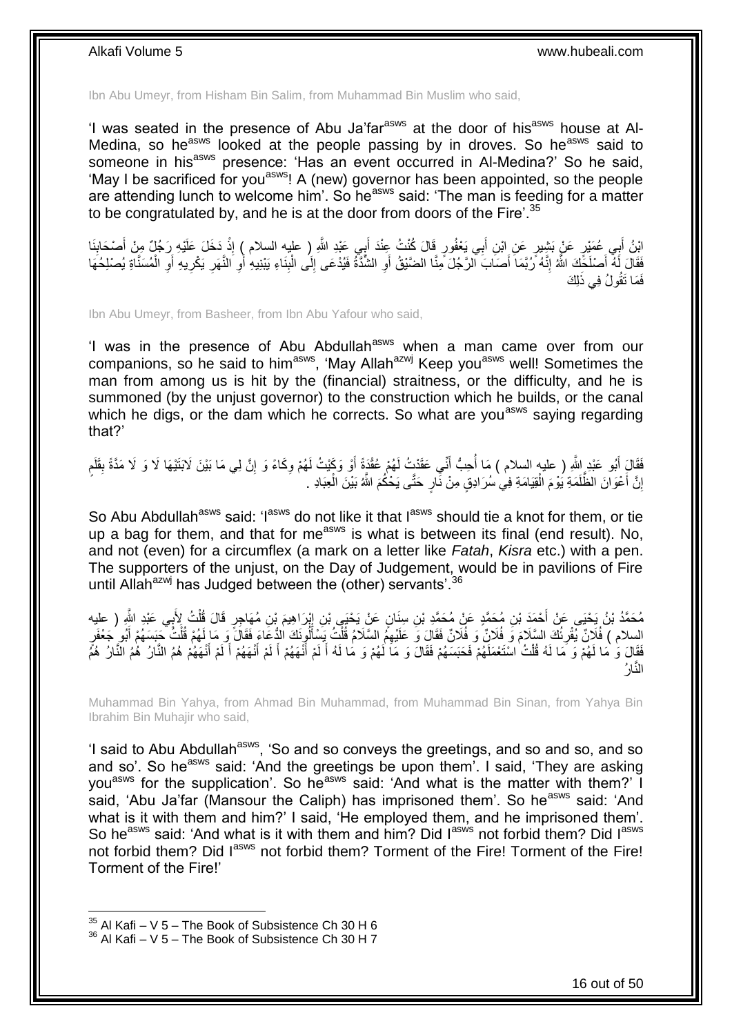Ibn Abu Umeyr, from Hisham Bin Salim, from Muhammad Bin Muslim who said,

'I was seated in the presence of Abu Ja'far[asws] at the door of his[asws] house at Al-Medina, so he[asws] looked at the people passing by in droves. So he[asws] said to someone in his[asws] presence: 'Has an event occurred in Al-Medina?' So he said, 'May I be sacrificed for you[asws]! A (new) governor has been appointed, so the people are attending lunch to welcome him'. So he[asws] said: 'The man is feeding for a matter to be congratulated by, and he is at the door from doors of the Fire'.[35]

ابْنُ أَبِي عُمَيْرٍ عَنْ بَشِيرٍ عَنِ ابْنِ أَبِي يَعْفُورٍ قَالَ كُنْتُ عِنْدَ أَبِي عَبْدِ اللَّهِ ( عليه السلام ) إِذْ دَخَلَ عَلَيْهِ رَجُلٌ مِنْ أَصْحَابِنَا فَقَالَ لَهُ أَصْلَحَكَ اللَّهُ إِنَّهُ رُبَّمَا أَصَابَ الرَّجُلَ مِنَّا الضِّيقُ أَوِ الشِّدَّةُ فَيُدْعَى إِلَى الْبِنَاءِ يَبْنِيهِ أَوِ النَّهَرِ يَكْرِيهِ أَوِ الْمُسَنَّاةِ يُصْلِحُهَا فَمَا تَقُولُ فِي ذَلِكَ

Ibn Abu Umeyr, from Basheer, from Ibn Abu Yafour who said,

'I was in the presence of Abu Abdullah[asws] when a man came over from our companions, so he said to him[asws], 'May Allah[azwj] Keep you[asws] well! Sometimes the man from among us is hit by the (financial) straitness, or the difficulty, and he is summoned (by the unjust governor) to the construction which he builds, or the canal which he digs, or the dam which he corrects. So what are you[asws] saying regarding that?'

فَقَالَ أَبُو عَبْدِ اللَّهِ ( عليه السلام ) مَا أُحِبُّ أَنِّي عَقَدْتُ لَهُمْ عُقْدَةً أَوْ وَكَيْتُ لَهُمْ وِكَاءً وَ إِنَّ لِي مَا بَيْنَ لَابَتَيْهَا لَا وَ لَا مَدَّةً بِقَلَمٍ إِنَّ أَعْوَانَ الظَّلَمَةِ يَوْمَ الْقِيَامَةِ فِي سُرَادِقٍ مِنْ نَارٍ حَتَّى يَحْكُمَ اللَّهُ بَيْنَ الْعِبَادِ .

So Abu Abdullah[asws] said: 'I[asws] do not like it that I[asws] should tie a knot for them, or tie up a bag for them, and that for me[asws] is what is between its final (end result). No, and not (even) for a circumflex (a mark on a letter like *Fatah*, *Kisra* etc.) with a pen. The supporters of the unjust, on the Day of Judgement, would be in pavilions of Fire until Allah[azwj] has Judged between the (other) servants'.[36]

مُحَمَّدُ بْنُ يَحْيَى عَنْ أَحْمَدَ بْنِ مُحَمَّدٍ عَنْ مُحَمَّدِ بْنِ سِنَانٍ عَنْ يَحْيَى بْنِ إِبْرَاهِيمَ بْنِ مُهَاجِرٍ قَالَ قُلْتُ لِأَبِي عَبْدِ اللَّهِ ( عليه السلام ) فُلَانٌ يُقْرِئُكَ السَّلَامَ وَ فُلَانٌ وَ فُلَانٌ فَقَالَ وَ عَلَيْهِمُ السَّلَامُ قُلْتُ يَسْأَلُونَكَ الدُّعَاءَ فَقَالَ وَ مَا لَهُمْ قُلْتُ حَبَسَهُمْ أَبُو جَعْفَرٍ فَقَالَ وَ مَا لَهُمْ وَ مَا لَهُ قُلْتُ اسْتَعْمَلَهُمْ فَحَبَسَهُمْ فَقَالَ وَ مَا لَهُمْ وَ مَا لَهُ أَ لَمْ أَنْهَهُمْ أَ لَمْ أَنْهَهُمْ أَ لَمْ أَنْهَهُمْ هُمُ النَّارُ هُمُ النَّارُ هُمُ النَّارُ

Muhammad Bin Yahya, from Ahmad Bin Muhammad, from Muhammad Bin Sinan, from Yahya Bin Ibrahim Bin Muhajir who said,

'I said to Abu Abdullah[asws], 'So and so conveys the greetings, and so and so, and so and so'. So he[asws] said: 'And the greetings be upon them'. I said, 'They are asking you[asws] for the supplication'. So he[asws] said: 'And what is the matter with them?' I said, 'Abu Ja'far (Mansour the Caliph) has imprisoned them'. So he[asws] said: 'And what is it with them and him?' I said, 'He employed them, and he imprisoned them'. So he[asws] said: 'And what is it with them and him? Did I[asws] not forbid them? Did I[asws] not forbid them? Did I[asws] not forbid them? Torment of the Fire! Torment of the Fire! Torment of the Fire!'

[35] Al Kafi – V 5 – The Book of Subsistence Ch 30 H 6
[36] Al Kafi – V 5 – The Book of Subsistence Ch 30 H 7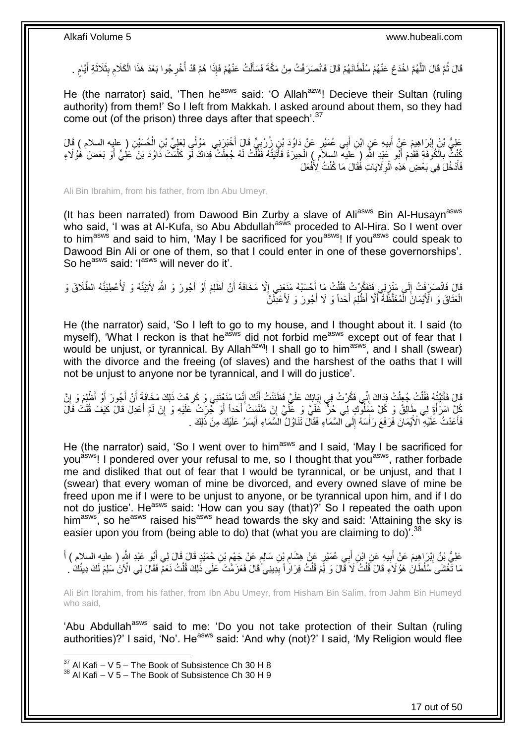قَالَ ثُمَّ قَالَ اللَّهُمَّ اخْدَعْ عَنْهُمْ سُلْطَانَهُمْ قَالَ فَانْصَرَفْتُ مِنْ مَكَّةَ فَسَأَلْتُ عَنْهُمْ فَإِذَا هُمْ قَدْ أُخْرِجُوا بَعْدَ هَذَا الْكَلَامِ بِثَلَاثَةِ أَيَّامٍ .

He (the narrator) said, 'Then he[asws] said: 'O Allah[azwj]! Decieve their Sultan (ruling authority) from them!' So I left from Makkah. I asked around about them, so they had come out (of the prison) three days after that speech'.[37]

عَلِيُّ بْنُ إِبْرَاهِيمَ عَنْ أَبِيهِ عَنِ ابْنِ أَبِي عُمَيْرٍ عَنْ دَاوُدَ بْنِ زُرْبِيٍّ قَالَ أَخْبَرَنِي مَوْلًى لِعَلِيِّ بْنِ الْحُسَيْنِ ( عليه السلام ) قَالَ كُنْتُ بِالْكُوفَةِ فَقَدِمَ أَبُو عَبْدِ اللَّهِ ( عليه السلام ) الْحِيرَةَ فَأَتَيْتُهُ فَقُلْتُ لَهُ جُعِلْتُ فِدَاكَ لَوْ كَلَّمْتَ دَاوُدَ بْنَ عَلِيٍّ أَوْ بَعْضَ هَؤُلَاءِ فَأَدْخُلَ فِي بَعْضِ هَذِهِ الْوِلَايَاتِ فَقَالَ مَا كُنْتُ لِأَفْعَلَ

Ali Bin Ibrahim, from his father, from Ibn Abu Umeyr,

(It has been narrated) from Dawood Bin Zurby a slave of Ali[asws] Bin Al-Husayn[asws] who said, 'I was at Al-Kufa, so Abu Abdullah[asws] proceded to Al-Hira. So I went over to him[asws] and said to him, 'May I be sacrificed for you[asws]! If you[asws] could speak to Dawood Bin Ali or one of them, so that I could enter in one of these governorships'. So he[asws] said: 'I[asws] will never do it'.

قَالَ فَانْصَرَفْتُ إِلَى مَنْزِلِي فَتَفَكَّرْتُ فَقُلْتُ مَا أَحْسَبُهُ مَنَعَنِي إِلَّا مَخَافَةَ أَنْ أَظْلِمَ أَوْ أَجُورَ وَ اللَّهِ لَآتِيَنَّهُ وَ لَأُعْطِيَنَّهُ الطَّلَاقَ وَ الْعَتَاقَ وَ الْأَيْمَانَ الْمُغَلَّظَةَ أَلَّا أَظْلِمَ أَحَداً وَ لَا أَجُورَ وَ لَأَعْدِلَنَّ

He (the narrator) said, 'So I left to go to my house, and I thought about it. I said (to myself), 'What I reckon is that he[asws] did not forbid me[asws] except out of fear that I would be unjust, or tyrannical. By Allah[azwj]! I shall go to him[asws], and I shall (swear) with the divorce and the freeing (of slaves) and the harshest of the oaths that I will not be unjust to anyone nor be tyrannical, and I will do justice'.

قَالَ فَأَتَيْتُهُ فَقُلْتُ جُعِلْتُ فِدَاكَ إِنِّي فَكَّرْتُ فِي إِبَائِكَ عَلَيَّ فَظَنَنْتُ أَنَّكَ إِنَّمَا مَنَعْتَنِي وَ كَرِهْتَ ذَلِكَ مَخَافَةَ أَنْ أَجُورَ أَوْ أَظْلِمَ وَ إِنَّ كُلَّ امْرَأَةٍ لِي طَالِقٌ وَ كُلَّ مَمْلُوكٍ لِي حُرٌّ عَلَيَّ وَ عَلَيَّ إِنْ ظَلَمْتُ أَحَداً أَوْ جُرْتُ عَلَيْهِ وَ إِنْ لَمْ أَعْدِلْ قَالَ كَيْفَ قُلْتَ قَالَ فَأَعَدْتُ عَلَيْهِ الْأَيْمَانَ فَرَفَعَ رَأْسَهُ إِلَى السَّمَاءِ فَقَالَ تَنَاوُلُ السَّمَاءِ أَيْسَرُ عَلَيْكَ مِنْ ذَلِكَ .

He (the narrator) said, 'So I went over to him[asws] and I said, 'May I be sacrificed for you[asws]! I pondered over your refusal to me, so I thought that you[asws], rather forbade me and disliked that out of fear that I would be tyrannical, or be unjust, and that I (swear) that every woman of mine be divorced, and every owned slave of mine be freed upon me if I were to be unjust to anyone, or be tyrannical upon him, and if I do not do justice'. He[asws] said: 'How can you say (that)?' So I repeated the oath upon him[asws], so he[asws] raised his[asws] head towards the sky and said: 'Attaining the sky is easier upon you from (being able to do) that (what you are claiming to do)'.[38]

عَلِيُّ بْنُ إِبْرَاهِيمَ عَنْ أَبِيهِ عَنِ ابْنِ أَبِي عُمَيْرٍ عَنْ هِشَامِ بْنِ سَالِمٍ عَنْ جَهْمِ بْنِ حُمَيْدٍ قَالَ قَالَ لِي أَبُو عَبْدِ اللَّهِ ( عليه السلام ) أَ مَا تَغْشَى سُلْطَانَ هَؤُلَاءِ قَالَ قُلْتُ لَا قَالَ وَ لِمَ قُلْتُ فِرَاراً بِدِينِي قَالَ فَعَزَمْتَ عَلَى ذَلِكَ قُلْتُ نَعَمْ فَقَالَ لِي الْآنَ سَلِمَ لَكَ دِينُكَ .

Ali Bin Ibrahim, from his father, from Ibn Abu Umeyr, from Hisham Bin Salim, from Jahm Bin Humeyd who said,

'Abu Abdullah[asws] said to me: 'Do you not take protection of their Sultan (ruling authorities)?' I said, 'No'. He[asws] said: 'And why (not)?' I said, 'My Religion would flee

[37] Al Kafi – V 5 – The Book of Subsistence Ch 30 H 8
[38] Al Kafi – V 5 – The Book of Subsistence Ch 30 H 9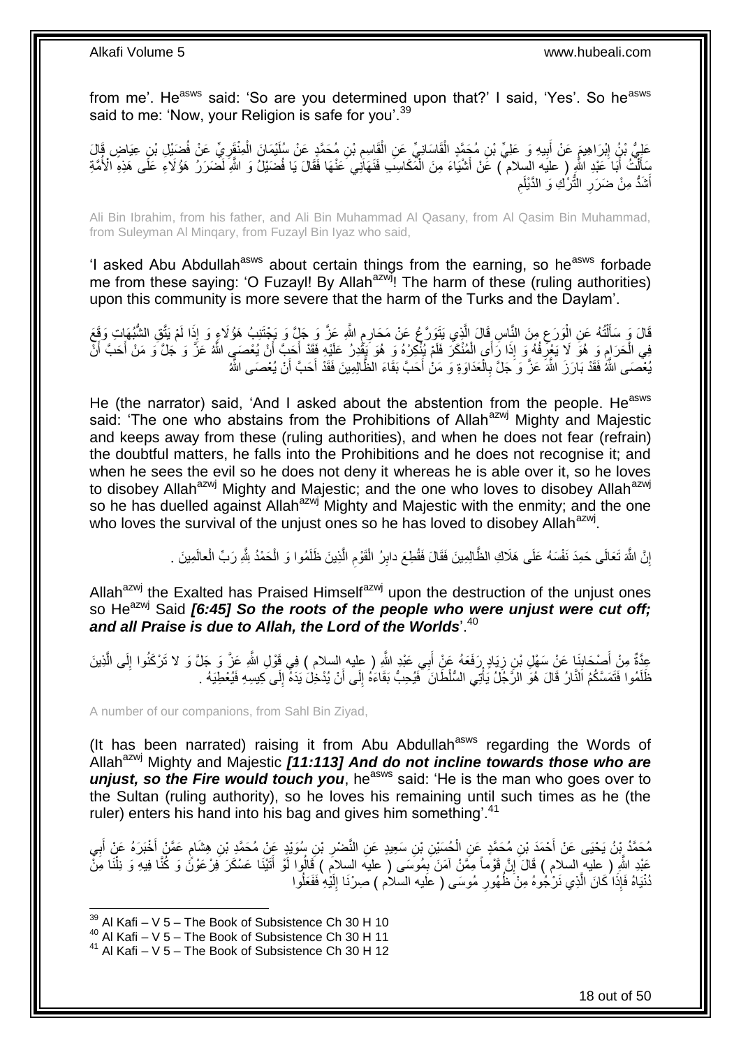from me'. He[asws] said: 'So are you determined upon that?' I said, 'Yes'. So he[asws] said to me: 'Now, your Religion is safe for you'.[39]

عَلِيُّ بْنُ إِبْرَاهِيمَ عَنْ أَبِيهِ وَ عَلِيِّ بْنِ مُحَمَّدٍ الْقَاسَانِيِّ عَنِ الْقَاسِمِ بْنِ مُحَمَّدٍ عَنْ سُلَيْمَانَ الْمِنْقَرِيِّ عَنْ فُضَيْلِ بْنِ عِيَاضٍ قَالَ سَأَلْتُ أَبَا عَبْدِ اللَّهِ ( عليه السلام ) عَنْ أَشْيَاءَ مِنَ الْمَكَاسِبِ فَنَهَانِي عَنْهَا فَقَالَ يَا فُضَيْلُ وَ اللَّهِ لَضَرَرُ هَؤُلَاءِ عَلَى هَذِهِ الْأُمَّةِ أَشَدُّ مِنْ ضَرَرِ التُّرْكِ وَ الدَّيْلَمِ

Ali Bin Ibrahim, from his father, and Ali Bin Muhammad Al Qasany, from Al Qasim Bin Muhammad, from Suleyman Al Minqary, from Fuzayl Bin Iyaz who said,

'I asked Abu Abdullah[asws] about certain things from the earning, so he[asws] forbade me from these saying: 'O Fuzayl! By Allah[azwj]! The harm of these (ruling authorities) upon this community is more severe that the harm of the Turks and the Daylam'.

قَالَ وَ سَأَلْتُهُ عَنِ الْوَرَعِ مِنَ النَّاسِ قَالَ الَّذِي يَتَوَرَّعُ عَنْ مَحَارِمِ اللَّهِ عَزَّ وَ جَلَّ وَ يَجْتَنِبُ هَؤُلَاءِ وَ إِذَا لَمْ يَتَّقِ الشُّبُهَاتِ وَقَعَ فِي الْحَرَامِ وَ هُوَ لَا يَعْرِفُهُ وَ إِذَا رَأَى الْمُنْكَرَ فَلَمْ يُنْكِرْهُ وَ هُوَ يَقْدِرُ عَلَيْهِ فَقَدْ أَحَبَّ أَنْ يُعْصَى اللَّهُ عَزَّ وَ جَلَّ وَ مَنْ أَحَبَّ أَنْ يُعْصَى اللَّهُ فَقَدْ بَارَزَ اللَّهَ عَزَّ وَ جَلَّ بِالْعَدَاوَةِ وَ مَنْ أَحَبَّ بَقَاءَ الظَّالِمِينَ فَقَدْ أَحَبَّ أَنْ يُعْصَى اللَّهُ

He (the narrator) said, 'And I asked about the abstention from the people. He[asws] said: 'The one who abstains from the Prohibitions of Allah[azwj] Mighty and Majestic and keeps away from these (ruling authorities), and when he does not fear (refrain) the doubtful matters, he falls into the Prohibitions and he does not recognise it; and when he sees the evil so he does not deny it whereas he is able over it, so he loves to disobey Allah[azwj] Mighty and Majestic; and the one who loves to disobey Allah[azwj] so he has duelled against Allah[azwj] Mighty and Majestic with the enmity; and the one who loves the survival of the unjust ones so he has loved to disobey Allah[azwj].

إِنَّ اللَّهَ تَعَالَى حَمِدَ نَفْسَهُ عَلَى هَلَاكِ الظَّالِمِينَ فَقَالَ فَقُطِعَ دابِرُ الْقَوْمِ الَّذِينَ ظَلَمُوا وَ الْحَمْدُ لِلَّهِ رَبِّ الْعالَمِينَ .

Allah[azwj] the Exalted has Praised Himself[azwj] upon the destruction of the unjust ones so He[azwj] Said *[6:45] So the roots of the people who were unjust were cut off; and all Praise is due to Allah, the Lord of the Worlds*'.[40]

عِدَّةٌ مِنْ أَصْحَابِنَا عَنْ سَهْلِ بْنِ زِيَادٍ رَفَعَهُ عَنْ أَبِي عَبْدِ اللَّهِ ( عليه السلام ) فِي قَوْلِ اللَّهِ عَزَّ وَ جَلَّ وَ لا تَرْكَنُوا إِلَى الَّذِينَ ظَلَمُوا فَتَمَسَّكُمُ النَّارُ قَالَ هُوَ الرَّجُلُ يَأْتِي السُّلْطَانَ فَيُحِبُّ بَقَاءَهُ إِلَى أَنْ يُدْخِلَ يَدَهُ إِلَى كِيسِهِ فَيُعْطِيَهُ .

A number of our companions, from Sahl Bin Ziyad,

(It has been narrated) raising it from Abu Abdullah[asws] regarding the Words of Allah[azwj] Mighty and Majestic *[11:113] And do not incline towards those who are unjust, so the Fire would touch you*, he[asws] said: 'He is the man who goes over to the Sultan (ruling authority), so he loves his remaining until such times as he (the ruler) enters his hand into his bag and gives him something'.[41]

مُحَمَّدُ بْنُ يَحْيَى عَنْ أَحْمَدَ بْنِ مُحَمَّدٍ عَنِ الْحُسَيْنِ بْنِ سَعِيدٍ عَنِ النَّضْرِ بْنِ سُوَيْدٍ عَنْ مُحَمَّدِ بْنِ هِشَامٍ عَمَّنْ أَخْبَرَهُ عَنْ أَبِي عَبْدِ اللَّهِ ( عليه السلام ) قَالَ إِنَّ قَوْماً مِمَّنْ آمَنَ بِمُوسَى ( عليه السلام ) قَالُوا لَوْ أَتَيْنَا عَسْكَرَ فِرْعَوْنَ وَ كُنَّا فِيهِ وَ نِلْنَا مِنْ دُنْيَاهُ فَإِذَا كَانَ الَّذِي نَرْجُوهُ مِنْ ظُهُورِ مُوسَى ( عليه السلام ) صِرْنَا إِلَيْهِ فَفَعَلُوا

[39] Al Kafi – V 5 – The Book of Subsistence Ch 30 H 10
[40] Al Kafi – V 5 – The Book of Subsistence Ch 30 H 11
[41] Al Kafi – V 5 – The Book of Subsistence Ch 30 H 12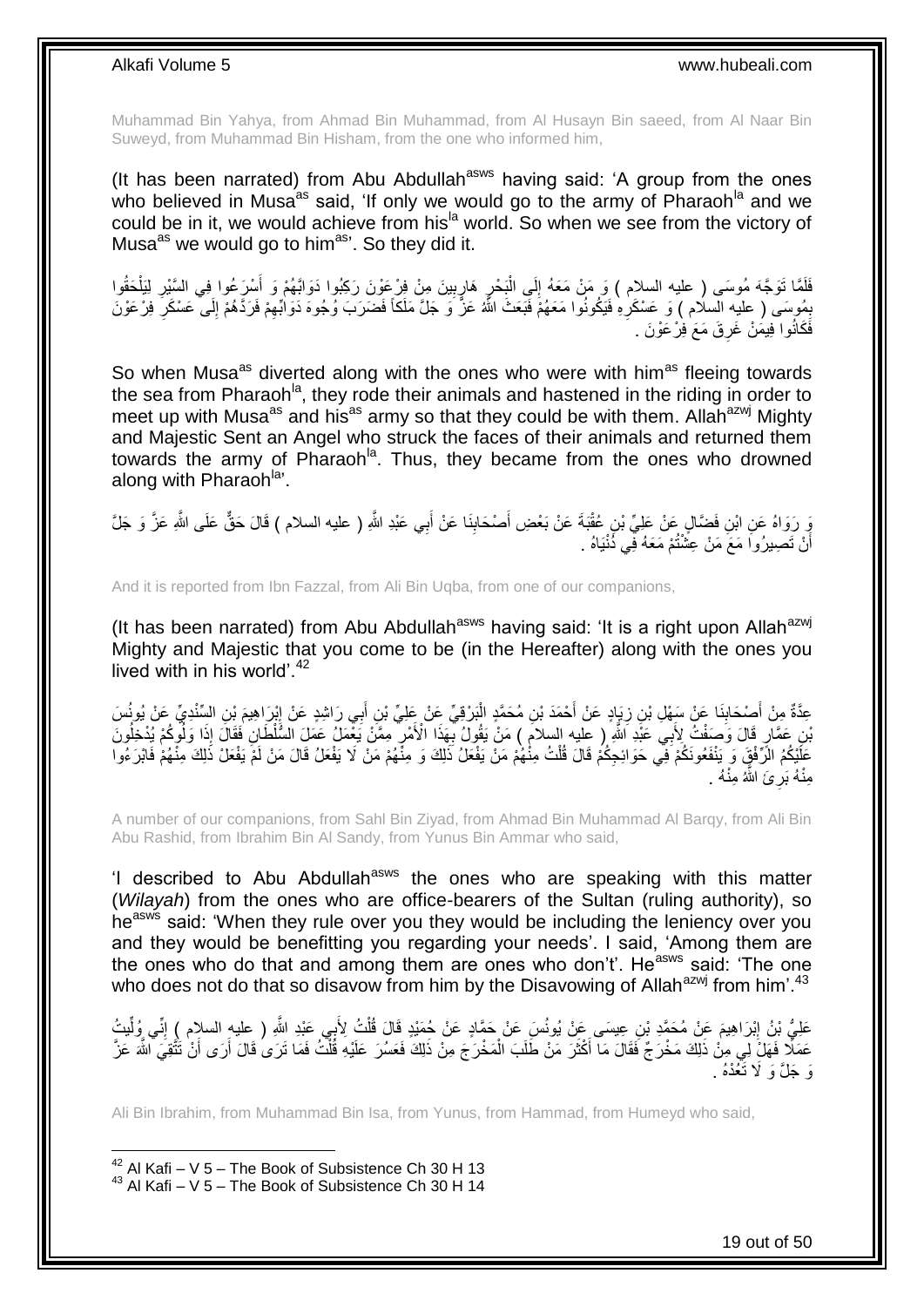Muhammad Bin Yahya, from Ahmad Bin Muhammad, from Al Husayn Bin saeed, from Al Naar Bin Suweyd, from Muhammad Bin Hisham, from the one who informed him,

(It has been narrated) from Abu Abdullah[asws] having said: 'A group from the ones who believed in Musa[as] said, 'If only we would go to the army of Pharaoh[la] and we could be in it, we would achieve from his[la] world. So when we see from the victory of Musa[as] we would go to him[as]'. So they did it.

فَلَمَّا تَوَجَّهَ مُوسَى ( عليه السلام ) وَ مَنْ مَعَهُ إِلَى الْبَحْرِ هَارِبِينَ مِنْ فِرْعَوْنَ رَكِبُوا دَوَابَّهُمْ وَ أَسْرَعُوا فِي السَّيْرِ لِيَلْحَقُوا بِمُوسَى ( عليه السلام ) وَ عَسْكَرِهِ فَيَكُونُوا مَعَهُمْ فَبَعَثَ اللَّهُ عَزَّ وَ جَلَّ مَلَكاً فَضَرَبَ وُجُوهَ دَوَابِّهِمْ فَرَدَّهُمْ إِلَى عَسْكَرِ فِرْعَوْنَ فَكَانُوا فِيمَنْ غَرِقَ مَعَ فِرْعَوْنَ .

So when Musa[as] diverted along with the ones who were with him[as] fleeing towards the sea from Pharaoh[la], they rode their animals and hastened in the riding in order to meet up with Musa[as] and his[as] army so that they could be with them. Allah[azwj] Mighty and Majestic Sent an Angel who struck the faces of their animals and returned them towards the army of Pharaoh[la]. Thus, they became from the ones who drowned along with Pharaoh[la]'.

وَ رَوَاهُ عَنِ ابْنِ فَضَّالٍ عَنْ عَلِيِّ بْنِ عُقْبَةَ عَنْ بَعْضِ أَصْحَابِنَا عَنْ أَبِي عَبْدِ اللَّهِ ( عليه السلام ) قَالَ حَقٌّ عَلَى اللَّهِ عَزَّ وَ جَلَّ أَنْ تَصِيرُوا مَعَ مَنْ عِشْتُمْ مَعَهُ فِي دُنْيَاهُ .

And it is reported from Ibn Fazzal, from Ali Bin Uqba, from one of our companions,

(It has been narrated) from Abu Abdullah[asws] having said: 'It is a right upon Allah[azwj] Mighty and Majestic that you come to be (in the Hereafter) along with the ones you lived with in his world'.[42]

عِدَّةٌ مِنْ أَصْحَابِنَا عَنْ سَهْلِ بْنِ زِيَادٍ عَنْ أَحْمَدَ بْنِ مُحَمَّدٍ الْبَرْقِيِّ عَنْ عَلِيِّ بْنِ أَبِي رَاشِدٍ عَنْ إِبْرَاهِيمَ بْنِ السِّنْدِيِّ عَنْ يُونُسَ بْنِ عَمَّارٍ قَالَ وَصَفْتُ لِأَبِي عَبْدِ اللَّهِ ( عليه السلام ) مَنْ يَقُولُ بِهَذَا الْأَمْرِ مِمَّنْ يَعْمَلُ عَمَلَ السُّلْطَانِ فَقَالَ إِذَا وَلُوكُمْ يُدْخِلُونَ عَلَيْكُمُ الرِّفْقَ وَ يَنْفَعُونَكُمْ فِي حَوَائِجِكُمْ قَالَ قُلْتُ مِنْهُمْ مَنْ يَفْعَلُ ذَلِكَ وَ مِنْهُمْ مَنْ لَا يَفْعَلُ قَالَ مَنْ لَمْ يَفْعَلْ ذَلِكَ مِنْهُمْ فَابْرَءُوا مِنْهُ بَرِئَ اللَّهُ مِنْهُ .

A number of our companions, from Sahl Bin Ziyad, from Ahmad Bin Muhammad Al Barqy, from Ali Bin Abu Rashid, from Ibrahim Bin Al Sandy, from Yunus Bin Ammar who said,

'I described to Abu Abdullah[asws] the ones who are speaking with this matter (*Wilayah*) from the ones who are office-bearers of the Sultan (ruling authority), so he[asws] said: 'When they rule over you they would be including the leniency over you and they would be benefitting you regarding your needs'. I said, 'Among them are the ones who do that and among them are ones who don't'. He[asws] said: 'The one who does not do that so disavow from him by the Disavowing of Allah[azwj] from him'.[43]

عَلِيُّ بْنُ إِبْرَاهِيمَ عَنْ مُحَمَّدِ بْنِ عِيسَى عَنْ يُونُسَ عَنْ حَمَّادٍ عَنْ حُمَيْدٍ قَالَ قُلْتُ لِأَبِي عَبْدِ اللَّهِ ( عليه السلام ) إِنِّي وُلِّيتُ عَمَلًا فَهَلْ لِي مِنْ ذَلِكَ مَخْرَجٌ فَقَالَ مَا أَكْثَرَ مَنْ طَلَبَ الْمَخْرَجَ مِنْ ذَلِكَ فَعَسُرَ عَلَيْهِ قُلْتُ فَمَا تَرَى قَالَ أَرَى أَنْ تَتَّقِيَ اللَّهَ عَزَّ وَ جَلَّ وَ لَا تَعُدْهُ .

Ali Bin Ibrahim, from Muhammad Bin Isa, from Yunus, from Hammad, from Humeyd who said,

[42] Al Kafi – V 5 – The Book of Subsistence Ch 30 H 13
[43] Al Kafi – V 5 – The Book of Subsistence Ch 30 H 14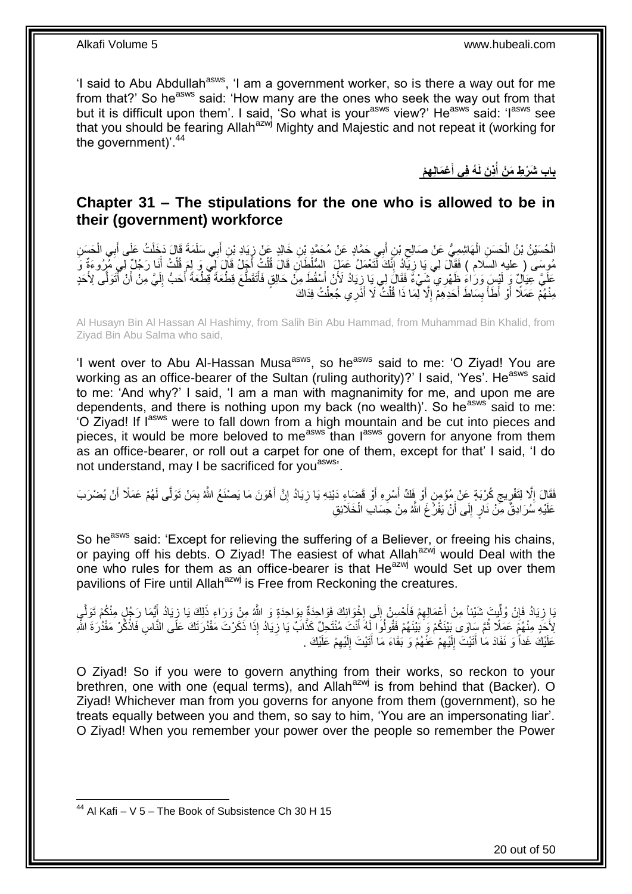'I said to Abu Abdullah[asws], 'I am a government worker, so is there a way out for me from that?' So he[asws] said: 'How many are the ones who seek the way out from that but it is difficult upon them'. I said, 'So what is your[asws] view?' He[asws] said: 'I[asws] see that you should be fearing Allah[azwj] Mighty and Majestic and not repeat it (working for the government)'.[44]

## بابِ شَرْطِ مَنْ أُذِنَ لَهُ فِي أَعْمَالِهِمْ

## Chapter 31 – The stipulations for the one who is allowed to be in their (government) workforce

الْحُسَيْنُ بْنُ الْحَسَنِ الْهَاشِمِيُّ عَنْ صَالِحِ بْنِ أَبِي حَمَّادٍ عَنْ مُحَمَّدِ بْنِ خَالِدٍ عَنْ زِيَادِ بْنِ أَبِي سَلَمَةَ قَالَ دَخَلْتُ عَلَى أَبِي الْحَسَنِ مُوسَى ( عليه السلام ) فَقَالَ لِي يَا زِيَادُ إِنَّكَ لَتَعْمَلُ عَمَلَ السُّلْطَانِ قَالَ قُلْتُ أَجَلْ قَالَ لِي وَ لِمَ قُلْتُ أَنَا رَجُلٌ لِي مُرُوءَةٌ وَ عَلَيَّ عِيَالٌ وَ لَيْسَ وَرَاءَ ظَهْرِي شَيْءٌ فَقَالَ لِي يَا زِيَادُ لَأَنْ أَسْقُطَ مِنْ حَالِقٍ فَأَتَقَطَّعَ قِطْعَةً قِطْعَةً أَحَبُّ إِلَيَّ مِنْ أَنْ أَتَوَلَّى لِأَحَدٍ مِنْهُمْ عَمَلًا أَوْ أَطَأَ بِسَاطَ أَحَدِهِمْ إِلَّا لِمَا ذَا قُلْتُ لَا أَدْرِي جُعِلْتُ فِدَاكَ

Al Husayn Bin Al Hassan Al Hashimy, from Salih Bin Abu Hammad, from Muhammad Bin Khalid, from Ziyad Bin Abu Salma who said,

'I went over to Abu Al-Hassan Musa[asws], so he[asws] said to me: 'O Ziyad! You are working as an office-bearer of the Sultan (ruling authority)?' I said, 'Yes'. He[asws] said to me: 'And why?' I said, 'I am a man with magnanimity for me, and upon me are dependents, and there is nothing upon my back (no wealth)'. So he[asws] said to me: 'O Ziyad! If I[asws] were to fall down from a high mountain and be cut into pieces and pieces, it would be more beloved to me[asws] than I[asws] govern for anyone from them as an office-bearer, or roll out a carpet for one of them, except for that' I said, 'I do not understand, may I be sacrificed for you[asws]'.

فَقَالَ إِلَّا لِتَفْرِيجِ كُرْبَةٍ عَنْ مُؤْمِنٍ أَوْ فَكِّ أَسْرِهِ أَوْ قَضَاءِ دَيْنِهِ يَا زِيَادُ إِنَّ أَهْوَنَ مَا يَصْنَعُ اللَّهُ بِمَنْ تَوَلَّى لَهُمْ عَمَلًا أَنْ يُضْرَبَ عَلَيْهِ سُرَادِقٌ مِنْ نَارٍ إِلَى أَنْ يَفْرُغَ اللَّهُ مِنْ حِسَابِ الْخَلَائِقِ

So he[asws] said: 'Except for relieving the suffering of a Believer, or freeing his chains, or paying off his debts. O Ziyad! The easiest of what Allah[azwj] would Deal with the one who rules for them as an office-bearer is that He[azwj] would Set up over them pavilions of Fire until Allah[azwj] is Free from Reckoning the creatures.

يَا زِيَادُ فَإِنْ وُلِّيتَ شَيْئاً مِنْ أَعْمَالِهِمْ فَأَحْسِنْ إِلَى إِخْوَانِكَ فَوَاحِدَةٌ بِوَاحِدَةٍ وَ اللَّهُ مِنْ وَرَاءِ ذَلِكَ يَا زِيَادُ أَيُّمَا رَجُلٍ مِنْكُمْ تَوَلَّى لِأَحَدٍ مِنْهُمْ عَمَلًا ثُمَّ سَاوَى بَيْنَكُمْ وَ بَيْنَهُمْ فَقُولُوا لَهُ أَنْتَ مُنْتَحِلٌ كَذَّابٌ يَا زِيَادُ إِذَا ذَكَرْتَ مَقْدُرَتَكَ عَلَى النَّاسِ فَاذْكُرْ مَقْدُرَةَ اللَّهِ عَلَيْكَ غَداً وَ نَفَادَ مَا أَتَيْتَ إِلَيْهِمْ عَنْهُمْ وَ بَقَاءَ مَا أَتَيْتَ إِلَيْهِمْ عَلَيْكَ .

O Ziyad! So if you were to govern anything from their works, so reckon to your brethren, one with one (equal terms), and Allah[azwj] is from behind that (Backer). O Ziyad! Whichever man from you governs for anyone from them (government), so he treats equally between you and them, so say to him, 'You are an impersonating liar'. O Ziyad! When you remember your power over the people so remember the Power

[44] Al Kafi – V 5 – The Book of Subsistence Ch 30 H 15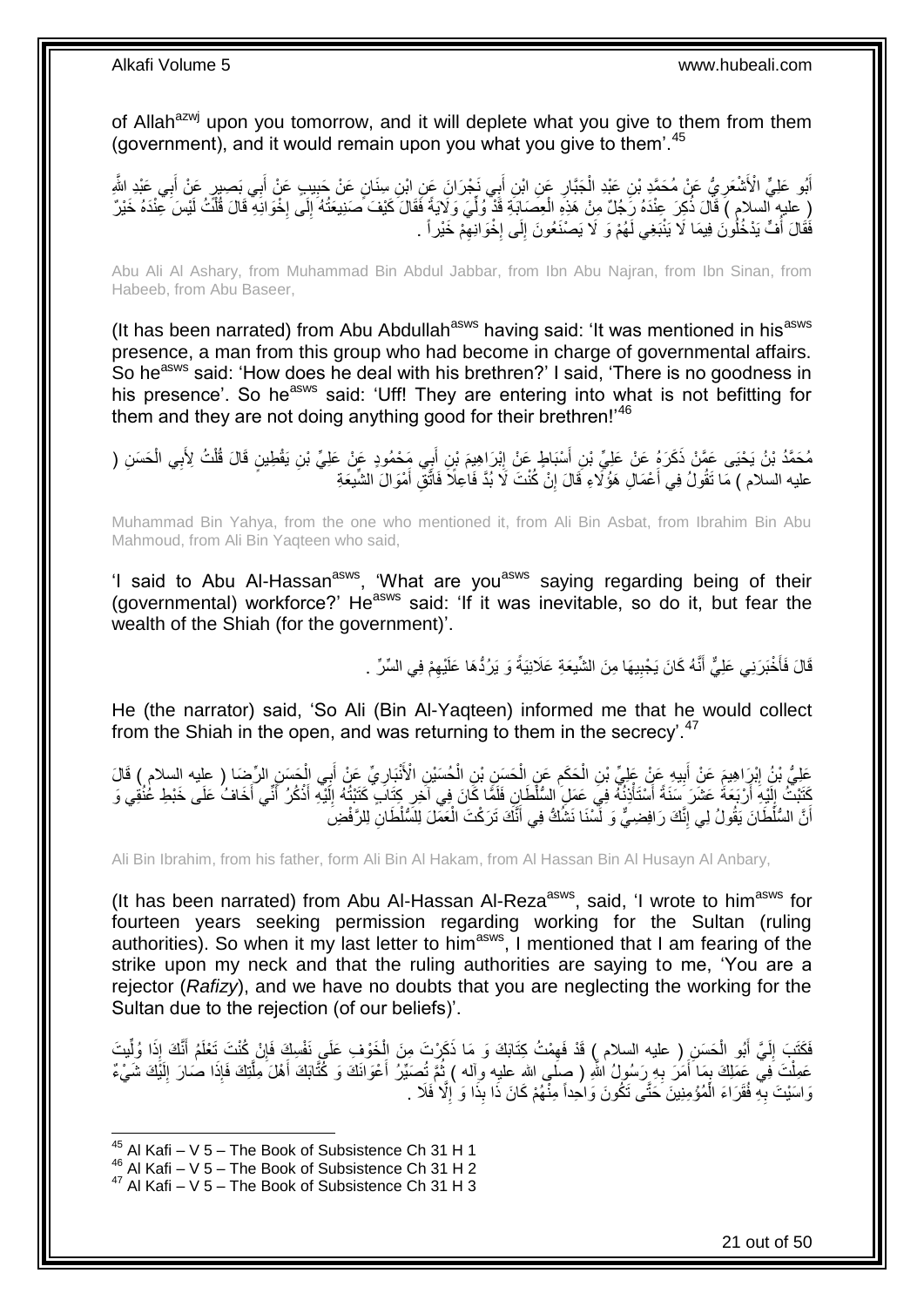of Allah[azwj] upon you tomorrow, and it will deplete what you give to them from them (government), and it would remain upon you what you give to them'.[45]

أَبُو عَلِيٍّ الْأَشْعَرِيُّ عَنْ مُحَمَّدِ بْنِ عَبْدِ الْجَبَّارِ عَنِ ابْنِ أَبِي نَجْرَانَ عَنِ ابْنِ سِنَانٍ عَنْ حَبِيبٍ عَنْ أَبِي بَصِيرٍ عَنْ أَبِي عَبْدِ اللَّهِ ( عليه السلام ) قَالَ ذُكِرَ عِنْدَهُ رَجُلٌ مِنْ هَذِهِ الْعِصَابَةِ قَدْ وُلِّيَ وَلَايَةً فَقَالَ كَيْفَ صَنِيعَتُهُ إِلَى إِخْوَانِهِ قَالَ قُلْتُ لَيْسَ عِنْدَهُ خَيْرٌ فَقَالَ أُفٍّ يَدْخُلُونَ فِيمَا لَا يَنْبَغِي لَهُمْ وَ لَا يَصْنَعُونَ إِلَى إِخْوَانِهِمْ خَيْراً .

Abu Ali Al Ashary, from Muhammad Bin Abdul Jabbar, from Ibn Abu Najran, from Ibn Sinan, from Habeeb, from Abu Baseer,

(It has been narrated) from Abu Abdullah[asws] having said: 'It was mentioned in his[asws] presence, a man from this group who had become in charge of governmental affairs. So he[asws] said: 'How does he deal with his brethren?' I said, 'There is no goodness in his presence'. So he[asws] said: 'Uff! They are entering into what is not befitting for them and they are not doing anything good for their brethren!'[46]

مُحَمَّدُ بْنُ يَحْيَى عَمَّنْ ذَكَرَهُ عَنْ عَلِيِّ بْنِ أَسْبَاطٍ عَنْ إِبْرَاهِيمَ بْنِ أَبِي مَحْمُودٍ عَنْ عَلِيِّ بْنِ يَقْطِينٍ قَالَ قُلْتُ لِأَبِي الْحَسَنِ ( عليه السلام ) مَا تَقُولُ فِي أَعْمَالِ هَؤُلَاءِ قَالَ إِنْ كُنْتَ لَا بُدَّ فَاعِلًا فَاتَّقِ أَمْوَالَ الشِّيعَةِ

Muhammad Bin Yahya, from the one who mentioned it, from Ali Bin Asbat, from Ibrahim Bin Abu Mahmoud, from Ali Bin Yaqteen who said,

'I said to Abu Al-Hassan[asws], 'What are you[asws] saying regarding being of their (governmental) workforce?' He[asws] said: 'If it was inevitable, so do it, but fear the wealth of the Shiah (for the government)'.

قَالَ فَأَخْبَرَنِي عَلِيٌّ أَنَّهُ كَانَ يَجْبِيهَا مِنَ الشِّيعَةِ عَلَانِيَةً وَ يَرُدُّهَا عَلَيْهِمْ فِي السِّرِّ .

He (the narrator) said, 'So Ali (Bin Al-Yaqteen) informed me that he would collect from the Shiah in the open, and was returning to them in the secrecy'.[47]

عَلِيُّ بْنُ إِبْرَاهِيمَ عَنْ أَبِيهِ عَنْ عَلِيِّ بْنِ الْحَكَمِ عَنِ الْحَسَنِ بْنِ الْحُسَيْنِ الْأَنْبَارِيِّ عَنْ أَبِي الْحَسَنِ الرِّضَا ( عليه السلام ) قَالَ كَتَبْتُ إِلَيْهِ أَرْبَعَةَ عَشَرَ سَنَةً أَسْتَأْذِنُهُ فِي عَمَلِ السُّلْطَانِ فَلَمَّا كَانَ فِي آخِرِ كِتَابٍ كَتَبْتُهُ إِلَيْهِ أَذْكُرُ أَنِّي أَخَافُ عَلَى خَبْطِ عُنُقِي وَ أَنَّ السُّلْطَانَ يَقُولُ لِي إِنَّكَ رَافِضِيٌّ وَ لَسْنَا نَشُكُّ فِي أَنَّكَ تَرَكْتَ الْعَمَلَ لِلسُّلْطَانِ لِلرَّفْضِ

Ali Bin Ibrahim, from his father, form Ali Bin Al Hakam, from Al Hassan Bin Al Husayn Al Anbary,

(It has been narrated) from Abu Al-Hassan Al-Reza[asws], said, 'I wrote to him[asws] for fourteen years seeking permission regarding working for the Sultan (ruling authorities). So when it my last letter to him[asws], I mentioned that I am fearing of the strike upon my neck and that the ruling authorities are saying to me, 'You are a rejector (*Rafizy*), and we have no doubts that you are neglecting the working for the Sultan due to the rejection (of our beliefs)'.

فَكَتَبَ إِلَيَّ أَبُو الْحَسَنِ ( عليه السلام ) قَدْ فَهِمْتُ كِتَابَكَ وَ مَا ذَكَرْتَ مِنَ الْخَوْفِ عَلَى نَفْسِكَ فَإِنْ كُنْتَ تَعْلَمُ أَنَّكَ إِذَا وُلِّيتَ عَمِلْتَ فِي عَمَلِكَ بِمَا أَمَرَ بِهِ رَسُولُ اللَّهِ ( صلى الله عليه وآله ) ثُمَّ تُصَيِّرُ أَعْوَانَكَ وَ كُتَّابَكَ أَهْلَ مِلَّتِكَ فَإِذَا صَارَ إِلَيْكَ شَيْءٌ وَاسَيْتَ بِهِ فُقَرَاءَ الْمُؤْمِنِينَ حَتَّى تَكُونَ وَاحِداً مِنْهُمْ كَانَ ذَا بِذَا وَ إِلَّا فَلَا .

[45] Al Kafi – V 5 – The Book of Subsistence Ch 31 H 1
[46] Al Kafi – V 5 – The Book of Subsistence Ch 31 H 2
[47] Al Kafi – V 5 – The Book of Subsistence Ch 31 H 3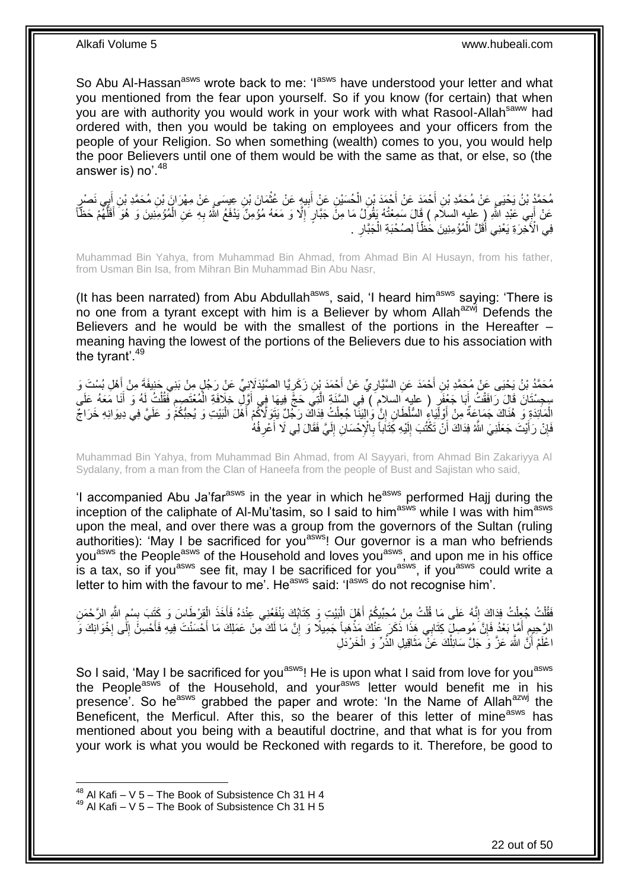So Abu Al-Hassan[asws] wrote back to me: 'I[asws] have understood your letter and what you mentioned from the fear upon yourself. So if you know (for certain) that when you are with authority you would work in your work with what Rasool-Allah[saww] had ordered with, then you would be taking on employees and your officers from the people of your Religion. So when something (wealth) comes to you, you would help the poor Believers until one of them would be with the same as that, or else, so (the answer is) no'.[48]

مُحَمَّدُ بْنُ يَحْيَى عَنْ مُحَمَّدِ بْنِ أَحْمَدَ عَنْ أَحْمَدَ بْنِ الْحُسَيْنِ عَنْ أَبِيهِ عَنْ عُثْمَانَ بْنِ عِيسَى عَنْ مِهْرَانَ بْنِ مُحَمَّدِ بْنِ أَبِي نَصْرٍ عَنْ أَبِي عَبْدِ اللَّهِ ( عليه السلام ) قَالَ سَمِعْتُهُ يَقُولُ مَا مِنْ جَبَّارٍ إِلَّا وَ مَعَهُ مُؤْمِنٌ يَدْفَعُ اللَّهُ بِهِ عَنِ الْمُؤْمِنِينَ وَ هُوَ أَقَلُّهُمْ حَظّاً فِي الْآخِرَةِ يَعْنِي أَقَلَّ الْمُؤْمِنِينَ حَظّاً لِصُحْبَةِ الْجَبَّارِ .

Muhammad Bin Yahya, from Muhammad Bin Ahmad, from Ahmad Bin Al Husayn, from his father, from Usman Bin Isa, from Mihran Bin Muhammad Bin Abu Nasr,

(It has been narrated) from Abu Abdullah[asws], said, 'I heard him[asws] saying: 'There is no one from a tyrant except with him is a Believer by whom Allah[azwj] Defends the Believers and he would be with the smallest of the portions in the Hereafter – meaning having the lowest of the portions of the Believers due to his association with the tyrant'.[49]

مُحَمَّدُ بْنُ يَحْيَى عَنْ مُحَمَّدِ بْنِ أَحْمَدَ عَنِ السَّيَّارِيِّ عَنْ أَحْمَدَ بْنِ زَكَرِيَّا الصَّيْدَلَانِيِّ عَنْ رَجُلٍ مِنْ بَنِي حَنِيفَةَ مِنْ أَهْلِ بُسْتَ وَ سِجِسْتَانَ قَالَ رَافَقْتُ أَبَا جَعْفَرٍ ( عليه السلام ) فِي السَّنَةِ الَّتِي حَجَّ فِيهَا فِي أَوَّلِ خِلَافَةِ الْمُعْتَصِمِ فَقُلْتُ لَهُ وَ أَنَا مَعَهُ عَلَى الْمَائِدَةِ وَ هُنَاكَ جَمَاعَةٌ مِنْ أَوْلِيَاءِ السُّلْطَانِ إِنَّ وَالِيَنَا جُعِلْتُ فِدَاكَ رَجُلٌ يَتَوَلَّاكُمْ أَهْلَ الْبَيْتِ وَ يُحِبُّكُمْ وَ عَلَيَّ فِي دِيوَانِهِ خَرَاجٌ فَإِنْ رَأَيْتَ جَعَلَنِيَ اللَّهُ فِدَاكَ أَنْ تَكْتُبَ إِلَيْهِ كِتَاباً بِالْإِحْسَانِ إِلَيَّ فَقَالَ لِي لَا أَعْرِفُهُ

Muhammad Bin Yahya, from Muhammad Bin Ahmad, from Al Sayyari, from Ahmad Bin Zakariyya Al Sydalany, from a man from the Clan of Haneefa from the people of Bust and Sajistan who said,

'I accompanied Abu Ja'far[asws] in the year in which he[asws] performed Hajj during the inception of the caliphate of Al-Mu'tasim, so I said to him[asws] while I was with him[asws] upon the meal, and over there was a group from the governors of the Sultan (ruling authorities): 'May I be sacrificed for you[asws]! Our governor is a man who befriends you[asws] the People[asws] of the Household and loves you[asws], and upon me in his office is a tax, so if you[asws] see fit, may I be sacrificed for you[asws], if you[asws] could write a letter to him with the favour to me'. He[asws] said: 'I[asws] do not recognise him'.

فَقُلْتُ جُعِلْتُ فِدَاكَ إِنَّهُ عَلَى مَا قُلْتُ مِنْ مُحِبِّيكُمْ أَهْلَ الْبَيْتِ وَ كِتَابُكَ يَنْفَعُنِي عِنْدَهُ فَأَخَذَ الْقِرْطَاسَ وَ كَتَبَ بِسْمِ اللَّهِ الرَّحْمَنِ الرَّحِيمِ أَمَّا بَعْدُ فَإِنَّ مُوصِلَ كِتَابِي هَذَا ذَكَرَ عَنْكَ مَذْهَباً جَمِيلًا وَ إِنَّ مَا لَكَ مِنْ عَمَلِكَ مَا أَحْسَنْتَ فِيهِ فَأَحْسِنْ إِلَى إِخْوَانِكَ وَ اعْلَمْ أَنَّ اللَّهَ عَزَّ وَ جَلَّ سَائِلُكَ عَنْ مَثَاقِيلِ الذَّرِّ وَ الْخَرْدَلِ

So I said, 'May I be sacrificed for you[asws]! He is upon what I said from love for you[asws] the People[asws] of the Household, and your[asws] letter would benefit me in his presence'. So he[asws] grabbed the paper and wrote: 'In the Name of Allah[azwj] the Beneficent, the Merciful. After this, so the bearer of this letter of mine[asws] has mentioned about you being with a beautiful doctrine, and that what is for you from your work is what you would be Reckoned with regards to it. Therefore, be good to

[48] Al Kafi – V 5 – The Book of Subsistence Ch 31 H 4
[49] Al Kafi – V 5 – The Book of Subsistence Ch 31 H 5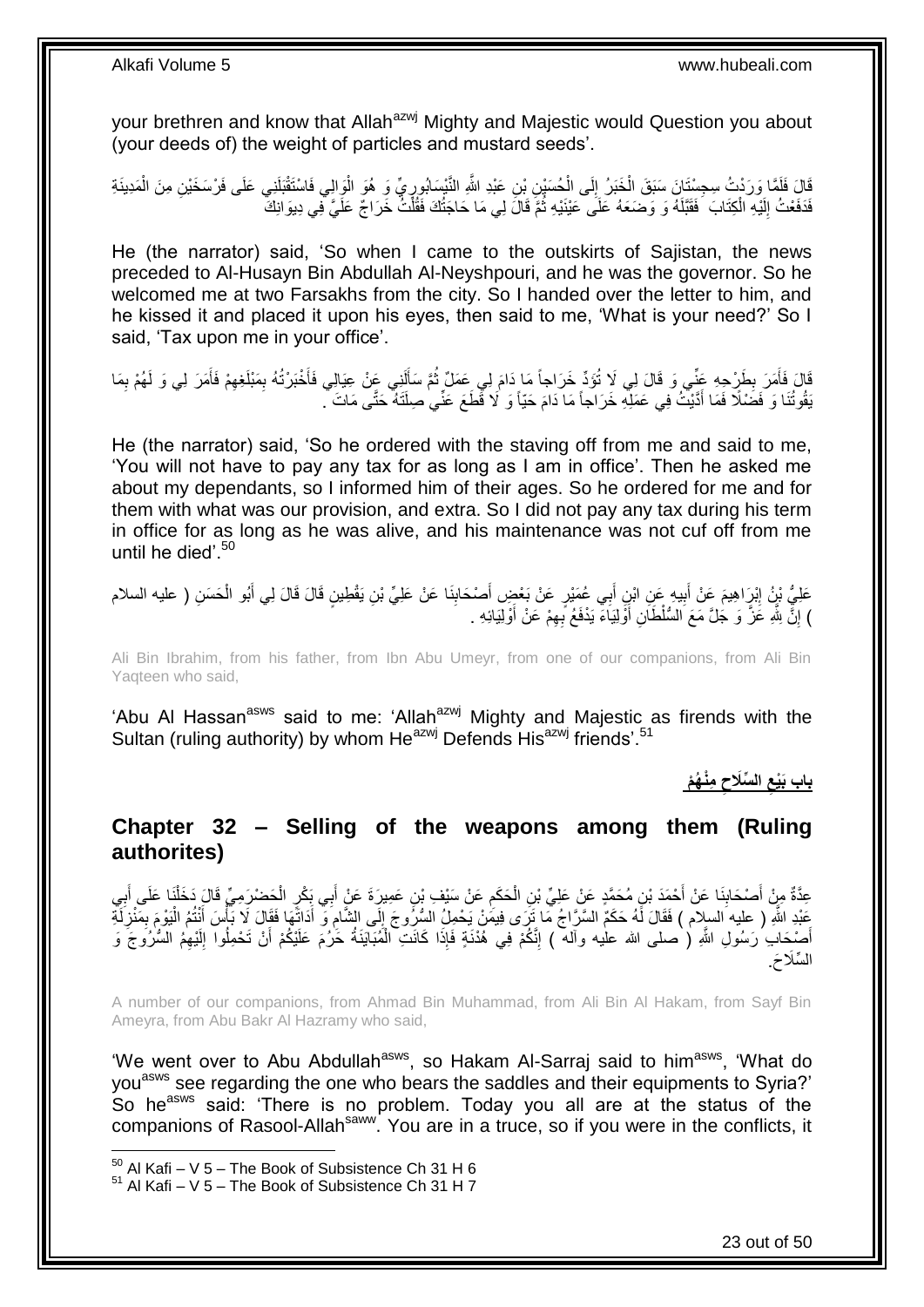your brethren and know that Allah[azwj] Mighty and Majestic would Question you about (your deeds of) the weight of particles and mustard seeds'.

قَالَ فَلَمَّا وَرَدْتُ سِجِسْتَانَ سَبَقَ الْخَبَرُ إِلَى الْحُسَيْنِ بْنِ عَبْدِ اللَّهِ النَّيْسَابُورِيِّ وَ هُوَ الْوَالِي فَاسْتَقْبَلَنِي عَلَى فَرْسَخَيْنِ مِنَ الْمَدِينَةِ فَدَفَعْتُ إِلَيْهِ الْكِتَابَ فَقَبَّلَهُ وَ وَضَعَهُ عَلَى عَيْنَيْهِ ثُمَّ قَالَ لِي مَا حَاجَتُكَ فَقُلْتُ خَرَاجٌ عَلَيَّ فِي دِيوَانِكَ

He (the narrator) said, 'So when I came to the outskirts of Sajistan, the news preceded to Al-Husayn Bin Abdullah Al-Neyshpouri, and he was the governor. So he welcomed me at two Farsakhs from the city. So I handed over the letter to him, and he kissed it and placed it upon his eyes, then said to me, 'What is your need?' So I said, 'Tax upon me in your office'.

قَالَ فَأَمَرَ بِطَرْحِهِ عَنِّي وَ قَالَ لِي لَا تُؤَدِّ خَرَاجاً مَا دَامَ لِي عَمَلٌ ثُمَّ سَأَلَنِي عَنْ عِيَالِي فَأَخْبَرْتُهُ بِمَبْلَغِهِمْ فَأَمَرَ لِي وَ لَهُمْ بِمَا يَقُوتُنَا وَ فَضْلًا فَمَا أَدَّيْتُ فِي عَمَلِهِ خَرَاجاً مَا دَامَ حَيّاً وَ لَا قَطَعَ عَنِّي صِلَتَهُ حَتَّى مَاتَ .

He (the narrator) said, 'So he ordered with the staving off from me and said to me, 'You will not have to pay any tax for as long as I am in office'. Then he asked me about my dependants, so I informed him of their ages. So he ordered for me and for them with what was our provision, and extra. So I did not pay any tax during his term in office for as long as he was alive, and his maintenance was not cuf off from me until he died'.[50]

عَلِيُّ بْنُ إِبْرَاهِيمَ عَنْ أَبِيهِ عَنِ ابْنِ أَبِي عُمَيْرٍ عَنْ بَعْضِ أَصْحَابِنَا عَنْ عَلِيِّ بْنِ يَقْطِينٍ قَالَ قَالَ لِي أَبُو الْحَسَنِ ( عليه السلام ) إِنَّ لِلَّهِ عَزَّ وَ جَلَّ مَعَ السُّلْطَانِ أَوْلِيَاءَ يَدْفَعُ بِهِمْ عَنْ أَوْلِيَائِهِ .

Ali Bin Ibrahim, from his father, from Ibn Abu Umeyr, from one of our companions, from Ali Bin Yaqteen who said,

'Abu Al Hassan[asws] said to me: 'Allah[azwj] Mighty and Majestic as firends with the Sultan (ruling authority) by whom He[azwj] Defends His[azwj] friends'.[51]

## بَابُ بَيْعِ السِّلَاحِ مِنْهُمْ

## Chapter 32 – Selling of the weapons among them (Ruling authorites)

عِدَّةٌ مِنْ أَصْحَابِنَا عَنْ أَحْمَدَ بْنِ مُحَمَّدٍ عَنْ عَلِيِّ بْنِ الْحَكَمِ عَنْ سَيْفِ بْنِ عَمِيرَةَ عَنْ أَبِي بَكْرٍ الْحَضْرَمِيِّ قَالَ دَخَلْنَا عَلَى أَبِي عَبْدِ اللَّهِ ( عليه السلام ) فَقَالَ لَهُ حَكَمٌ السَّرَّاجُ مَا تَرَى فِيمَنْ يَحْمِلُ السُّرُوجَ إِلَى الشَّامِ وَ أَدَاتَهَا فَقَالَ لَا بَأْسَ أَنْتُمُ الْيَوْمَ بِمَنْزِلَةِ أَصْحَابِ رَسُولِ اللَّهِ ( صلى الله عليه وآله ) إِنَّكُمْ فِي هُدْنَةٍ فَإِذَا كَانَتِ الْمُبَايَنَةُ حَرُمَ عَلَيْكُمْ أَنْ تَحْمِلُوا إِلَيْهِمُ السُّرُوجَ وَ السِّلَاحَ.

A number of our companions, from Ahmad Bin Muhammad, from Ali Bin Al Hakam, from Sayf Bin Ameyra, from Abu Bakr Al Hazramy who said,

'We went over to Abu Abdullah[asws], so Hakam Al-Sarraj said to him[asws], 'What do you[asws] see regarding the one who bears the saddles and their equipments to Syria?' So he[asws] said: 'There is no problem. Today you all are at the status of the companions of Rasool-Allah[saww]. You are in a truce, so if you were in the conflicts, it

[50] Al Kafi – V 5 – The Book of Subsistence Ch 31 H 6
[51] Al Kafi – V 5 – The Book of Subsistence Ch 31 H 7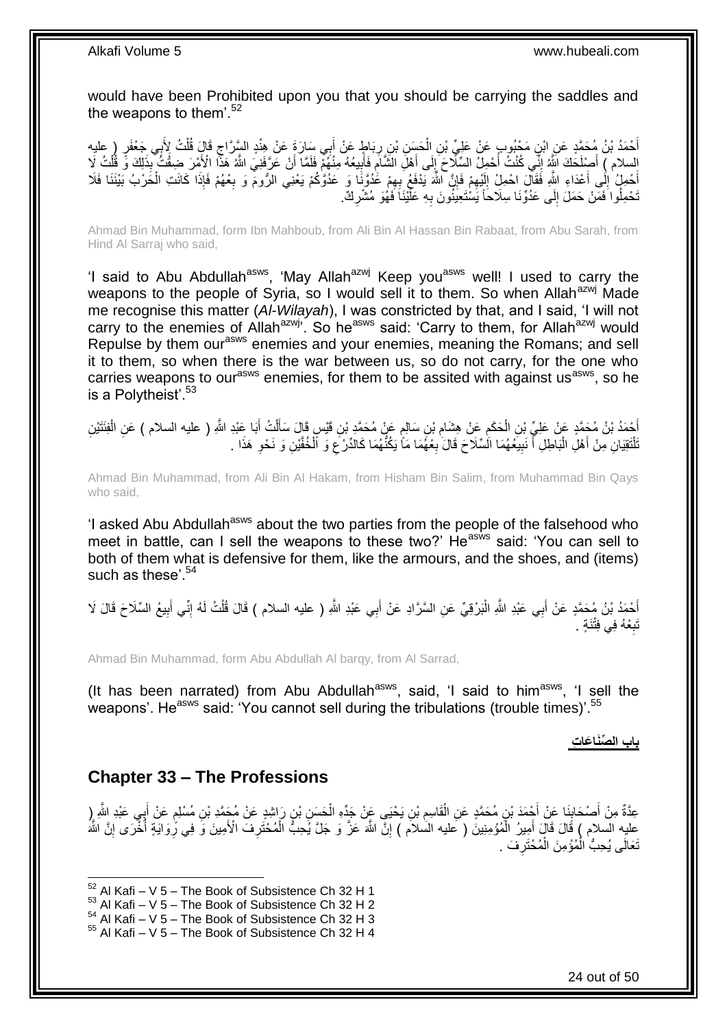would have been Prohibited upon you that you should be carrying the saddles and the weapons to them'.[52]

أَحْمَدُ بْنُ مُحَمَّدٍ عَنِ ابْنِ مَحْبُوبٍ عَنْ عَلِيِّ بْنِ الْحَسَنِ بْنِ رِبَاطٍ عَنْ أَبِي سَارَةَ عَنْ هِنْدٍ السَّرَّاجِ قَالَ قُلْتُ لِأَبِي جَعْفَرٍ ( عليه السلام ) أَصْلَحَكَ اللَّهُ إِنِّي كُنْتُ أَحْمِلُ السِّلَاحَ إِلَى أَهْلِ الشَّامِ فَأَبِيعُهُ مِنْهُمْ فَلَمَّا أَنْ عَرَّفَنِيَ اللَّهُ هَذَا الْأَمْرَ ضِقْتُ بِذَلِكَ وَ قُلْتُ لَا أَحْمِلُ إِلَى أَعْدَاءِ اللَّهِ فَقَالَ احْمِلْ إِلَيْهِمْ فَإِنَّ اللَّهَ يَدْفَعُ بِهِمْ عَدُوَّنَا وَ عَدُوَّكُمْ يَعْنِي الرُّومَ وَ بِعْهُمْ فَإِذَا كَانَتِ الْحَرْبُ بَيْنَنَا فَلَا تَحْمِلُوا فَمَنْ حَمَلَ إِلَى عَدُوِّنَا سِلَاحاً يَسْتَعِينُونَ بِهِ عَلَيْنَا فَهُوَ مُشْرِكٌ.

Ahmad Bin Muhammad, form Ibn Mahboub, from Ali Bin Al Hassan Bin Rabaat, from Abu Sarah, from Hind Al Sarraj who said,

'I said to Abu Abdullah[asws], 'May Allah[azwj] Keep you[asws] well! I used to carry the weapons to the people of Syria, so I would sell it to them. So when Allah[azwj] Made me recognise this matter (*Al-Wilayah*), I was constricted by that, and I said, 'I will not carry to the enemies of Allah[azwj]'. So he[asws] said: 'Carry to them, for Allah[azwj] would Repulse by them our[asws] enemies and your enemies, meaning the Romans; and sell it to them, so when there is the war between us, so do not carry, for the one who carries weapons to our[asws] enemies, for them to be assited with against us[asws], so he is a Polytheist'.[53]

أَحْمَدُ بْنُ مُحَمَّدٍ عَنْ عَلِيِّ بْنِ الْحَكَمِ عَنْ هِشَامِ بْنِ سَالِمٍ عَنْ مُحَمَّدِ بْنِ قَيْسٍ قَالَ سَأَلْتُ أَبَا عَبْدِ اللَّهِ ( عليه السلام ) عَنِ الْفِئَتَيْنِ تَلْتَقِيَانِ مِنْ أَهْلِ الْبَاطِلِ أَ نَبِيعُهُمَا السِّلَاحَ قَالَ بِعْهُمَا مَا يَكُنُّهُمَا كَالدِّرْعِ وَ الْخُفَّيْنِ وَ نَحْوِ هَذَا .

Ahmad Bin Muhammad, from Ali Bin Al Hakam, from Hisham Bin Salim, from Muhammad Bin Qays who said,

'I asked Abu Abdullah[asws] about the two parties from the people of the falsehood who meet in battle, can I sell the weapons to these two?' He[asws] said: 'You can sell to both of them what is defensive for them, like the armours, and the shoes, and (items) such as these'.[54]

أَحْمَدُ بْنُ مُحَمَّدٍ عَنْ أَبِي عَبْدِ اللَّهِ الْبَرْقِيِّ عَنِ السَّرَّادِ عَنْ أَبِي عَبْدِ اللَّهِ ( عليه السلام ) قَالَ قُلْتُ لَهُ إِنِّي أَبِيعُ السِّلَاحَ قَالَ لَا تَبِعْهُ فِي فِتْنَةٍ .

Ahmad Bin Muhammad, form Abu Abdullah Al barqy, from Al Sarrad,

(It has been narrated) from Abu Abdullah[asws], said, 'I said to him[asws], 'I sell the weapons'. He[asws] said: 'You cannot sell during the tribulations (trouble times)'.[55]

## باب الصِّنَاعَاتِ

## Chapter 33 – The Professions

عِدَّةٌ مِنْ أَصْحَابِنَا عَنْ أَحْمَدَ بْنِ مُحَمَّدٍ عَنِ الْقَاسِمِ بْنِ يَحْيَى عَنْ جَدِّهِ الْحَسَنِ بْنِ رَاشِدٍ عَنْ مُحَمَّدِ بْنِ مُسْلِمٍ عَنْ أَبِي عَبْدِ اللَّهِ ( عليه السلام ) قَالَ قَالَ أَمِيرُ الْمُؤْمِنِينَ ( عليه السلام ) إِنَّ اللَّهَ عَزَّ وَ جَلَّ يُحِبُّ الْمُحْتَرِفَ الْأَمِينَ وَ فِي رِوَايَةٍ أُخْرَى إِنَّ اللَّهَ تَعَالَى يُحِبُّ الْمُؤْمِنَ الْمُحْتَرِفَ .

[52] Al Kafi – V 5 – The Book of Subsistence Ch 32 H 1
[53] Al Kafi – V 5 – The Book of Subsistence Ch 32 H 2
[54] Al Kafi – V 5 – The Book of Subsistence Ch 32 H 3
[55] Al Kafi – V 5 – The Book of Subsistence Ch 32 H 4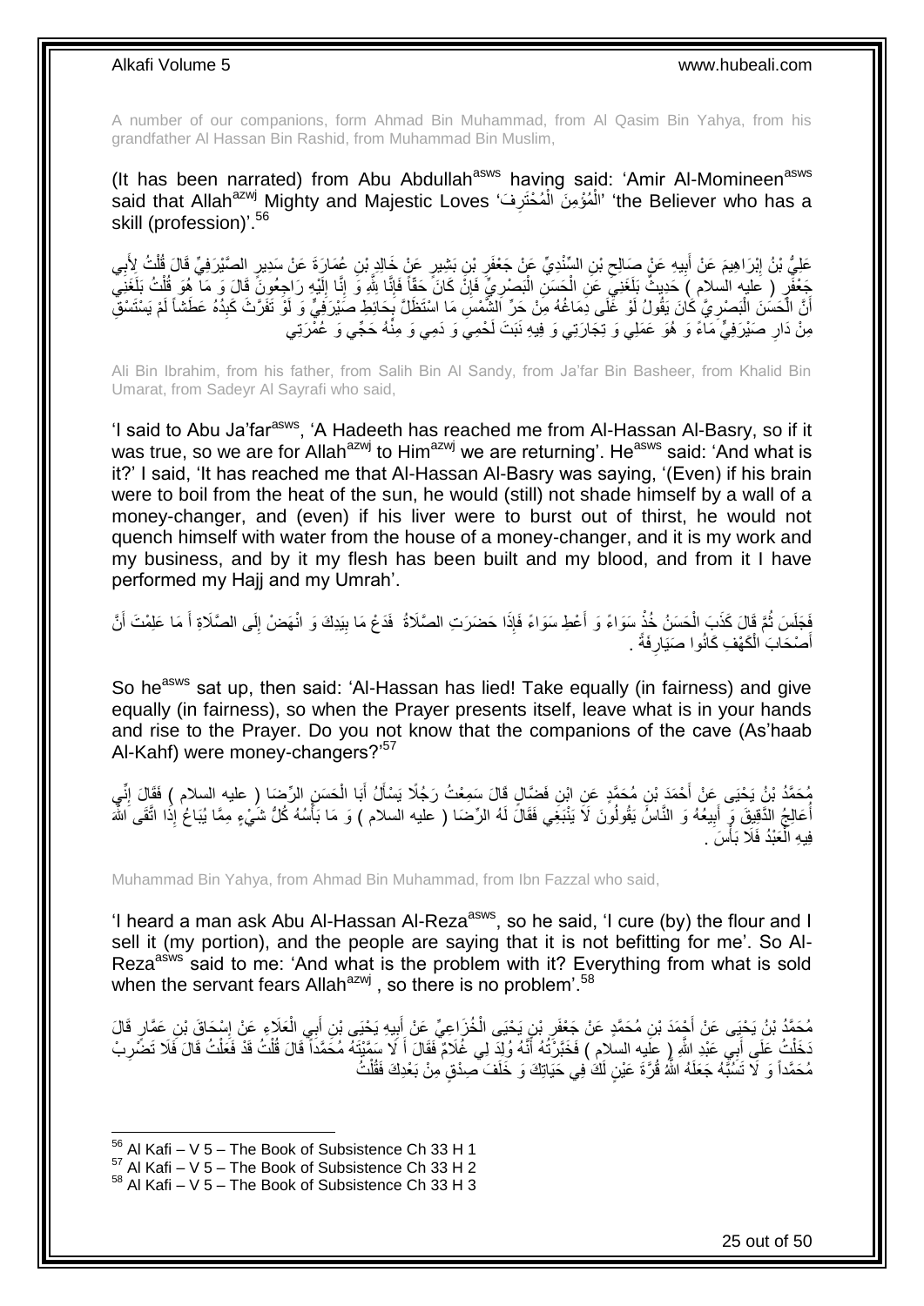A number of our companions, form Ahmad Bin Muhammad, from Al Qasim Bin Yahya, from his grandfather Al Hassan Bin Rashid, from Muhammad Bin Muslim,

(It has been narrated) from Abu Abdullah[asws] having said: 'Amir Al-Momineen[asws] said that Allah[azwj] Mighty and Majestic Loves 'الْمُؤْمِنَ الْمُحْتَرِفَ' 'the Believer who has a skill (profession)'.[56]

عَلِيُّ بْنُ إِبْرَاهِيمَ عَنْ أَبِيهِ عَنْ صَالِحِ بْنِ السِّنْدِيِّ عَنْ جَعْفَرِ بْنِ بَشِيرٍ عَنْ خَالِدِ بْنِ عُمَارَةَ عَنْ سَدِيرٍ الصَّيْرَفِيِّ قَالَ قُلْتُ لِأَبِي جَعْفَرٍ ( عليه السلام ) حَدِيثٌ بَلَغَنِي عَنِ الْحَسَنِ الْبَصْرِيِّ فَإِنْ كَانَ حَقّاً فَإِنَّا لِلَّهِ وَ إِنَّا إِلَيْهِ رَاجِعُونَ قَالَ وَ مَا هُوَ قُلْتُ بَلَغَنِي أَنَّ الْحَسَنَ الْبَصْرِيَّ كَانَ يَقُولُ لَوْ غَلَى دِمَاغُهُ مِنْ حَرِّ الشَّمْسِ مَا اسْتَظَلَّ بِحَائِطِ صَيْرَفِيٍّ وَ لَوْ تَفَرَّثَ كَبِدُهُ عَطَشاً لَمْ يَسْتَسْقِ مِنْ دَارِ صَيْرَفِيٍّ مَاءً وَ هُوَ عَمَلِي وَ تِجَارَتِي وَ فِيهِ نَبَتَ لَحْمِي وَ دَمِي وَ مِنْهُ حَجِّي وَ عُمْرَتِي

Ali Bin Ibrahim, from his father, from Salih Bin Al Sandy, from Ja'far Bin Basheer, from Khalid Bin Umarat, from Sadeyr Al Sayrafi who said,

'I said to Abu Ja'far[asws], 'A Hadeeth has reached me from Al-Hassan Al-Basry, so if it was true, so we are for Allah[azwj] to Him[azwj] we are returning'. He[asws] said: 'And what is it?' I said, 'It has reached me that Al-Hassan Al-Basry was saying, '(Even) if his brain were to boil from the heat of the sun, he would (still) not shade himself by a wall of a money-changer, and (even) if his liver were to burst out of thirst, he would not quench himself with water from the house of a money-changer, and it is my work and my business, and by it my flesh has been built and my blood, and from it I have performed my Hajj and my Umrah'.

فَجَلَسَ ثُمَّ قَالَ كَذَبَ الْحَسَنُ خُذْ سَوَاءً وَ أَعْطِ سَوَاءً فَإِذَا حَضَرَتِ الصَّلَاةُ فَدَعْ مَا بِيَدِكَ وَ انْهَضْ إِلَى الصَّلَاةِ أَ مَا عَلِمْتَ أَنَّ أَصْحَابَ الْكَهْفِ كَانُوا صَيَارِفَةً .

So he[asws] sat up, then said: 'Al-Hassan has lied! Take equally (in fairness) and give equally (in fairness), so when the Prayer presents itself, leave what is in your hands and rise to the Prayer. Do you not know that the companions of the cave (As'haab Al-Kahf) were money-changers?'[57]

مُحَمَّدُ بْنُ يَحْيَى عَنْ أَحْمَدَ بْنِ مُحَمَّدٍ عَنِ ابْنِ فَضَّالٍ قَالَ سَمِعْتُ رَجُلًا يَسْأَلُ أَبَا الْحَسَنِ الرِّضَا ( عليه السلام ) فَقَالَ إِنِّي أُعَالِجُ الدَّقِيقَ وَ أَبِيعُهُ وَ النَّاسُ يَقُولُونَ لَا يَنْبَغِي فَقَالَ لَهُ الرِّضَا ( عليه السلام ) وَ مَا بَأْسُهُ كُلُّ شَيْءٍ مِمَّا يُبَاعُ إِذَا اتَّقَى اللَّهَ فِيهِ الْعَبْدُ فَلَا بَأْسَ .

Muhammad Bin Yahya, from Ahmad Bin Muhammad, from Ibn Fazzal who said,

'I heard a man ask Abu Al-Hassan Al-Reza[asws], so he said, 'I cure (by) the flour and I sell it (my portion), and the people are saying that it is not befitting for me'. So Al-Reza[asws] said to me: 'And what is the problem with it? Everything from what is sold when the servant fears Allah[azwj] , so there is no problem'.[58]

مُحَمَّدُ بْنُ يَحْيَى عَنْ أَحْمَدَ بْنِ مُحَمَّدٍ عَنْ جَعْفَرِ بْنِ يَحْيَى الْخُزَاعِيِّ عَنْ أَبِيهِ يَحْيَى بْنِ أَبِي الْعَلَاءِ عَنْ إِسْحَاقَ بْنِ عَمَّارٍ قَالَ دَخَلْتُ عَلَى أَبِي عَبْدِ اللَّهِ ( عليه السلام ) فَخَبَّرْتُهُ أَنَّهُ وُلِدَ لِي غُلَامٌ فَقَالَ أَ لَا سَمَّيْتَهُ مُحَمَّداً قَالَ قُلْتُ قَدْ فَعَلْتُ قَالَ فَلَا تَضْرِبْ مُحَمَّداً وَ لَا تَسُبَّهُ جَعَلَهُ اللَّهُ قُرَّةَ عَيْنٍ لَكَ فِي حَيَاتِكَ وَ خَلَفَ صِدْقٍ مِنْ بَعْدِكَ فَقُلْتُ

---

[56] Al Kafi – V 5 – The Book of Subsistence Ch 33 H 1
[57] Al Kafi – V 5 – The Book of Subsistence Ch 33 H 2
[58] Al Kafi – V 5 – The Book of Subsistence Ch 33 H 3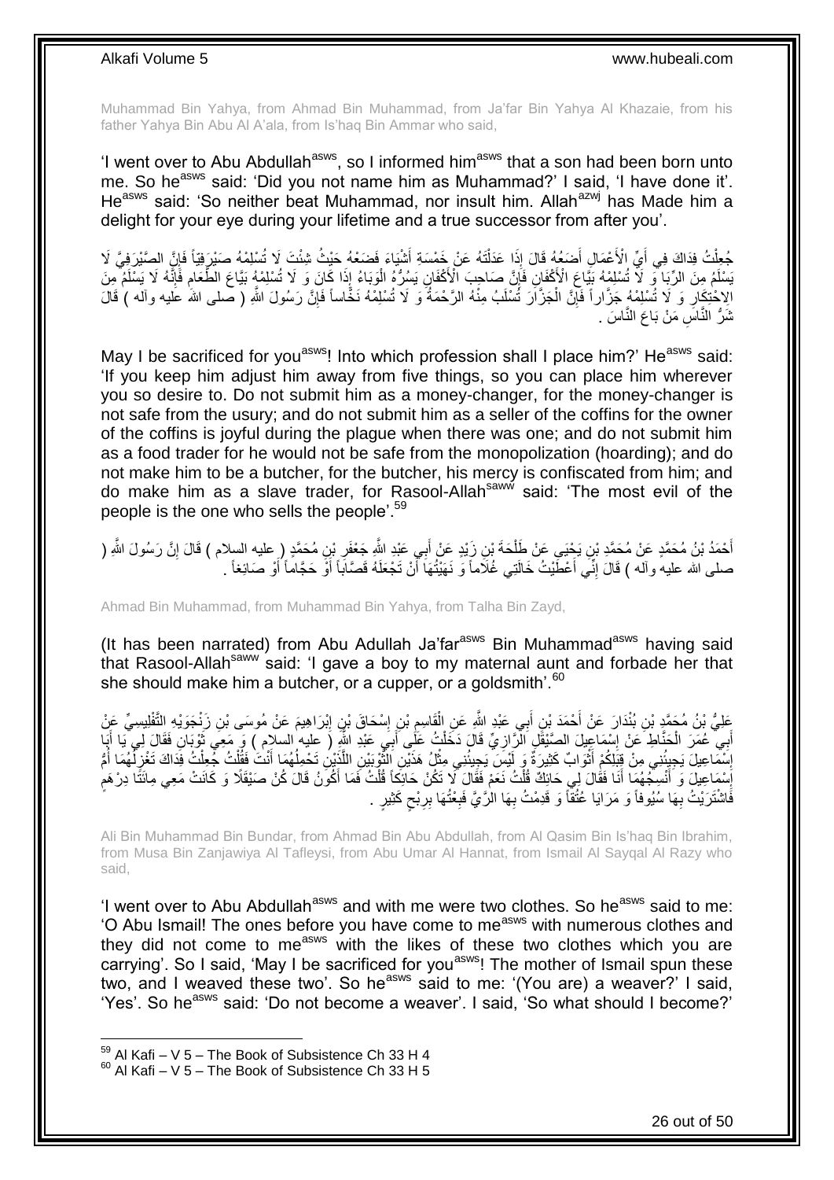Muhammad Bin Yahya, from Ahmad Bin Muhammad, from Ja'far Bin Yahya Al Khazaie, from his father Yahya Bin Abu Al A'ala, from Is'haq Bin Ammar who said,

'I went over to Abu Abdullah[asws], so I informed him[asws] that a son had been born unto me. So he[asws] said: 'Did you not name him as Muhammad?' I said, 'I have done it'. He[asws] said: 'So neither beat Muhammad, nor insult him. Allah[azwj] has Made him a delight for your eye during your lifetime and a true successor from after you'.

جُعِلْتُ فِدَاكَ فِي أَيِّ الْأَعْمَالِ أَضَعُهُ قَالَ إِذَا عَدَلْتَهُ عَنْ خَمْسَةِ أَشْيَاءَ فَضَعْهُ حَيْثُ شِئْتَ لَا تُسْلِمْهُ صَيْرَفِيّاً فَإِنَّ الصَّيْرَفِيَّ لَا يَسْلَمُ مِنَ الرِّبَا وَ لَا تُسْلِمْهُ بَيَّاعَ الْأَكْفَانِ فَإِنَّ صَاحِبَ الْأَكْفَانِ يَسُرُّهُ الْوَبَاءُ إِذَا كَانَ وَ لَا تُسْلِمْهُ بَيَّاعَ الطَّعَامِ فَإِنَّهُ لَا يَسْلَمُ مِنَ الِاحْتِكَارِ وَ لَا تُسْلِمْهُ جَزَّاراً فَإِنَّ الْجَزَّارَ تُسْلَبُ مِنْهُ الرَّحْمَةُ وَ لَا تُسْلِمْهُ نَخَّاساً فَإِنَّ رَسُولَ اللَّهِ ( صلى الله عليه وآله ) قَالَ شَرُّ النَّاسِ مَنْ بَاعَ النَّاسَ .

May I be sacrificed for you[asws]! Into which profession shall I place him?' He[asws] said: 'If you keep him adjust him away from five things, so you can place him wherever you so desire to. Do not submit him as a money-changer, for the money-changer is not safe from the usury; and do not submit him as a seller of the coffins for the owner of the coffins is joyful during the plague when there was one; and do not submit him as a food trader for he would not be safe from the monopolization (hoarding); and do not make him to be a butcher, for the butcher, his mercy is confiscated from him; and do make him as a slave trader, for Rasool-Allah[saww] said: 'The most evil of the people is the one who sells the people'.[59]

أَحْمَدُ بْنُ مُحَمَّدٍ عَنْ مُحَمَّدِ بْنِ يَحْيَى عَنْ طَلْحَةَ بْنِ زَيْدٍ عَنْ أَبِي عَبْدِ اللَّهِ جَعْفَرِ بْنِ مُحَمَّدٍ ( عليه السلام ) قَالَ إِنَّ رَسُولَ اللَّهِ ( صلى الله عليه وآله ) قَالَ إِنِّي أَعْطَيْتُ خَالَتِي غُلَاماً وَ نَهَيْتُهَا أَنْ تَجْعَلَهُ قَصَّاباً أَوْ حَجَّاماً أَوْ صَائِغاً .

Ahmad Bin Muhammad, from Muhammad Bin Yahya, from Talha Bin Zayd,

(It has been narrated) from Abu Adullah Ja'far[asws] Bin Muhammad[asws] having said that Rasool-Allah[saww] said: 'I gave a boy to my maternal aunt and forbade her that she should make him a butcher, or a cupper, or a goldsmith'.[60]

عَلِيُّ بْنُ مُحَمَّدِ بْنِ بُنْدَارَ عَنْ أَحْمَدَ بْنِ أَبِي عَبْدِ اللَّهِ عَنِ الْقَاسِمِ بْنِ إِسْحَاقَ بْنِ إِبْرَاهِيمَ عَنْ مُوسَى بْنِ زَنْجَوَيْهِ التَّفْلِيسِيِّ عَنْ أَبِي عُمَرَ الْحَنَّاطِ عَنْ إِسْمَاعِيلَ الصَّيْقَلِ الرَّازِيِّ قَالَ دَخَلْتُ عَلَى أَبِي عَبْدِ اللَّهِ ( عليه السلام ) وَ مَعِي ثَوْبَانِ فَقَالَ لِي يَا أَبَا إِسْمَاعِيلَ يَجِيئُنِي مِنْ قِبَلِكُمْ أَثْوَابٌ كَثِيرَةٌ وَ لَيْسَ يَجِيئُنِي مِثْلُ هَذَيْنِ الثَّوْبَيْنِ اللَّذَيْنِ تَحْمِلُهُمَا أَنْتَ فَقُلْتُ جُعِلْتُ فِدَاكَ تَغْزِلُهُمَا أُمُّ إِسْمَاعِيلَ وَ أَنْسِجُهُمَا أَنَا فَقَالَ لِي حَائِكٌ قُلْتُ نَعَمْ فَقَالَ لَا تَكُنْ حَائِكاً قُلْتُ فَمَا أَكُونُ قَالَ كُنْ صَيْقَلًا وَ كَانَتْ مَعِي مِائَتَا دِرْهَمٍ فَاشْتَرَيْتُ بِهَا سُيُوفاً وَ مَرَايَا عُتُقاً وَ قَدِمْتُ بِهَا الرَّيَّ فَبِعْتُهَا بِرِبْحٍ كَثِيرٍ .

Ali Bin Muhammad Bin Bundar, from Ahmad Bin Abu Abdullah, from Al Qasim Bin Is'haq Bin Ibrahim, from Musa Bin Zanjawiya Al Tafleysi, from Abu Umar Al Hannat, from Ismail Al Sayqal Al Razy who said,

'I went over to Abu Abdullah[asws] and with me were two clothes. So he[asws] said to me: 'O Abu Ismail! The ones before you have come to me[asws] with numerous clothes and they did not come to me[asws] with the likes of these two clothes which you are carrying'. So I said, 'May I be sacrificed for you[asws]! The mother of Ismail spun these two, and I weaved these two'. So he[asws] said to me: '(You are) a weaver?' I said, 'Yes'. So he[asws] said: 'Do not become a weaver'. I said, 'So what should I become?'

[59] Al Kafi – V 5 – The Book of Subsistence Ch 33 H 4
[60] Al Kafi – V 5 – The Book of Subsistence Ch 33 H 5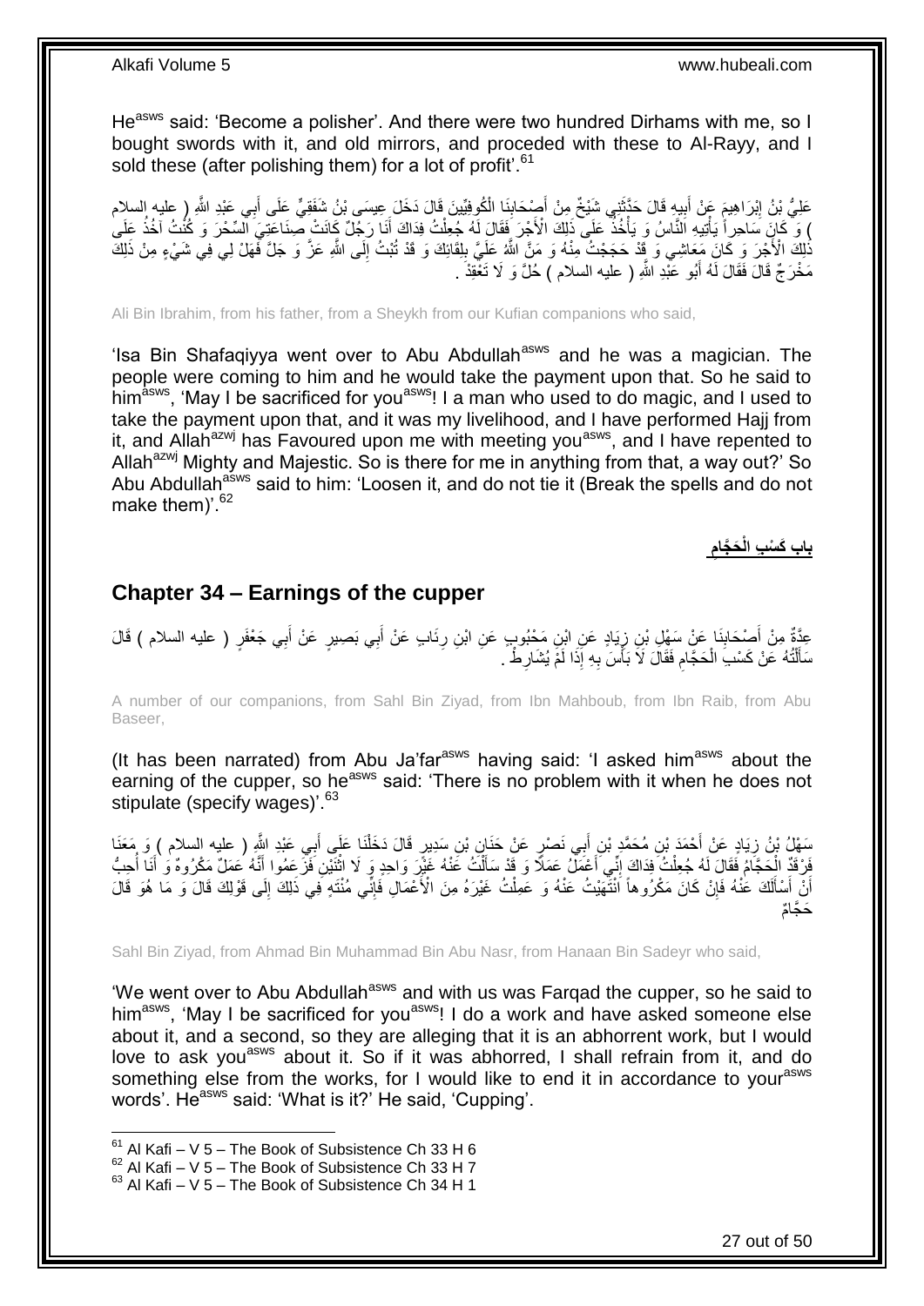He[asws] said: 'Become a polisher'. And there were two hundred Dirhams with me, so I bought swords with it, and old mirrors, and proceeded with these to Al-Rayy, and I sold these (after polishing them) for a lot of profit'.[61]

عَلِيُّ بْنُ إِبْرَاهِيمَ عَنْ أَبِيهِ قَالَ حَدَّثَنِي شَيْخٌ مِنْ أَصْحَابِنَا الْكُوفِيِّينَ قَالَ دَخَلَ عِيسَى بْنُ شَفَقِيٍّ عَلَى أَبِي عَبْدِ اللَّهِ ( عليه السلام ) وَ كَانَ سَاحِراً يَأْتِيهِ النَّاسُ وَ يَأْخُذُ عَلَى ذَلِكَ الْأَجْرَ فَقَالَ لَهُ جُعِلْتُ فِدَاكَ أَنَا رَجُلٌ كَانَتْ صِنَاعَتِيَ السِّحْرَ وَ كُنْتُ آخُذُ عَلَى ذَلِكَ الْأَجْرَ وَ كَانَ مَعَاشِي وَ قَدْ حَجَجْتُ مِنْهُ وَ مَنَّ اللَّهُ عَلَيَّ بِلِقَائِكَ وَ قَدْ تُبْتُ إِلَى اللَّهِ عَزَّ وَ جَلَّ فَهَلْ لِي فِي شَيْءٍ مِنْ ذَلِكَ مَخْرَجٌ قَالَ فَقَالَ لَهُ أَبُو عَبْدِ اللَّهِ ( عليه السلام ) حُلَّ وَ لَا تَعْقِدْ .

Ali Bin Ibrahim, from his father, from a Sheykh from our Kufian companions who said,

'Isa Bin Shafaqiyya went over to Abu Abdullah[asws] and he was a magician. The people were coming to him and he would take the payment upon that. So he said to him[asws], 'May I be sacrificed for you[asws]! I a man who used to do magic, and I used to take the payment upon that, and it was my livelihood, and I have performed Hajj from it, and Allah[azwj] has Favoured upon me with meeting you[asws], and I have repented to Allah[azwj] Mighty and Majestic. So is there for me in anything from that, a way out?' So Abu Abdullah[asws] said to him: 'Loosen it, and do not tie it (Break the spells and do not make them)'.[62]

**بابُ كَسْبِ الْحَجَّامِ**

## Chapter 34 – Earnings of the cupper

عِدَّةٌ مِنْ أَصْحَابِنَا عَنْ سَهْلِ بْنِ زِيَادٍ عَنِ ابْنِ مَحْبُوبٍ عَنِ ابْنِ رِئَابٍ عَنْ أَبِي بَصِيرٍ عَنْ أَبِي جَعْفَرٍ ( عليه السلام ) قَالَ سَأَلْتُهُ عَنْ كَسْبِ الْحَجَّامِ فَقَالَ لَا بَأْسَ بِهِ إِذَا لَمْ يُشَارِطْ .

A number of our companions, from Sahl Bin Ziyad, from Ibn Mahboub, from Ibn Raib, from Abu Baseer,

(It has been narrated) from Abu Ja'far[asws] having said: 'I asked him[asws] about the earning of the cupper, so he[asws] said: 'There is no problem with it when he does not stipulate (specify wages)'.[63]

سَهْلُ بْنُ زِيَادٍ عَنْ أَحْمَدَ بْنِ مُحَمَّدِ بْنِ أَبِي نَصْرٍ عَنْ حَنَانِ بْنِ سَدِيرٍ قَالَ دَخَلْنَا عَلَى أَبِي عَبْدِ اللَّهِ ( عليه السلام ) وَ مَعَنَا فَرْقَدٌ الْحَجَّامُ فَقَالَ لَهُ جُعِلْتُ فِدَاكَ إِنِّي أَعْمَلُ عَمَلًا وَ قَدْ سَأَلْتُ عَنْهُ غَيْرَ وَاحِدٍ وَ لَا اثْنَيْنِ فَزَعَمُوا أَنَّهُ عَمَلٌ مَكْرُوهٌ وَ أَنَا أُحِبُّ أَنْ أَسْأَلَكَ عَنْهُ فَإِنْ كَانَ مَكْرُوهاً انْتَهَيْتُ عَنْهُ وَ عَمِلْتُ غَيْرَهُ مِنَ الْأَعْمَالِ فَإِنِّي مُنْتَهٍ فِي ذَلِكَ إِلَى قَوْلِكَ قَالَ وَ مَا هُوَ قَالَ حَجَّامٌ

Sahl Bin Ziyad, from Ahmad Bin Muhammad Bin Abu Nasr, from Hanaan Bin Sadeyr who said,

'We went over to Abu Abdullah[asws] and with us was Farqad the cupper, so he said to him[asws], 'May I be sacrificed for you[asws]! I do a work and have asked someone else about it, and a second, so they are alleging that it is an abhorrent work, but I would love to ask you[asws] about it. So if it was abhorred, I shall refrain from it, and do something else from the works, for I would like to end it in accordance to your[asws] words'. He[asws] said: 'What is it?' He said, 'Cupping'.

[61] Al Kafi – V 5 – The Book of Subsistence Ch 33 H 6
[62] Al Kafi – V 5 – The Book of Subsistence Ch 33 H 7
[63] Al Kafi – V 5 – The Book of Subsistence Ch 34 H 1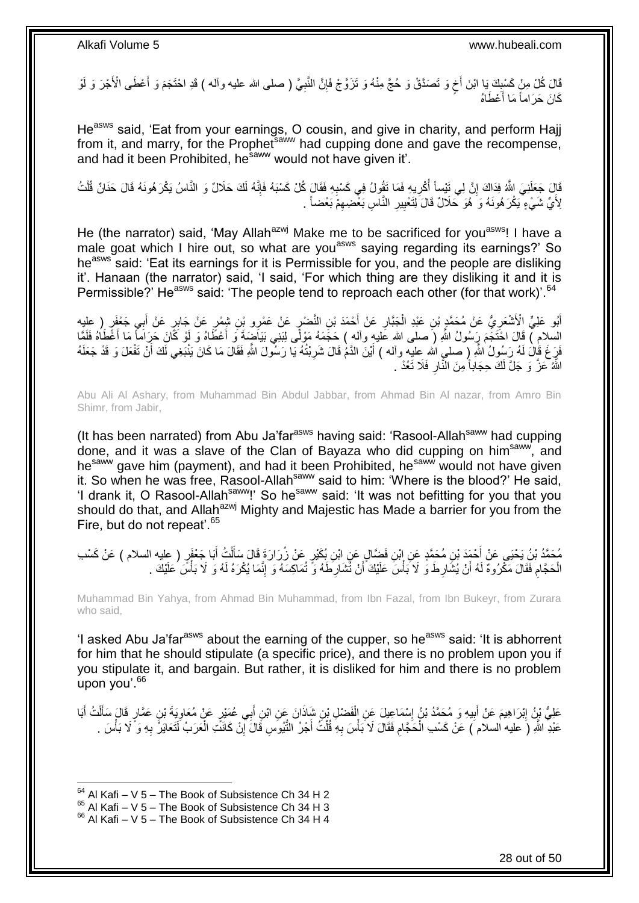قَالَ كُلْ مِنْ كَسْبِكَ يَا ابْنَ أَخٍ وَ تَصَدَّقْ وَ حُجَّ مِنْهُ وَ تَزَوَّجْ فَإِنَّ النَّبِيَّ ( صلى الله عليه وآله ) قَدِ احْتَجَمَ وَ أَعْطَى الْأَجْرَ وَ لَوْ كَانَ حَرَاماً مَا أَعْطَاهُ

He[asws] said, 'Eat from your earnings, O cousin, and give in charity, and perform Hajj from it, and marry, for the Prophet[saww] had cupping done and gave the recompense, and had it been Prohibited, he[saww] would not have given it'.

قَالَ جَعَلَنِيَ اللَّهُ فِدَاكَ إِنَّ لِي تَيْساً أُكْرِيهِ فَمَا تَقُولُ فِي كَسْبِهِ فَقَالَ كُلْ كَسْبَهُ فَإِنَّهُ لَكَ حَلَالٌ وَ النَّاسُ يَكْرَهُونَهُ قَالَ حَنَانٌ قُلْتُ لِأَيِّ شَيْءٍ يَكْرَهُونَهُ وَ هُوَ حَلَالٌ قَالَ لِتَعْيِيرِ النَّاسِ بَعْضِهِمْ بَعْضاً .

He (the narrator) said, 'May Allah[azwj] Make me to be sacrificed for you[asws]! I have a male goat which I hire out, so what are you[asws] saying regarding its earnings?' So he[asws] said: 'Eat its earnings for it is Permissible for you, and the people are disliking it'. Hanaan (the narrator) said, 'I said, 'For which thing are they disliking it and it is Permissible?' He[asws] said: 'The people tend to reproach each other (for that work)'.[64]

أَبُو عَلِيٍّ الْأَشْعَرِيُّ عَنْ مُحَمَّدِ بْنِ عَبْدِ الْجَبَّارِ عَنْ أَحْمَدَ بْنِ النَّضْرِ عَنْ عَمْرِو بْنِ شِمْرٍ عَنْ جَابِرٍ عَنْ أَبِي جَعْفَرٍ ( عليه السلام ) قَالَ احْتَجَمَ رَسُولُ اللَّهِ ( صلى الله عليه وآله ) حَجَمَهُ مَوْلًى لِبَنِي بَيَاضَةَ وَ أَعْطَاهُ وَ لَوْ كَانَ حَرَاماً مَا أَعْطَاهُ فَلَمَّا فَرَغَ قَالَ لَهُ رَسُولُ اللَّهِ ( صلى الله عليه وآله ) أَيْنَ الدَّمُ قَالَ شَرِبْتُهُ يَا رَسُولَ اللَّهِ فَقَالَ مَا كَانَ يَنْبَغِي لَكَ أَنْ تَفْعَلَ وَ قَدْ جَعَلَهُ اللَّهُ عَزَّ وَ جَلَّ لَكَ حِجَاباً مِنَ النَّارِ فَلَا تَعُدْ .

Abu Ali Al Ashary, from Muhammad Bin Abdul Jabbar, from Ahmad Bin Al nazar, from Amro Bin Shimr, from Jabir,

(It has been narrated) from Abu Ja'far[asws] having said: 'Rasool-Allah[saww] had cupping done, and it was a slave of the Clan of Bayaza who did cupping on him[saww], and he[saww] gave him (payment), and had it been Prohibited, he[saww] would not have given it. So when he was free, Rasool-Allah[saww] said to him: 'Where is the blood?' He said, 'I drank it, O Rasool-Allah[saww]!' So he[saww] said: 'It was not befitting for you that you should do that, and Allah[azwj] Mighty and Majestic has Made a barrier for you from the Fire, but do not repeat'.[65]

مُحَمَّدُ بْنُ يَحْيَى عَنْ أَحْمَدَ بْنِ مُحَمَّدٍ عَنِ ابْنِ فَضَّالٍ عَنِ ابْنِ بُكَيْرٍ عَنْ زُرَارَةَ قَالَ سَأَلْتُ أَبَا جَعْفَرٍ ( عليه السلام ) عَنْ كَسْبِ الْحَجَّامِ فَقَالَ مَكْرُوهٌ لَهُ أَنْ يُشَارِطَ وَ لَا بَأْسَ عَلَيْكَ أَنْ تُشَارِطَهُ وَ تُمَاكِسَهُ وَ إِنَّمَا يُكْرَهُ لَهُ وَ لَا بَأْسَ عَلَيْكَ .

Muhammad Bin Yahya, from Ahmad Bin Muhammad, from Ibn Fazal, from Ibn Bukeyr, from Zurara who said,

'I asked Abu Ja'far[asws] about the earning of the cupper, so he[asws] said: 'It is abhorrent for him that he should stipulate (a specific price), and there is no problem upon you if you stipulate it, and bargain. But rather, it is disliked for him and there is no problem upon you'.[66]

عَلِيُّ بْنُ إِبْرَاهِيمَ عَنْ أَبِيهِ وَ مُحَمَّدُ بْنُ إِسْمَاعِيلَ عَنِ الْفَضْلِ بْنِ شَاذَانَ عَنِ ابْنِ أَبِي عُمَيْرٍ عَنْ مُعَاوِيَةَ بْنِ عَمَّارٍ قَالَ سَأَلْتُ أَبَا عَبْدِ اللَّهِ ( عليه السلام ) عَنْ كَسْبِ الْحَجَّامِ فَقَالَ لَا بَأْسَ بِهِ قُلْتُ أَجْرُ التُّيُوسِ قَالَ إِنْ كَانَتِ الْعَرَبُ لَتَعَايَرُ بِهِ وَ لَا بَأْسَ .

[64] Al Kafi – V 5 – The Book of Subsistence Ch 34 H 2
[65] Al Kafi – V 5 – The Book of Subsistence Ch 34 H 3
[66] Al Kafi – V 5 – The Book of Subsistence Ch 34 H 4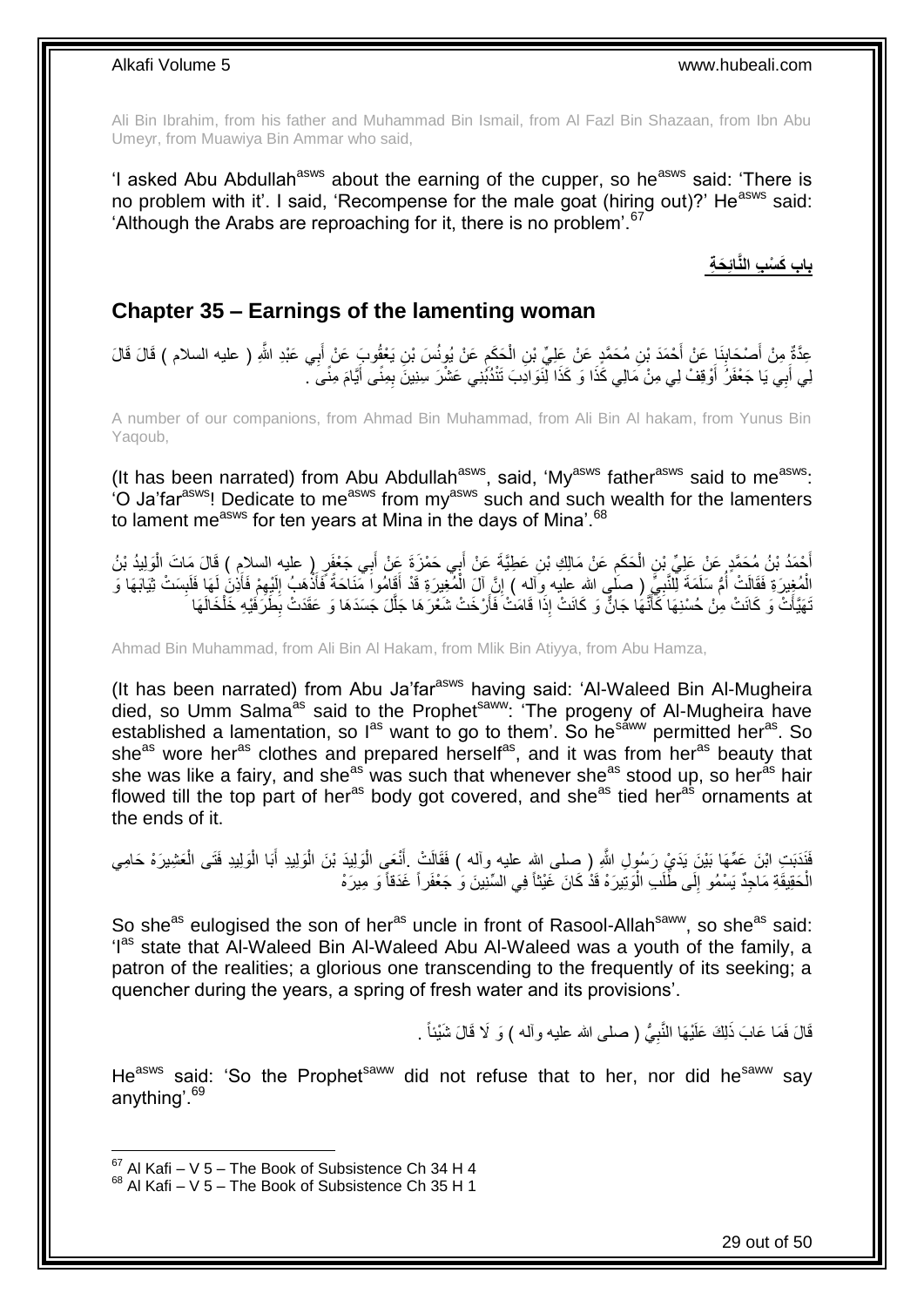Ali Bin Ibrahim, from his father and Muhammad Bin Ismail, from Al Fazl Bin Shazaan, from Ibn Abu Umeyr, from Muawiya Bin Ammar who said,

'I asked Abu Abdullah[asws] about the earning of the cupper, so he[asws] said: 'There is no problem with it'. I said, 'Recompense for the male goat (hiring out)?' He[asws] said: 'Although the Arabs are reproaching for it, there is no problem'.[67]

**باب كَسْبِ النَّائِحَةِ**

## Chapter 35 – Earnings of the lamenting woman

عِدَّةٌ مِنْ أَصْحَابِنَا عَنْ أَحْمَدَ بْنِ مُحَمَّدٍ عَنْ عَلِيِّ بْنِ الْحَكَمِ عَنْ يُونُسَ بْنِ يَعْقُوبَ عَنْ أَبِي عَبْدِ اللَّهِ ( عليه السلام ) قَالَ قَالَ لِي أَبِي يَا جَعْفَرُ أَوْقِفْ لِي مِنْ مَالِي كَذَا وَ كَذَا لِنَوَادِبَ تَنْدُبُنِي عَشْرَ سِنِينَ بِمِنًى أَيَّامَ مِنًى .

A number of our companions, from Ahmad Bin Muhammad, from Ali Bin Al hakam, from Yunus Bin Yaqoub,

(It has been narrated) from Abu Abdullah[asws], said, 'My[asws] father[asws] said to me[asws]: 'O Ja'far[asws]! Dedicate to me[asws] from my[asws] such and such wealth for the lamenters to lament me[asws] for ten years at Mina in the days of Mina'.[68]

أَحْمَدُ بْنُ مُحَمَّدٍ عَنْ عَلِيِّ بْنِ الْحَكَمِ عَنْ مَالِكِ بْنِ عَطِيَّةَ عَنْ أَبِي حَمْزَةَ عَنْ أَبِي جَعْفَرٍ ( عليه السلام ) قَالَ مَاتَ الْوَلِيدُ بْنُ الْمُغِيرَةِ فَقَالَتْ أُمُّ سَلَمَةَ لِلنَّبِيِّ ( صلى الله عليه وآله ) إِنَّ آلَ الْمُغِيرَةِ قَدْ أَقَامُوا مَنَاحَةً فَأَذْهَبُ إِلَيْهِمْ فَأَذِنَ لَهَا فَلَبِسَتْ ثِيَابَهَا وَ تَهَيَّأَتْ وَ كَانَتْ مِنْ حُسْنِهَا كَأَنَّهَا جَانٌّ وَ كَانَتْ إِذَا قَامَتْ فَأَرْخَتْ شَعْرَهَا جَلَّلَ جَسَدَهَا وَ عَقَدَتْ بِطَرَفَيْهِ خَلْخَالَهَا

Ahmad Bin Muhammad, from Ali Bin Al Hakam, from Mlik Bin Atiyya, from Abu Hamza,

(It has been narrated) from Abu Ja'far[asws] having said: 'Al-Waleed Bin Al-Mugheira died, so Umm Salma[as] said to the Prophet[saww]: 'The progeny of Al-Mugheira have established a lamentation, so I[as] want to go to them'. So he[saww] permitted her[as]. So she[as] wore her[as] clothes and prepared herself[as], and it was from her[as] beauty that she was like a fairy, and she[as] was such that whenever she[as] stood up, so her[as] hair flowed till the top part of her[as] body got covered, and she[as] tied her[as] ornaments at the ends of it.

فَنَدَبَتِ ابْنَ عَمِّهَا بَيْنَ يَدَيْ رَسُولِ اللَّهِ ( صلى الله عليه وآله ) فَقَالَتْ .أَنْعَى الْوَلِيدَ بْنَ الْوَلِيدِ أَبَا الْوَلِيدِ فَتَى الْعَشِيرَهْ حَامِي الْحَقِيقَةِ مَاجِدٌ يَسْمُو إِلَى طَلَبِ الْوَتِيرَهْ قَدْ كَانَ غَيْثاً فِي السِّنِينَ وَ جَعْفَراً غَدَقاً وَ مِيرَهْ

So she[as] eulogised the son of her[as] uncle in front of Rasool-Allah[saww], so she[as] said: 'I[as] state that Al-Waleed Bin Al-Waleed Abu Al-Waleed was a youth of the family, a patron of the realities; a glorious one transcending to the frequently of its seeking; a quencher during the years, a spring of fresh water and its provisions'.

قَالَ فَمَا عَابَ ذَلِكَ عَلَيْهَا النَّبِيُّ ( صلى الله عليه وآله ) وَ لَا قَالَ شَيْئاً .

He[asws] said: 'So the Prophet[saww] did not refuse that to her, nor did he[saww] say anything'.[69]

[67] Al Kafi – V 5 – The Book of Subsistence Ch 34 H 4
[68] Al Kafi – V 5 – The Book of Subsistence Ch 35 H 1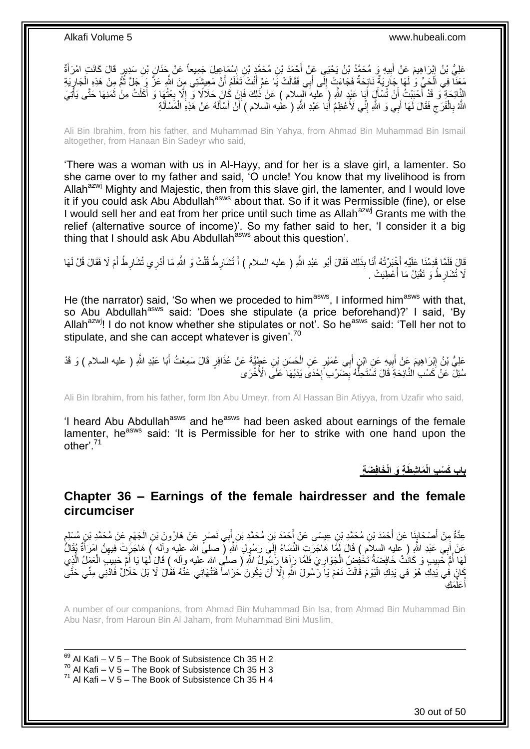عَلِيُّ بْنُ إِبْرَاهِيمَ عَنْ أَبِيهِ وَ مُحَمَّدُ بْنُ يَحْيَى عَنْ أَحْمَدَ بْنِ مُحَمَّدِ بْنِ إِسْمَاعِيلَ جَمِيعاً عَنْ حَنَانِ بْنِ سَدِيرٍ قَالَ كَانَتِ امْرَأَةٌ مَعَنَا فِي الْحَيِّ وَ لَهَا جَارِيَةٌ نَائِحَةٌ فَجَاءَتْ إِلَى أَبِي فَقَالَتْ يَا عَمِّ أَنْتَ تَعْلَمُ أَنَّ مَعِيشَتِي مِنَ اللَّهِ عَزَّ وَ جَلَّ ثُمَّ مِنْ هَذِهِ الْجَارِيَةِ النَّائِحَةِ وَ قَدْ أَحْبَبْتُ أَنْ تَسْأَلَ أَبَا عَبْدِ اللَّهِ ( عليه السلام ) عَنْ ذَلِكَ فَإِنْ كَانَ حَلَالًا وَ إِلَّا بِعْتُهَا وَ أَكَلْتُ مِنْ ثَمَنِهَا حَتَّى يَأْتِيَ اللَّهُ بِالْفَرَجِ فَقَالَ لَهَا أَبِي وَ اللَّهِ إِنِّي لَأُعْظِمُ أَبَا عَبْدِ اللَّهِ ( عليه السلام ) أَنْ أَسْأَلَهُ عَنْ هَذِهِ الْمَسْأَلَةِ

Ali Bin Ibrahim, from his father, and Muhammad Bin Yahya, from Ahmad Bin Muhammad Bin Ismail altogether, from Hanaan Bin Sadeyr who said,

'There was a woman with us in Al-Hayy, and for her is a slave girl, a lamenter. So she came over to my father and said, 'O uncle! You know that my livelihood is from Allah[azwj] Mighty and Majestic, then from this slave girl, the lamenter, and I would love it if you could ask Abu Abdullah[asws] about that. So if it was Permissible (fine), or else I would sell her and eat from her price until such time as Allah[azwj] Grants me with the relief (alternative source of income)'. So my father said to her, 'I consider it a big thing that I should ask Abu Abdullah[asws] about this question'.

قَالَ فَلَمَّا قَدِمْنَا عَلَيْهِ أَخْبَرْتُهُ أَنَا بِذَلِكَ فَقَالَ أَبُو عَبْدِ اللَّهِ ( عليه السلام ) أَ تُشَارِطُ قُلْتُ وَ اللَّهِ مَا أَدْرِي تُشَارِطُ أَمْ لَا فَقَالَ قُلْ لَهَا لَا تُشَارِطْ وَ تَقْبَلُ مَا أُعْطِيَتْ .

He (the narrator) said, 'So when we proceeded to him[asws], I informed him[asws] with that, so Abu Abdullah[asws] said: 'Does she stipulate (a price beforehand)?' I said, 'By Allah[azwj]! I do not know whether she stipulates or not'. So he[asws] said: 'Tell her not to stipulate, and she can accept whatever is given'.[70]

عَلِيُّ بْنُ إِبْرَاهِيمَ عَنْ أَبِيهِ عَنِ ابْنِ أَبِي عُمَيْرٍ عَنِ الْحَسَنِ بْنِ عَطِيَّةَ عَنْ عُذَافِرٍ قَالَ سَمِعْتُ أَبَا عَبْدِ اللَّهِ ( عليه السلام ) وَ قَدْ سُئِلَ عَنْ كَسْبِ النَّائِحَةِ قَالَ تَسْتَحِلُّهُ بِضَرْبِ إِحْدَى يَدَيْهَا عَلَى الْأُخْرَى

Ali Bin Ibrahim, from his father, form Ibn Abu Umeyr, from Al Hassan Bin Atiyya, from Uzafir who said,

'I heard Abu Abdullah[asws] and he[asws] had been asked about earnings of the female lamenter, he[asws] said: 'It is Permissible for her to strike with one hand upon the other'.[71]

## باب كَسْبِ الْمَاشِطَةِ وَ الْخَافِضَةِ

## Chapter 36 – Earnings of the female hairdresser and the female circumciser

عِدَّةٌ مِنْ أَصْحَابِنَا عَنْ أَحْمَدَ بْنِ مُحَمَّدِ بْنِ عِيسَى عَنْ أَحْمَدَ بْنِ مُحَمَّدِ بْنِ أَبِي نَصْرٍ عَنْ هَارُونَ بْنِ الْجَهْمِ عَنْ مُحَمَّدِ بْنِ مُسْلِمٍ عَنْ أَبِي عَبْدِ اللَّهِ ( عليه السلام ) قَالَ لَمَّا هَاجَرَتِ النِّسَاءُ إِلَى رَسُولِ اللَّهِ ( صلى الله عليه وآله ) هَاجَرَتْ فِيهِنَّ امْرَأَةٌ يُقَالُ لَهَا أُمُّ حَبِيبٍ وَ كَانَتْ خَافِضَةً تَخْفِضُ الْجَوَارِيَ فَلَمَّا رَآهَا رَسُولُ اللَّهِ ( صلى الله عليه وآله ) قَالَ لَهَا يَا أُمَّ حَبِيبٍ الْعَمَلُ الَّذِي كَانَ فِي يَدِكِ هُوَ فِي يَدِكِ الْيَوْمَ قَالَتْ نَعَمْ يَا رَسُولَ اللَّهِ إِلَّا أَنْ يَكُونَ حَرَاماً فَتَنْهَانِي عَنْهُ فَقَالَ لَا بَلْ حَلَالٌ فَادْنِي مِنِّي حَتَّى أُعَلِّمَكِ

A number of our companions, from Ahmad Bin Muhammad Bin Isa, from Ahmad Bin Muhammad Bin Abu Nasr, from Haroun Bin Al Jaham, from Muhammad Bini Muslim,

[69] Al Kafi – V 5 – The Book of Subsistence Ch 35 H 2
[70] Al Kafi – V 5 – The Book of Subsistence Ch 35 H 3
[71] Al Kafi – V 5 – The Book of Subsistence Ch 35 H 4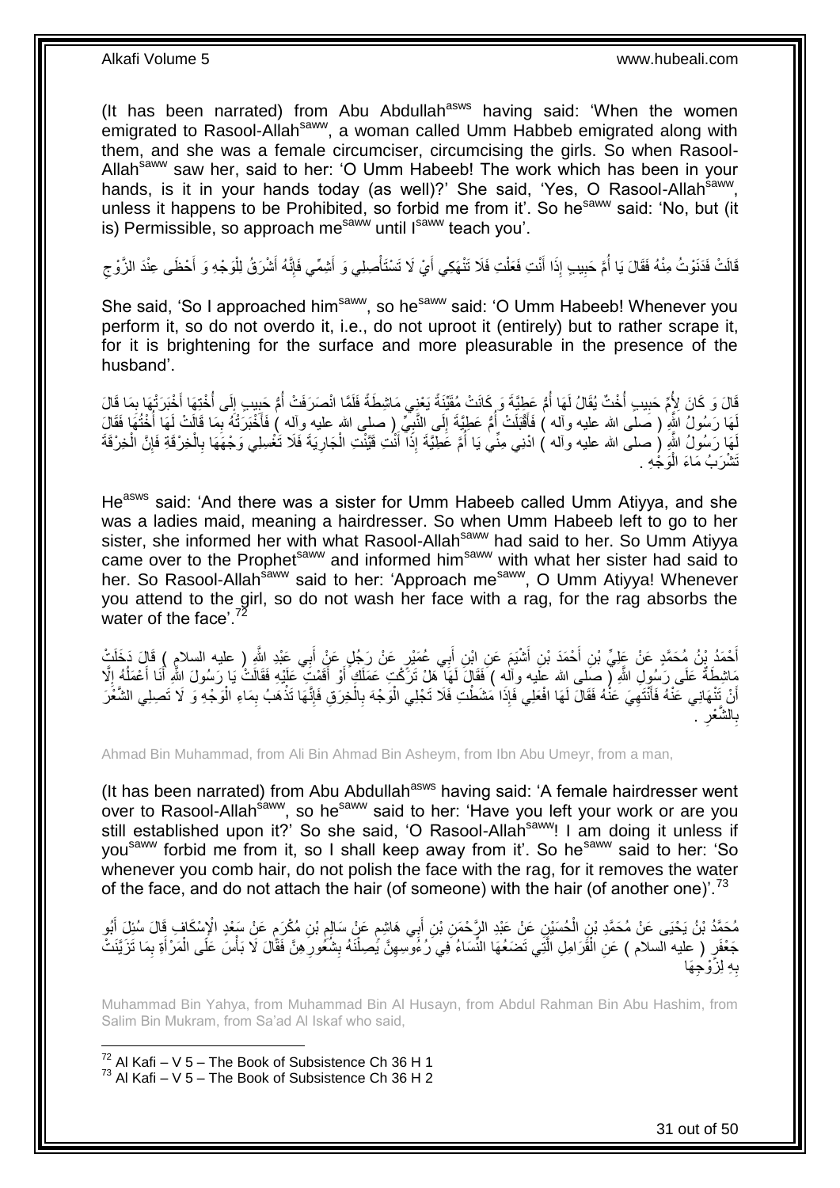(It has been narrated) from Abu Abdullah[asws] having said: 'When the women emigrated to Rasool-Allah[saww], a woman called Umm Habbeb emigrated along with them, and she was a female circumciser, circumcising the girls. So when Rasool-Allah[saww] saw her, said to her: 'O Umm Habeeb! The work which has been in your hands, is it in your hands today (as well)?' She said, 'Yes, O Rasool-Allah[saww], unless it happens to be Prohibited, so forbid me from it'. So he[saww] said: 'No, but (it is) Permissible, so approach me[saww] until I[saww] teach you'.

قَالَتْ فَدَنَوْتُ مِنْهُ فَقَالَ يَا أُمَّ حَبِيبٍ إِذَا أَنْتِ فَعَلْتِ فَلَا تَنْهَكِي أَيْ لَا تَسْتَأْصِلِي وَ أَشِمِّي فَإِنَّهُ أَشْرَقُ لِلْوَجْهِ وَ أَحْظَى عِنْدَ الزَّوْجِ

She said, 'So I approached him[saww], so he[saww] said: 'O Umm Habeeb! Whenever you perform it, so do not overdo it, i.e., do not uproot it (entirely) but to rather scrape it, for it is brightening for the surface and more pleasurable in the presence of the husband'.

قَالَ وَ كَانَ لِأُمِّ حَبِيبٍ أُخْتٌ يُقَالُ لَهَا أُمُّ عَطِيَّةَ وَ كَانَتْ مُقَيِّنَةً يَعْنِي مَاشِطَةً فَلَمَّا انْصَرَفَتْ أُمُّ حَبِيبٍ إِلَى أُخْتِهَا أَخْبَرَتْهَا بِمَا قَالَ لَهَا رَسُولُ اللَّهِ ( صلى الله عليه وآله ) فَأَقْبَلَتْ أُمُّ عَطِيَّةَ إِلَى النَّبِيِّ ( صلى الله عليه وآله ) فَأَخْبَرَتْهُ بِمَا قَالَتْ لَهَا أُخْتُهَا فَقَالَ لَهَا رَسُولُ اللَّهِ ( صلى الله عليه وآله ) ادْنِي مِنِّي يَا أُمَّ عَطِيَّةَ إِذَا أَنْتِ قَيَّنْتِ الْجَارِيَةَ فَلَا تَغْسِلِي وَجْهَهَا بِالْخِرْقَةِ فَإِنَّ الْخِرْقَةَ تَشْرَبُ مَاءَ الْوَجْهِ .

He[asws] said: 'And there was a sister for Umm Habeeb called Umm Atiyya, and she was a ladies maid, meaning a hairdresser. So when Umm Habeeb left to go to her sister, she informed her with what Rasool-Allah[saww] had said to her. So Umm Atiyya came over to the Prophet[saww] and informed him[saww] with what her sister had said to her. So Rasool-Allah[saww] said to her: 'Approach me[saww], O Umm Atiyya! Whenever you attend to the girl, so do not wash her face with a rag, for the rag absorbs the water of the face'.[72]

أَحْمَدُ بْنُ مُحَمَّدٍ عَنْ عَلِيِّ بْنِ أَحْمَدَ بْنِ أَشْيَمَ عَنِ ابْنِ أَبِي عُمَيْرٍ عَنْ رَجُلٍ عَنْ أَبِي عَبْدِ اللَّهِ ( عليه السلام ) قَالَ دَخَلَتْ مَاشِطَةٌ عَلَى رَسُولِ اللَّهِ ( صلى الله عليه وآله ) فَقَالَ لَهَا هَلْ تَرَكْتِ عَمَلَكِ أَوْ أَقَمْتِ عَلَيْهِ فَقَالَتْ يَا رَسُولَ اللَّهِ أَنَا أَعْمَلُهُ إِلَّا أَنْ تَنْهَانِي عَنْهُ فَأَنْتَهِيَ عَنْهُ فَقَالَ لَهَا افْعَلِي فَإِذَا مَشَطْتِ فَلَا تَجْلِي الْوَجْهَ بِالْخِرَقِ فَإِنَّهَا تَذْهَبُ بِمَاءِ الْوَجْهِ وَ لَا تَصِلِي الشَّعْرَ بِالشَّعْرِ .

Ahmad Bin Muhammad, from Ali Bin Ahmad Bin Asheym, from Ibn Abu Umeyr, from a man,

(It has been narrated) from Abu Abdullah[asws] having said: 'A female hairdresser went over to Rasool-Allah[saww], so he[saww] said to her: 'Have you left your work or are you still established upon it?' So she said, 'O Rasool-Allah[saww]! I am doing it unless if you[saww] forbid me from it, so I shall keep away from it'. So he[saww] said to her: 'So whenever you comb hair, do not polish the face with the rag, for it removes the water of the face, and do not attach the hair (of someone) with the hair (of another one)'.[73]

مُحَمَّدُ بْنُ يَحْيَى عَنْ مُحَمَّدِ بْنِ الْحُسَيْنِ عَنْ عَبْدِ الرَّحْمَنِ بْنِ أَبِي هَاشِمٍ عَنْ سَالِمِ بْنِ مُكْرَمٍ عَنْ سَعْدٍ الْإِسْكَافِ قَالَ سُئِلَ أَبُو جَعْفَرٍ ( عليه السلام ) عَنِ الْقَرَامِلِ الَّتِي تَضَعُهَا النِّسَاءُ فِي رُءُوسِهِنَّ يَصِلْنَهُ بِشُعُورِهِنَّ فَقَالَ لَا بَأْسَ عَلَى الْمَرْأَةِ بِمَا تَزَيَّنَتْ بِهِ لِزَوْجِهَا

Muhammad Bin Yahya, from Muhammad Bin Al Husayn, from Abdul Rahman Bin Abu Hashim, from Salim Bin Mukram, from Sa'ad Al Iskaf who said,

[72] Al Kafi – V 5 – The Book of Subsistence Ch 36 H 1
[73] Al Kafi – V 5 – The Book of Subsistence Ch 36 H 2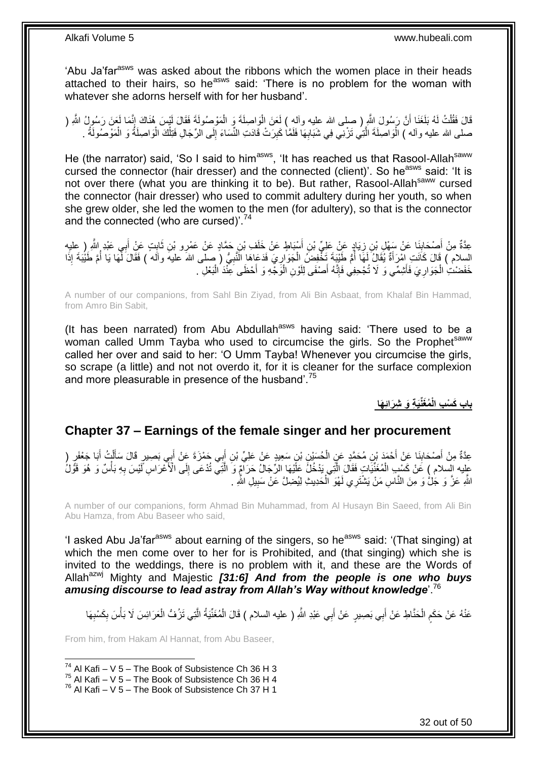'Abu Ja'far[asws] was asked about the ribbons which the women place in their heads attached to their hairs, so he[asws] said: 'There is no problem for the woman with whatever she adorns herself with for her husband'.

قَالَ فَقُلْتُ لَهُ بَلَغَنَا أَنَّ رَسُولَ اللَّهِ ( صلى الله عليه وآله ) لَعَنَ الْوَاصِلَةَ وَ الْمَوْصُولَةَ فَقَالَ لَيْسَ هُنَاكَ إِنَّمَا لَعَنَ رَسُولُ اللَّهِ ( صلى الله عليه وآله ) الْوَاصِلَةَ الَّتِي تَزْنِي فِي شَبَابِهَا فَلَمَّا كَبِرَتْ قَادَتِ النِّسَاءَ إِلَى الرِّجَالِ فَتِلْكَ الْوَاصِلَةُ وَ الْمَوْصُولَةُ .

He (the narrator) said, 'So I said to him[asws], 'It has reached us that Rasool-Allah[saww] cursed the connector (hair dresser) and the connected (client)'. So he[asws] said: 'It is not over there (what you are thinking it to be). But rather, Rasool-Allah[saww] cursed the connector (hair dresser) who used to commit adultery during her youth, so when she grew older, she led the women to the men (for adultery), so that is the connector and the connected (who are cursed)'.[74]

عِدَّةٌ مِنْ أَصْحَابِنَا عَنْ سَهْلِ بْنِ زِيَادٍ عَنْ عَلِيِّ بْنِ أَسْبَاطٍ عَنْ خَلَفِ بْنِ حَمَّادٍ عَنْ عَمْرِو بْنِ ثَابِتٍ عَنْ أَبِي عَبْدِ اللَّهِ ( عليه السلام ) قَالَ كَانَتِ امْرَأَةٌ يُقَالُ لَهَا أُمُّ طَيْبَةَ تَخْفِضُ الْجَوَارِيَ فَدَعَاهَا النَّبِيُّ ( صلى الله عليه وآله ) فَقَالَ لَهَا يَا أُمَّ طَيْبَةَ إِذَا خَفَضْتِ الْجَوَارِيَ فَأَشِمِّي وَ لَا تُجْحِفِي فَإِنَّهُ أَصْفَى لِلَوْنِ الْوَجْهِ وَ أَحْظَى عِنْدَ الْبَعْلِ .

A number of our companions, from Sahl Bin Ziyad, from Ali Bin Asbaat, from Khalaf Bin Hammad, from Amro Bin Sabit,

(It has been narrated) from Abu Abdullah[asws] having said: 'There used to be a woman called Umm Tayba who used to circumcise the girls. So the Prophet[saww] called her over and said to her: 'O Umm Tayba! Whenever you circumcise the girls, so scrape (a little) and not not overdo it, for it is cleaner for the surface complexion and more pleasurable in presence of the husband'.[75]

## باب كَسْبِ الْمُغَنِّيَةِ وَ شِرَائِهَا

## Chapter 37 – Earnings of the female singer and her procurement

عِدَّةٌ مِنْ أَصْحَابِنَا عَنْ أَحْمَدَ بْنِ مُحَمَّدٍ عَنِ الْحُسَيْنِ بْنِ سَعِيدٍ عَنْ عَلِيِّ بْنِ أَبِي حَمْزَةَ عَنْ أَبِي بَصِيرٍ قَالَ سَأَلْتُ أَبَا جَعْفَرٍ ( عليه السلام ) عَنْ كَسْبِ الْمُغَنِّيَاتِ فَقَالَ الَّتِي يَدْخُلُ عَلَيْهَا الرِّجَالُ حَرَامٌ وَ الَّتِي تُدْعَى إِلَى الْأَعْرَاسِ لَيْسَ بِهِ بَأْسٌ وَ هُوَ قَوْلُ اللَّهِ عَزَّ وَ جَلَّ وَ مِنَ النَّاسِ مَنْ يَشْتَرِي لَهْوَ الْحَدِيثِ لِيُضِلَّ عَنْ سَبِيلِ اللَّهِ .

A number of our companions, form Ahmad Bin Muhammad, from Al Husayn Bin Saeed, from Ali Bin Abu Hamza, from Abu Baseer who said,

'I asked Abu Ja'far[asws] about earning of the singers, so he[asws] said: '(That singing) at which the men come over to her for is Prohibited, and (that singing) which she is invited to the weddings, there is no problem with it, and these are the Words of Allah[azwj] Mighty and Majestic ***[31:6] And from the people is one who buys amusing discourse to lead astray from Allah's Way without knowledge***'.[76]

عَنْهُ عَنْ حَكَمٍ الْحَنَّاطِ عَنْ أَبِي بَصِيرٍ عَنْ أَبِي عَبْدِ اللَّهِ ( عليه السلام ) قَالَ الْمُغَنِّيَةُ الَّتِي تَزُفُّ الْعَرَائِسَ لَا بَأْسَ بِكَسْبِهَا

From him, from Hakam Al Hannat, from Abu Baseer,

[74] Al Kafi – V 5 – The Book of Subsistence Ch 36 H 3
[75] Al Kafi – V 5 – The Book of Subsistence Ch 36 H 4
[76] Al Kafi – V 5 – The Book of Subsistence Ch 37 H 1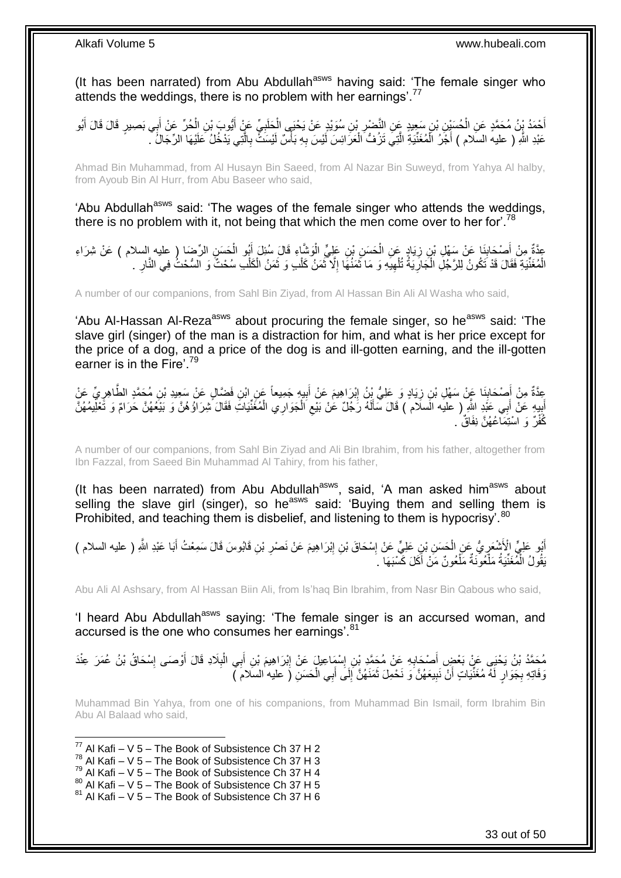(It has been narrated) from Abu Abdullah[asws] having said: 'The female singer who attends the weddings, there is no problem with her earnings'.[77]

أَحْمَدُ بْنُ مُحَمَّدٍ عَنِ الْحُسَيْنِ بْنِ سَعِيدٍ عَنِ النَّضْرِ بْنِ سُوَيْدٍ عَنْ يَحْيَى الْحَلَبِيِّ عَنْ أَيُّوبَ بْنِ الْحُرِّ عَنْ أَبِي بَصِيرٍ قَالَ قَالَ أَبُو عَبْدِ اللَّهِ ( عليه السلام ) أَجْرُ الْمُغَنِّيَةِ الَّتِي تَزُفُّ الْعَرَائِسَ لَيْسَ بِهِ بَأْسٌ لَيْسَتْ بِالَّتِي يَدْخُلُ عَلَيْهَا الرِّجَالُ .

Ahmad Bin Muhammad, from Al Husayn Bin Saeed, from Al Nazar Bin Suweyd, from Yahya Al halby, from Ayoub Bin Al Hurr, from Abu Baseer who said,

'Abu Abdullah[asws] said: 'The wages of the female singer who attends the weddings, there is no problem with it, not being that which the men come over to her for'.[78]

عِدَّةٌ مِنْ أَصْحَابِنَا عَنْ سَهْلِ بْنِ زِيَادٍ عَنِ الْحَسَنِ بْنِ عَلِيٍّ الْوَشَّاءِ قَالَ سُئِلَ أَبُو الْحَسَنِ الرِّضَا ( عليه السلام ) عَنْ شِرَاءِ الْمُغَنِّيَةِ فَقَالَ قَدْ تَكُونُ لِلرَّجُلِ الْجَارِيَةُ تُلْهِيهِ وَ مَا ثَمَنُهَا إِلَّا ثَمَنُ كَلْبٍ وَ ثَمَنُ الْكَلْبِ سُحْتٌ وَ السُّحْتُ فِي النَّارِ .

A number of our companions, from Sahl Bin Ziyad, from Al Hassan Bin Ali Al Washa who said,

'Abu Al-Hassan Al-Reza[asws] about procuring the female singer, so he[asws] said: 'The slave girl (singer) of the man is a distraction for him, and what is her price except for the price of a dog, and a price of the dog is and ill-gotten earning, and the ill-gotten earner is in the Fire'.[79]

عِدَّةٌ مِنْ أَصْحَابِنَا عَنْ سَهْلِ بْنِ زِيَادٍ وَ عَلِيُّ بْنُ إِبْرَاهِيمَ عَنْ أَبِيهِ جَمِيعاً عَنِ ابْنِ فَضَّالٍ عَنْ سَعِيدِ بْنِ مُحَمَّدٍ الطَّاهِرِيِّ عَنْ أَبِيهِ عَنْ أَبِي عَبْدِ اللَّهِ ( عليه السلام ) قَالَ سَأَلَهُ رَجُلٌ عَنْ بَيْعِ الْجَوَارِي الْمُغَنِّيَاتِ فَقَالَ شِرَاؤُهُنَّ وَ بَيْعُهُنَّ حَرَامٌ وَ تَعْلِيمُهُنَّ كُفْرٌ وَ اسْتِمَاعُهُنَّ نِفَاقٌ .

A number of our companions, from Sahl Bin Ziyad and Ali Bin Ibrahim, from his father, altogether from Ibn Fazzal, from Saeed Bin Muhammad Al Tahiry, from his father,

(It has been narrated) from Abu Abdullah[asws], said, 'A man asked him[asws] about selling the slave girl (singer), so he[asws] said: 'Buying them and selling them is Prohibited, and teaching them is disbelief, and listening to them is hypocrisy'.[80]

أَبُو عَلِيٍّ الْأَشْعَرِيُّ عَنِ الْحَسَنِ بْنِ عَلِيٍّ عَنْ إِسْحَاقَ بْنِ إِبْرَاهِيمَ عَنْ نَصْرِ بْنِ قَابُوسَ قَالَ سَمِعْتُ أَبَا عَبْدِ اللَّهِ ( عليه السلام ) يَقُولُ الْمُغَنِّيَةُ مَلْعُونَةٌ مَلْعُونٌ مَنْ أَكَلَ كَسْبَهَا .

Abu Ali Al Ashsary, from Al Hassan Biin Ali, from Is'haq Bin Ibrahim, from Nasr Bin Qabous who said,

'I heard Abu Abdullah[asws] saying: 'The female singer is an accursed woman, and accursed is the one who consumes her earnings'.[81]

مُحَمَّدُ بْنُ يَحْيَى عَنْ بَعْضِ أَصْحَابِهِ عَنْ مُحَمَّدِ بْنِ إِسْمَاعِيلَ عَنْ إِبْرَاهِيمَ بْنِ أَبِي الْبِلَادِ قَالَ أَوْصَى إِسْحَاقُ بْنُ عُمَرَ عِنْدَ وَفَاتِهِ بِجَوَارٍ لَهُ مُغَنِّيَاتٍ أَنْ نَبِيعَهُنَّ وَ نَحْمِلَ ثَمَنَهُنَّ إِلَى أَبِي الْحَسَنِ ( عليه السلام )

Muhammad Bin Yahya, from one of his companions, from Muhammad Bin Ismail, form Ibrahim Bin Abu Al Balaad who said,

[77] Al Kafi – V 5 – The Book of Subsistence Ch 37 H 2
[78] Al Kafi – V 5 – The Book of Subsistence Ch 37 H 3
[79] Al Kafi – V 5 – The Book of Subsistence Ch 37 H 4
[80] Al Kafi – V 5 – The Book of Subsistence Ch 37 H 5
[81] Al Kafi – V 5 – The Book of Subsistence Ch 37 H 6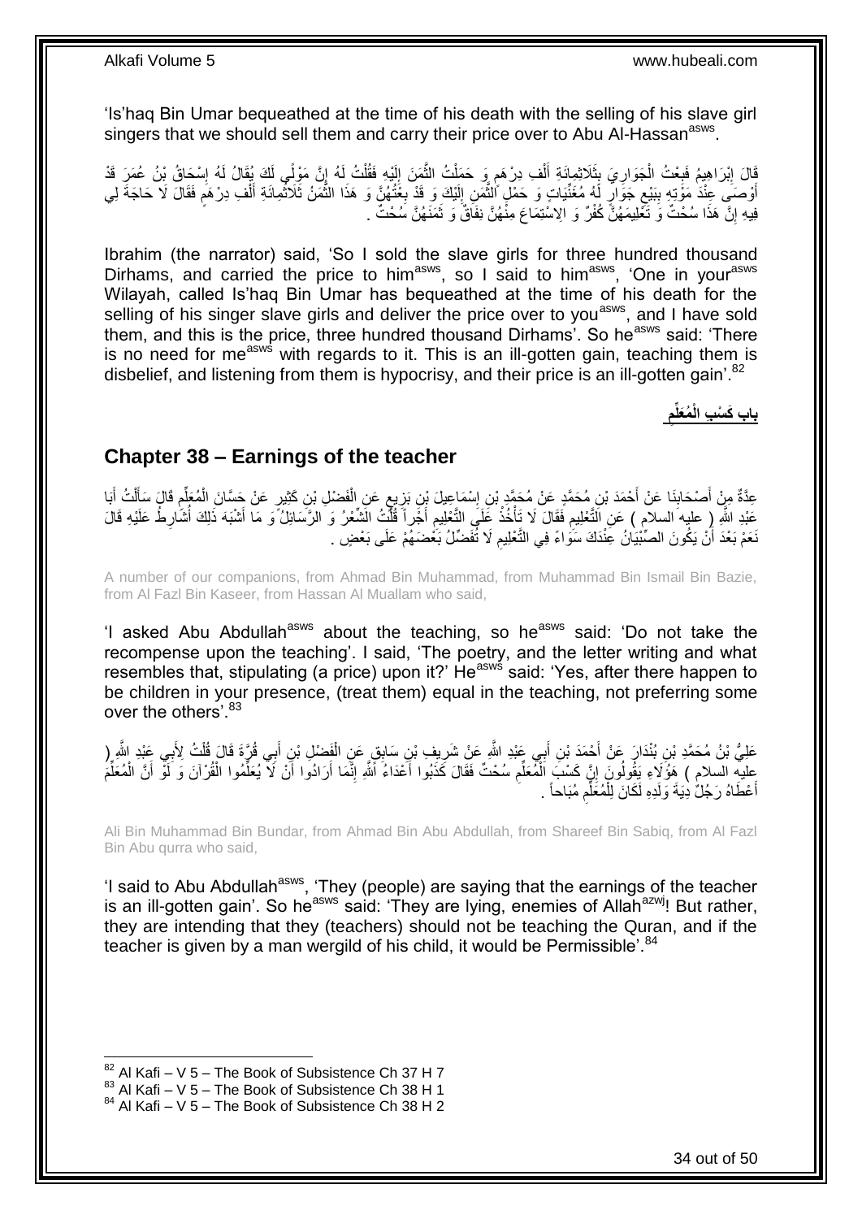'Is'haq Bin Umar bequeathed at the time of his death with the selling of his slave girl singers that we should sell them and carry their price over to Abu Al-Hassan[asws].

قَالَ إِبْرَاهِيمُ فَبِعْتُ الْجَوَارِيَ بِثَلَاثِمِائَةِ أَلْفِ دِرْهَمٍ وَ حَمَلْتُ الثَّمَنَ إِلَيْهِ فَقُلْتُ لَهُ إِنَّ مَوْلًى لَكَ يُقَالُ لَهُ إِسْحَاقُ بْنُ عُمَرَ قَدْ أَوْصَى عِنْدَ مَوْتِهِ بِبَيْعِ جَوَارٍ لَهُ مُغَنِّيَاتٍ وَ حَمْلِ الثَّمَنِ إِلَيْكَ وَ قَدْ بِعْتُهُنَّ وَ هَذَا الثَّمَنُ ثَلَاثُمِائَةِ أَلْفِ دِرْهَمٍ فَقَالَ لَا حَاجَةَ لِي فِيهِ إِنَّ هَذَا سُحْتٌ وَ تَعْلِيمَهُنَّ كُفْرٌ وَ الِاسْتِمَاعَ مِنْهُنَّ نِفَاقٌ وَ ثَمَنَهُنَّ سُحْتٌ .

Ibrahim (the narrator) said, 'So I sold the slave girls for three hundred thousand Dirhams, and carried the price to him[asws], so I said to him[asws], 'One in your[asws] Wilayah, called Is'haq Bin Umar has bequeathed at the time of his death for the selling of his singer slave girls and deliver the price over to you[asws], and I have sold them, and this is the price, three hundred thousand Dirhams'. So he[asws] said: 'There is no need for me[asws] with regards to it. This is an ill-gotten gain, teaching them is disbelief, and listening from them is hypocrisy, and their price is an ill-gotten gain'.[82]

## باب كَسْبِ الْمُعَلِّمِ

## Chapter 38 – Earnings of the teacher

عِدَّةٌ مِنْ أَصْحَابِنَا عَنْ أَحْمَدَ بْنِ مُحَمَّدٍ عَنْ مُحَمَّدِ بْنِ إِسْمَاعِيلَ بْنِ بَزِيعٍ عَنِ الْفَضْلِ بْنِ كَثِيرٍ عَنْ حَسَّانَ الْمُعَلِّمِ قَالَ سَأَلْتُ أَبَا عَبْدِ اللَّهِ ( عليه السلام ) عَنِ التَّعْلِيمِ فَقَالَ لَا تَأْخُذْ عَلَى التَّعْلِيمِ أَجْراً قُلْتُ الشِّعْرُ وَ الرَّسَائِلُ وَ مَا أَشْبَهَ ذَلِكَ أُشَارِطُ عَلَيْهِ قَالَ نَعَمْ بَعْدَ أَنْ يَكُونَ الصِّبْيَانُ عِنْدَكَ سَوَاءً فِي التَّعْلِيمِ لَا تُفَضِّلُ بَعْضَهُمْ عَلَى بَعْضٍ .

A number of our companions, from Ahmad Bin Muhammad, from Muhammad Bin Ismail Bin Bazie, from Al Fazl Bin Kaseer, from Hassan Al Muallam who said,

'I asked Abu Abdullah[asws] about the teaching, so he[asws] said: 'Do not take the recompense upon the teaching'. I said, 'The poetry, and the letter writing and what resembles that, stipulating (a price) upon it?' He[asws] said: 'Yes, after there happen to be children in your presence, (treat them) equal in the teaching, not preferring some over the others'.[83]

عَلِيُّ بْنُ مُحَمَّدِ بْنِ بُنْدَارَ عَنْ أَحْمَدَ بْنِ أَبِي عَبْدِ اللَّهِ عَنْ شَرِيفِ بْنِ سَابِقٍ عَنِ الْفَضْلِ بْنِ أَبِي قُرَّةَ قَالَ قُلْتُ لِأَبِي عَبْدِ اللَّهِ ( عليه السلام ) هَؤُلَاءِ يَقُولُونَ إِنَّ كَسْبَ الْمُعَلِّمِ سُحْتٌ فَقَالَ كَذَبُوا أَعْدَاءُ اللَّهِ إِنَّمَا أَرَادُوا أَنْ لَا يُعَلِّمُوا الْقُرْآنَ وَ لَوْ أَنَّ الْمُعَلِّمَ أَعْطَاهُ رَجُلٌ دِيَةَ وَلَدِهِ لَكَانَ لِلْمُعَلِّمِ مُبَاحاً .

Ali Bin Muhammad Bin Bundar, from Ahmad Bin Abu Abdullah, from Shareef Bin Sabiq, from Al Fazl Bin Abu qurra who said,

'I said to Abu Abdullah[asws], 'They (people) are saying that the earnings of the teacher is an ill-gotten gain'. So he[asws] said: 'They are lying, enemies of Allah[azwj]! But rather, they are intending that they (teachers) should not be teaching the Quran, and if the teacher is given by a man wergild of his child, it would be Permissible'.[84]

[82] Al Kafi – V 5 – The Book of Subsistence Ch 37 H 7
[83] Al Kafi – V 5 – The Book of Subsistence Ch 38 H 1
[84] Al Kafi – V 5 – The Book of Subsistence Ch 38 H 2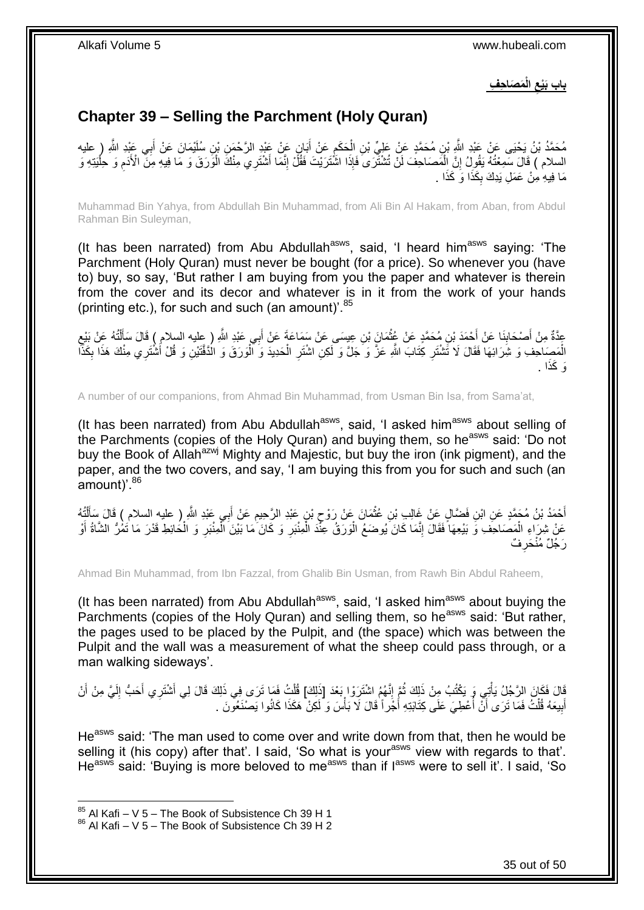## باب بَيْعِ الْمَصَاحِفِ

## Chapter 39 – Selling the Parchment (Holy Quran)

مُحَمَّدُ بْنُ يَحْيَى عَنْ عَبْدِ اللَّهِ بْنِ مُحَمَّدٍ عَنْ عَلِيِّ بْنِ الْحَكَمِ عَنْ أَبَانٍ عَنْ عَبْدِ الرَّحْمَنِ بْنِ سُلَيْمَانَ عَنْ أَبِي عَبْدِ اللَّهِ ( عليه السلام ) قَالَ سَمِعْتُهُ يَقُولُ إِنَّ الْمَصَاحِفَ لَنْ تُشْتَرَى فَإِذَا اشْتَرَيْتَ فَقُلْ إِنَّمَا أَشْتَرِي مِنْكَ الْوَرَقَ وَ مَا فِيهِ مِنَ الْأَدَمِ وَ حِلْيَتِهِ وَ مَا فِيهِ مِنْ عَمَلِ يَدِكَ بِكَذَا وَ كَذَا .

Muhammad Bin Yahya, from Abdullah Bin Muhammad, from Ali Bin Al Hakam, from Aban, from Abdul Rahman Bin Suleyman,

(It has been narrated) from Abu Abdullah[asws], said, 'I heard him[asws] saying: 'The Parchment (Holy Quran) must never be bought (for a price). So whenever you (have to) buy, so say, 'But rather I am buying from you the paper and whatever is therein from the cover and its decor and whatever is in it from the work of your hands (printing etc.), for such and such (an amount)'.[85]

عِدَّةٌ مِنْ أَصْحَابِنَا عَنْ أَحْمَدَ بْنِ مُحَمَّدٍ عَنْ عُثْمَانَ بْنِ عِيسَى عَنْ سَمَاعَةَ عَنْ أَبِي عَبْدِ اللَّهِ ( عليه السلام ) قَالَ سَأَلْتُهُ عَنْ بَيْعِ الْمَصَاحِفِ وَ شِرَائِهَا فَقَالَ لَا تَشْتَرِ كِتَابَ اللَّهِ عَزَّ وَ جَلَّ وَ لَكِنِ اشْتَرِ الْحَدِيدَ وَ الْوَرَقَ وَ الدَّفَّتَيْنِ وَ قُلْ أَشْتَرِي مِنْكَ هَذَا بِكَذَا وَ كَذَا .

A number of our companions, from Ahmad Bin Muhammad, from Usman Bin Isa, from Sama'at,

(It has been narrated) from Abu Abdullah[asws], said, 'I asked him[asws] about selling of the Parchments (copies of the Holy Quran) and buying them, so he[asws] said: 'Do not buy the Book of Allah[azwj] Mighty and Majestic, but buy the iron (ink pigment), and the paper, and the two covers, and say, 'I am buying this from you for such and such (an amount)'.[86]

أَحْمَدُ بْنُ مُحَمَّدٍ عَنِ ابْنِ فَضَّالٍ عَنْ غَالِبِ بْنِ عُثْمَانَ عَنْ رَوْحِ بْنِ عَبْدِ الرَّحِيمِ عَنْ أَبِي عَبْدِ اللَّهِ ( عليه السلام ) قَالَ سَأَلْتُهُ عَنْ شِرَاءِ الْمَصَاحِفِ وَ بَيْعِهَا فَقَالَ إِنَّمَا كَانَ يُوضَعُ الْوَرَقُ عِنْدَ الْمِنْبَرِ وَ كَانَ مَا بَيْنَ الْمِنْبَرِ وَ الْحَائِطِ قَدْرَ مَا تَمُرُّ الشَّاةُ أَوْ رَجُلٌ مُنْحَرِفٌ

Ahmad Bin Muhammad, from Ibn Fazzal, from Ghalib Bin Usman, from Rawh Bin Abdul Raheem,

(It has been narrated) from Abu Abdullah[asws], said, 'I asked him[asws] about buying the Parchments (copies of the Holy Quran) and selling them, so he[asws] said: 'But rather, the pages used to be placed by the Pulpit, and (the space) which was between the Pulpit and the wall was a measurement of what the sheep could pass through, or a man walking sideways'.

قَالَ فَكَانَ الرَّجُلُ يَأْتِي وَ يَكْتُبُ مِنْ ذَلِكَ ثُمَّ إِنَّهُمُ اشْتَرَوْا بَعْدَ [ذَلِكَ] قُلْتُ فَمَا تَرَى فِي ذَلِكَ قَالَ لِي أَشْتَرِي أَحَبُّ إِلَيَّ مِنْ أَنْ أَبِيعَهُ قُلْتُ فَمَا تَرَى أَنْ أُعْطِيَ عَلَى كِتَابَتِهِ أَجْراً قَالَ لَا بَأْسَ وَ لَكِنْ هَكَذَا كَانُوا يَصْنَعُونَ .

He[asws] said: 'The man used to come over and write down from that, then he would be selling it (his copy) after that'. I said, 'So what is your[asws] view with regards to that'. He[asws] said: 'Buying is more beloved to me[asws] than if I[asws] were to sell it'. I said, 'So

[85] Al Kafi – V 5 – The Book of Subsistence Ch 39 H 1
[86] Al Kafi – V 5 – The Book of Subsistence Ch 39 H 2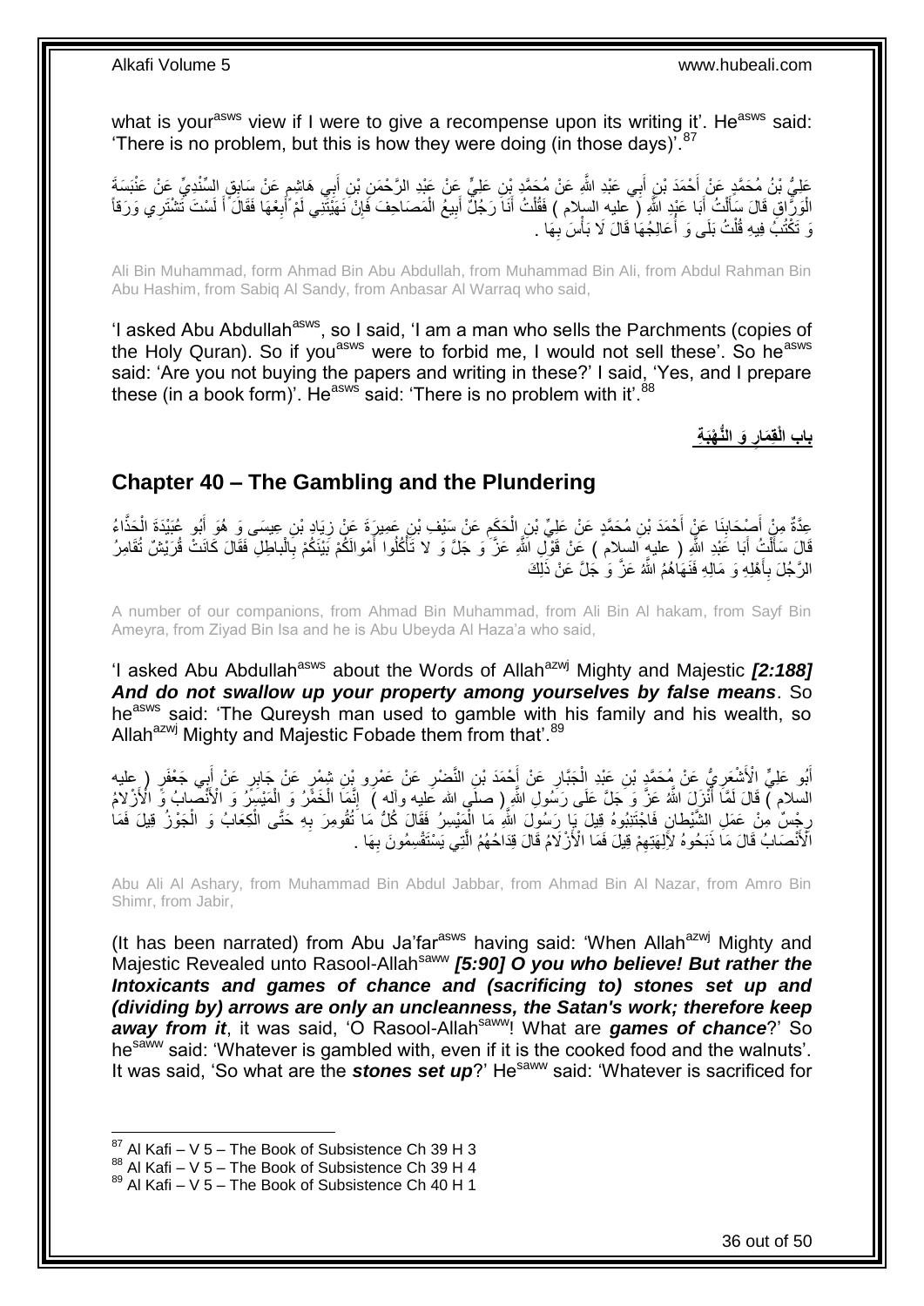what is your[asws] view if I were to give a recompense upon its writing it'. He[asws] said: 'There is no problem, but this is how they were doing (in those days)'.[87]

عَلِيُّ بْنُ مُحَمَّدٍ عَنْ أَحْمَدَ بْنِ أَبِي عَبْدِ اللَّهِ عَنْ مُحَمَّدِ بْنِ عَلِيٍّ عَنْ عَبْدِ الرَّحْمَنِ بْنِ أَبِي هَاشِمٍ عَنْ سَابِقٍ السِّنْدِيِّ عَنْ عَنْبَسَةَ الْوَرَّاقِ قَالَ سَأَلْتُ أَبَا عَبْدِ اللَّهِ ( عليه السلام ) فَقُلْتُ أَنَا رَجُلٌ أَبِيعُ الْمَصَاحِفَ فَإِنْ نَهَيْتَنِي لَمْ أَبِعْهَا فَقَالَ أَ لَسْتَ تَشْتَرِي وَرَقاً وَ تَكْتُبُ فِيهِ قُلْتُ بَلَى وَ أُعَالِجُهَا قَالَ لَا بَأْسَ بِهَا .

Ali Bin Muhammad, form Ahmad Bin Abu Abdullah, from Muhammad Bin Ali, from Abdul Rahman Bin Abu Hashim, from Sabiq Al Sandy, from Anbasar Al Warraq who said,

'I asked Abu Abdullah[asws], so I said, 'I am a man who sells the Parchments (copies of the Holy Quran). So if you[asws] were to forbid me, I would not sell these'. So he[asws] said: 'Are you not buying the papers and writing in these?' I said, 'Yes, and I prepare these (in a book form)'. He[asws] said: 'There is no problem with it'.[88]

## بابُ الْقِمَارِ وَ النُّهْبَةِ

## Chapter 40 – The Gambling and the Plundering

عِدَّةٌ مِنْ أَصْحَابِنَا عَنْ أَحْمَدَ بْنِ مُحَمَّدٍ عَنْ عَلِيِّ بْنِ الْحَكَمِ عَنْ سَيْفِ بْنِ عَمِيرَةَ عَنْ زِيَادِ بْنِ عِيسَى وَ هُوَ أَبُو عُبَيْدَةَ الْحَذَّاءُ قَالَ سَأَلْتُ أَبَا عَبْدِ اللَّهِ ( عليه السلام ) عَنْ قَوْلِ اللَّهِ عَزَّ وَ جَلَّ وَ لا تَأْكُلُوا أَمْوالَكُمْ بَيْنَكُمْ بِالْباطِلِ فَقَالَ كَانَتْ قُرَيْشٌ تُقَامِرُ الرَّجُلَ بِأَهْلِهِ وَ مَالِهِ فَنَهَاهُمُ اللَّهُ عَزَّ وَ جَلَّ عَنْ ذَلِكَ

A number of our companions, from Ahmad Bin Muhammad, from Ali Bin Al hakam, from Sayf Bin Ameyra, from Ziyad Bin Isa and he is Abu Ubeyda Al Haza'a who said,

'I asked Abu Abdullah[asws] about the Words of Allah[azwj] Mighty and Majestic ***[2:188] And do not swallow up your property among yourselves by false means***. So he[asws] said: 'The Qureysh man used to gamble with his family and his wealth, so Allah[azwj] Mighty and Majestic Fobade them from that'.[89]

أَبُو عَلِيٍّ الْأَشْعَرِيُّ عَنْ مُحَمَّدِ بْنِ عَبْدِ الْجَبَّارِ عَنْ أَحْمَدَ بْنِ النَّضْرِ عَنْ عَمْرِو بْنِ شِمْرٍ عَنْ جَابِرٍ عَنْ أَبِي جَعْفَرٍ ( عليه السلام ) قَالَ لَمَّا أَنْزَلَ اللَّهُ عَزَّ وَ جَلَّ عَلَى رَسُولِ اللَّهِ ( صلى الله عليه وآله ) إِنَّمَا الْخَمْرُ وَ الْمَيْسِرُ وَ الْأَنْصابُ وَ الْأَزْلامُ رِجْسٌ مِنْ عَمَلِ الشَّيْطانِ فَاجْتَنِبُوهُ قِيلَ يَا رَسُولَ اللَّهِ مَا الْمَيْسِرُ فَقَالَ كُلُّ مَا تُقُومِرَ بِهِ حَتَّى الْكِعَابُ وَ الْجَوْزُ قِيلَ فَمَا الْأَنْصَابُ قَالَ مَا ذَبَحُوهُ لِآلِهَتِهِمْ قِيلَ فَمَا الْأَزْلَامُ قَالَ قِدَاحُهُمُ الَّتِي يَسْتَقْسِمُونَ بِهَا .

Abu Ali Al Ashary, from Muhammad Bin Abdul Jabbar, from Ahmad Bin Al Nazar, from Amro Bin Shimr, from Jabir,

(It has been narrated) from Abu Ja'far[asws] having said: 'When Allah[azwj] Mighty and Majestic Revealed unto Rasool-Allah[saww] ***[5:90] O you who believe! But rather the Intoxicants and games of chance and (sacrificing to) stones set up and (dividing by) arrows are only an uncleanness, the Satan's work; therefore keep away from it***, it was said, 'O Rasool-Allah[saww]! What are ***games of chance***?' So he[saww] said: 'Whatever is gambled with, even if it is the cooked food and the walnuts'. It was said, 'So what are the ***stones set up***?' He[saww] said: 'Whatever is sacrificed for

[87] Al Kafi – V 5 – The Book of Subsistence Ch 39 H 3
[88] Al Kafi – V 5 – The Book of Subsistence Ch 39 H 4
[89] Al Kafi – V 5 – The Book of Subsistence Ch 40 H 1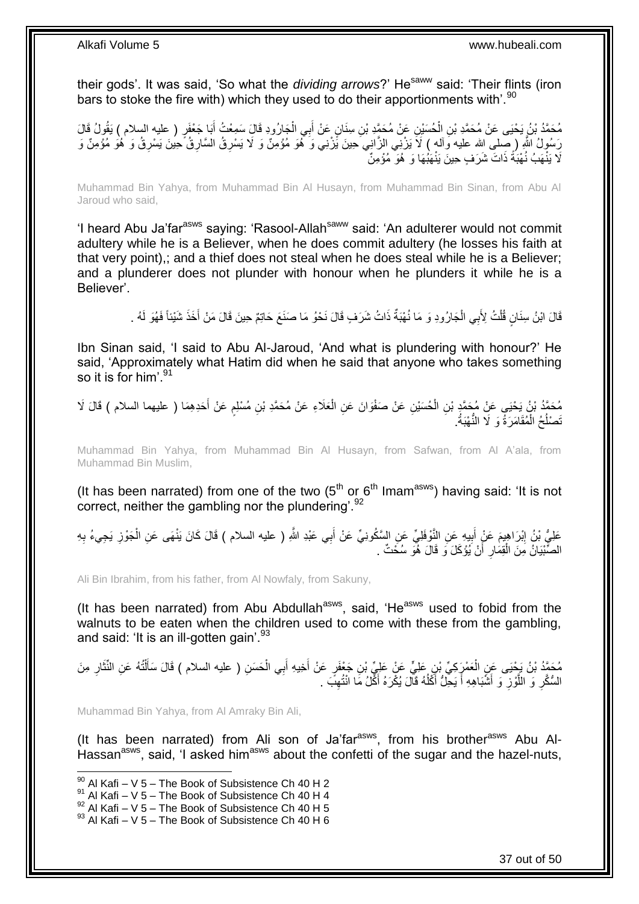their gods'. It was said, 'So what the *dividing arrows*?' He[saww] said: 'Their flints (iron bars to stoke the fire with) which they used to do their apportionments with'.[90]

مُحَمَّدُ بْنُ يَحْيَى عَنْ مُحَمَّدِ بْنِ الْحُسَيْنِ عَنْ مُحَمَّدِ بْنِ سِنَانٍ عَنْ أَبِي الْجَارُودِ قَالَ سَمِعْتُ أَبَا جَعْفَرٍ ( عليه السلام ) يَقُولُ قَالَ رَسُولُ اللَّهِ ( صلى الله عليه وآله ) لَا يَزْنِي الزَّانِي حِينَ يَزْنِي وَ هُوَ مُؤْمِنٌ وَ لَا يَسْرِقُ السَّارِقُ حِينَ يَسْرِقُ وَ هُوَ مُؤْمِنٌ وَ لَا يَنْهَبُ نُهْبَةً ذَاتَ شَرَفٍ حِينَ يَنْهَبُهَا وَ هُوَ مُؤْمِنٌ

Muhammad Bin Yahya, from Muhammad Bin Al Husayn, from Muhammad Bin Sinan, from Abu Al Jaroud who said,

'I heard Abu Ja'far[asws] saying: 'Rasool-Allah[saww] said: 'An adulterer would not commit adultery while he is a Believer, when he does commit adultery (he losses his faith at that very point),; and a thief does not steal when he does steal while he is a Believer; and a plunderer does not plunder with honour when he plunders it while he is a Believer'.

قَالَ ابْنُ سِنَانٍ قُلْتُ لِأَبِي الْجَارُودِ وَ مَا نُهْبَةٌ ذَاتُ شَرَفٍ قَالَ نَحْوُ مَا صَنَعَ حَاتِمٌ حِينَ قَالَ مَنْ أَخَذَ شَيْئاً فَهُوَ لَهُ .

Ibn Sinan said, 'I said to Abu Al-Jaroud, 'And what is plundering with honour?' He said, 'Approximately what Hatim did when he said that anyone who takes something so it is for him'.[91]

مُحَمَّدُ بْنُ يَحْيَى عَنْ مُحَمَّدِ بْنِ الْحُسَيْنِ عَنْ صَفْوَانَ عَنِ الْعَلَاءِ عَنْ مُحَمَّدِ بْنِ مُسْلِمٍ عَنْ أَحَدِهِمَا ( عليهما السلام ) قَالَ لَا تَصْلُحُ الْمُقَامَرَةُ وَ لَا النُّهْبَةُ.

Muhammad Bin Yahya, from Muhammad Bin Al Husayn, from Safwan, from Al A'ala, from Muhammad Bin Muslim,

(It has been narrated) from one of the two (5th or 6th Imam[asws]) having said: 'It is not correct, neither the gambling nor the plundering'.[92]

عَلِيُّ بْنُ إِبْرَاهِيمَ عَنْ أَبِيهِ عَنِ النَّوْفَلِيِّ عَنِ السَّكُونِيِّ عَنْ أَبِي عَبْدِ اللَّهِ ( عليه السلام ) قَالَ كَانَ يَنْهَى عَنِ الْجَوْزِ يَجِيءُ بِهِ الصِّبْيَانُ مِنَ الْقِمَارِ أَنْ يُؤْكَلَ وَ قَالَ هُوَ سُحْتٌ .

Ali Bin Ibrahim, from his father, from Al Nowfaly, from Sakuny,

(It has been narrated) from Abu Abdullah[asws], said, 'He[asws] used to fobid from the walnuts to be eaten when the children used to come with these from the gambling, and said: 'It is an ill-gotten gain'.[93]

مُحَمَّدُ بْنُ يَحْيَى عَنِ الْعَمْرَكِيِّ بْنِ عَلِيٍّ عَنْ عَلِيِّ بْنِ جَعْفَرٍ عَنْ أَخِيهِ أَبِي الْحَسَنِ ( عليه السلام ) قَالَ سَأَلْتُهُ عَنِ النِّثَارِ مِنَ السُّكَّرِ وَ اللَّوْزِ وَ أَشْبَاهِهِ أَ يَحِلُّ أَكْلُهُ قَالَ يُكْرَهُ أَكْلُ مَا انْتُهِبَ .

Muhammad Bin Yahya, from Al Amraky Bin Ali,

(It has been narrated) from Ali son of Ja'far[asws], from his brother[asws] Abu Al-Hassan[asws], said, 'I asked him[asws] about the confetti of the sugar and the hazel-nuts,

---

[90] Al Kafi – V 5 – The Book of Subsistence Ch 40 H 2
[91] Al Kafi – V 5 – The Book of Subsistence Ch 40 H 4
[92] Al Kafi – V 5 – The Book of Subsistence Ch 40 H 5
[93] Al Kafi – V 5 – The Book of Subsistence Ch 40 H 6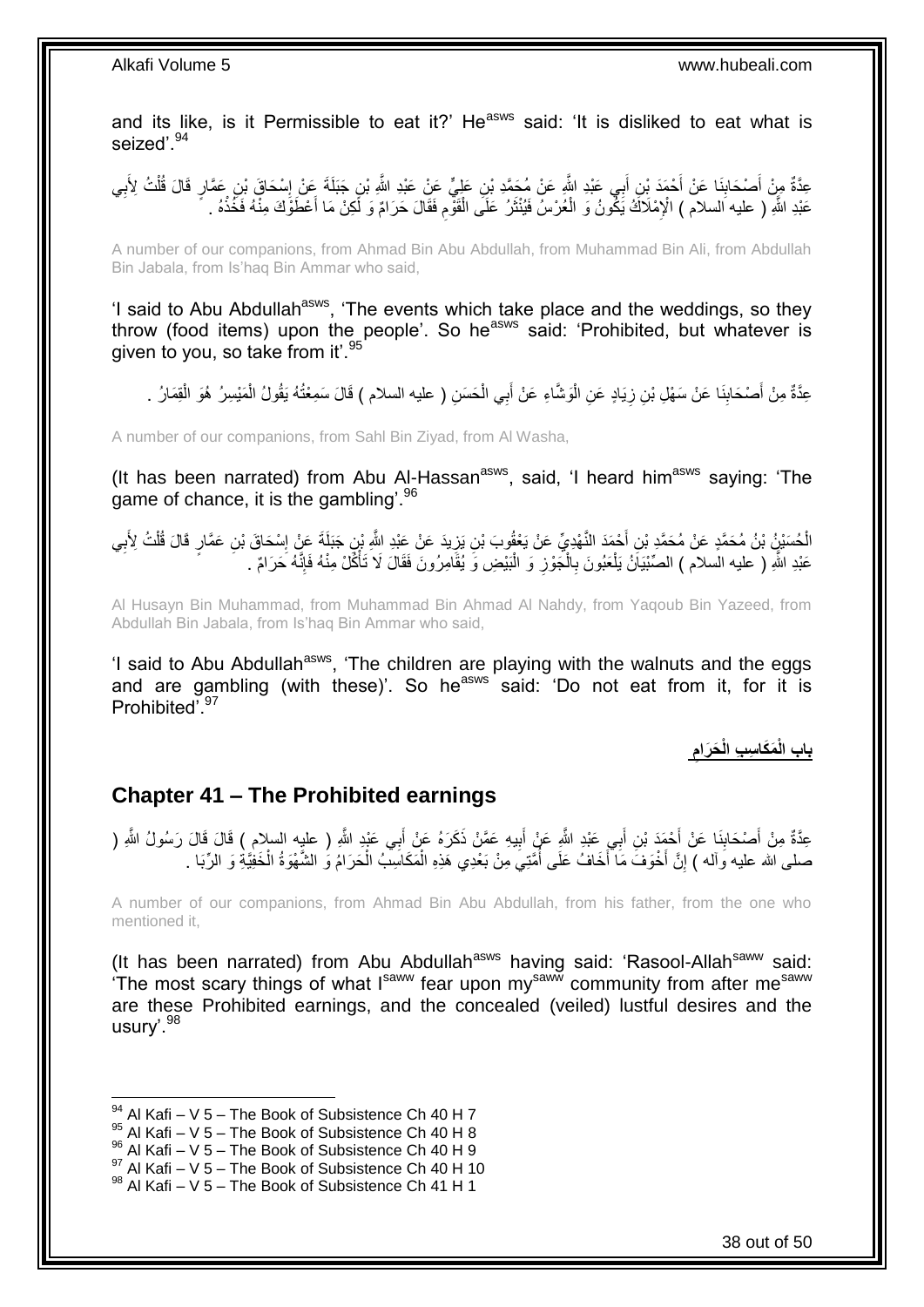and its like, is it Permissible to eat it?' He[asws] said: 'It is disliked to eat what is seized'.[94]

عِدَّةٌ مِنْ أَصْحَابِنَا عَنْ أَحْمَدَ بْنِ أَبِي عَبْدِ اللَّهِ عَنْ مُحَمَّدِ بْنِ عَلِيٍّ عَنْ عَبْدِ اللَّهِ بْنِ جَبَلَةَ عَنْ إِسْحَاقَ بْنِ عَمَّارٍ قَالَ قُلْتُ لِأَبِي عَبْدِ اللَّهِ ( عليه السلام ) الْإِمْلَاكُ يَكُونُ وَ الْعُرْسُ فَيُنْثَرُ عَلَى الْقَوْمِ فَقَالَ حَرَامٌ وَ لَكِنْ مَا أَعْطَوْكَ مِنْهُ فَخُذْهُ .

A number of our companions, from Ahmad Bin Abu Abdullah, from Muhammad Bin Ali, from Abdullah Bin Jabala, from Is'haq Bin Ammar who said,

'I said to Abu Abdullah[asws], 'The events which take place and the weddings, so they throw (food items) upon the people'. So he[asws] said: 'Prohibited, but whatever is given to you, so take from it'.[95]

عِدَّةٌ مِنْ أَصْحَابِنَا عَنْ سَهْلِ بْنِ زِيَادٍ عَنِ الْوَشَّاءِ عَنْ أَبِي الْحَسَنِ ( عليه السلام ) قَالَ سَمِعْتُهُ يَقُولُ الْمَيْسِرُ هُوَ الْقِمَارُ .

A number of our companions, from Sahl Bin Ziyad, from Al Washa,

(It has been narrated) from Abu Al-Hassan[asws], said, 'I heard him[asws] saying: 'The game of chance, it is the gambling'.[96]

الْحُسَيْنُ بْنُ مُحَمَّدٍ عَنْ مُحَمَّدِ بْنِ أَحْمَدَ النَّهْدِيِّ عَنْ يَعْقُوبَ بْنِ يَزِيدَ عَنْ عَبْدِ اللَّهِ بْنِ جَبَلَةَ عَنْ إِسْحَاقَ بْنِ عَمَّارٍ قَالَ قُلْتُ لِأَبِي عَبْدِ اللَّهِ ( عليه السلام ) الصِّبْيَانُ يَلْعَبُونَ بِالْجَوْزِ وَ الْبَيْضِ وَ يُقَامِرُونَ فَقَالَ لَا تَأْكُلْ مِنْهُ فَإِنَّهُ حَرَامٌ .

Al Husayn Bin Muhammad, from Muhammad Bin Ahmad Al Nahdy, from Yaqoub Bin Yazeed, from Abdullah Bin Jabala, from Is'haq Bin Ammar who said,

'I said to Abu Abdullah[asws], 'The children are playing with the walnuts and the eggs and are gambling (with these)'. So he[asws] said: 'Do not eat from it, for it is Prohibited'.[97]

## بَابُ الْمَكَاسِبِ الْحَرَامِ

## Chapter 41 – The Prohibited earnings

عِدَّةٌ مِنْ أَصْحَابِنَا عَنْ أَحْمَدَ بْنِ أَبِي عَبْدِ اللَّهِ عَنْ أَبِيهِ عَمَّنْ ذَكَرَهُ عَنْ أَبِي عَبْدِ اللَّهِ ( عليه السلام ) قَالَ قَالَ رَسُولُ اللَّهِ ( صلى الله عليه وآله ) إِنَّ أَخْوَفَ مَا أَخَافُ عَلَى أُمَّتِي مِنْ بَعْدِي هَذِهِ الْمَكَاسِبُ الْحَرَامُ وَ الشَّهْوَةُ الْخَفِيَّةُ وَ الرِّبَا .

A number of our companions, from Ahmad Bin Abu Abdullah, from his father, from the one who mentioned it,

(It has been narrated) from Abu Abdullah[asws] having said: 'Rasool-Allah[saww] said: 'The most scary things of what I[saww] fear upon my[saww] community from after me[saww] are these Prohibited earnings, and the concealed (veiled) lustful desires and the usury'.[98]

[94] Al Kafi – V 5 – The Book of Subsistence Ch 40 H 7
[95] Al Kafi – V 5 – The Book of Subsistence Ch 40 H 8
[96] Al Kafi – V 5 – The Book of Subsistence Ch 40 H 9
[97] Al Kafi – V 5 – The Book of Subsistence Ch 40 H 10
[98] Al Kafi – V 5 – The Book of Subsistence Ch 41 H 1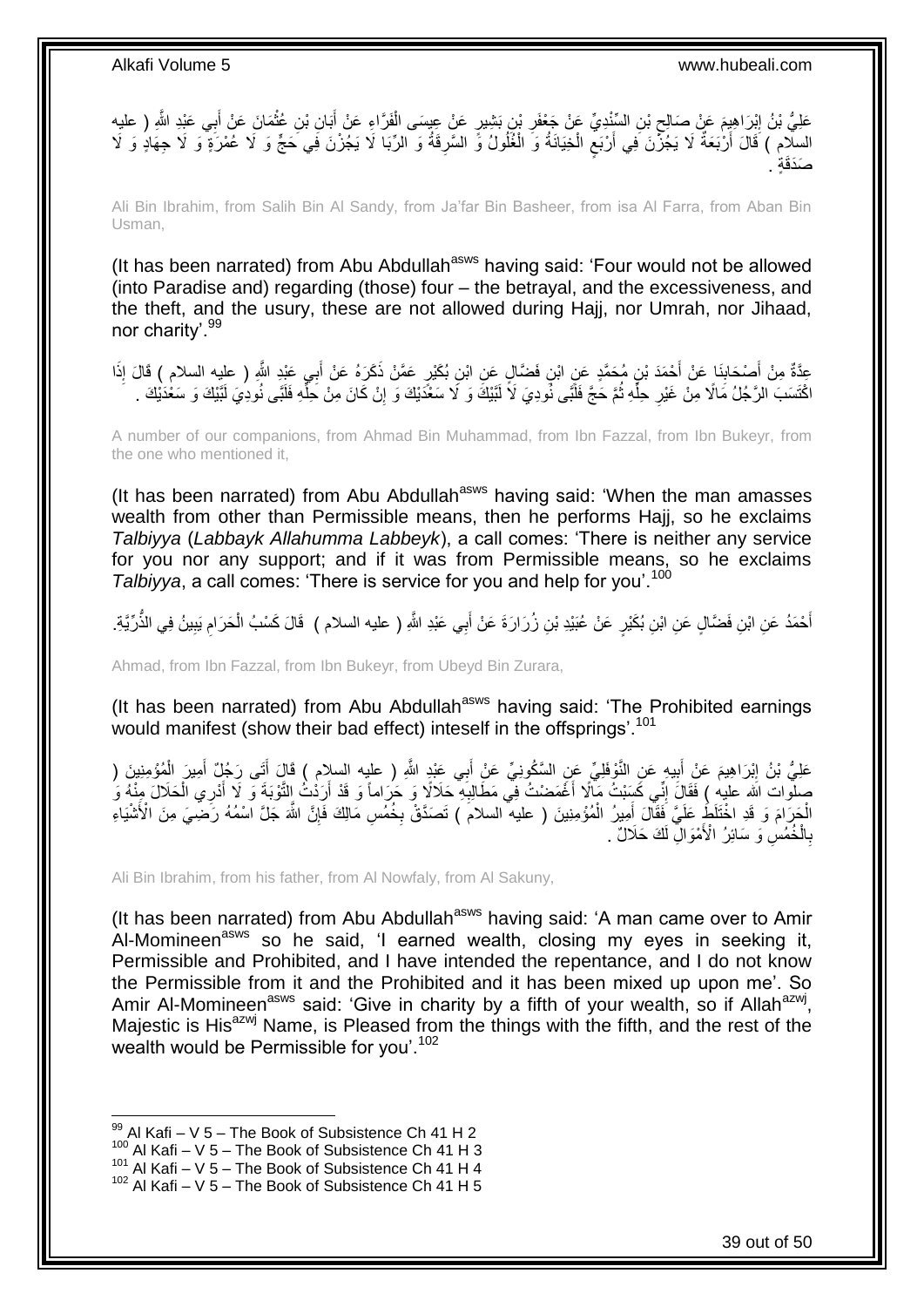عَلِيُّ بْنُ إِبْرَاهِيمَ عَنْ صَالِحِ بْنِ السِّنْدِيِّ عَنْ جَعْفَرِ بْنِ بَشِيرٍ عَنْ عِيسَى الْفَرَّاءِ عَنْ أَبَانِ بْنِ عُثْمَانَ عَنْ أَبِي عَبْدِ اللَّهِ ( عليه السلام ) قَالَ أَرْبَعَةٌ لَا يَجُزْنَ فِي أَرْبَعٍ الْخِيَانَةُ وَ الْغُلُولُ وَ السَّرِقَةُ وَ الرِّبَا لَا يَجُزْنَ فِي حَجٍّ وَ لَا عُمْرَةٍ وَ لَا جِهَادٍ وَ لَا صَدَقَةٍ .

Ali Bin Ibrahim, from Salih Bin Al Sandy, from Ja'far Bin Basheer, from isa Al Farra, from Aban Bin Usman,

(It has been narrated) from Abu Abdullah[asws] having said: 'Four would not be allowed (into Paradise and) regarding (those) four – the betrayal, and the excessiveness, and the theft, and the usury, these are not allowed during Hajj, nor Umrah, nor Jihaad, nor charity'.[99]

عِدَّةٌ مِنْ أَصْحَابِنَا عَنْ أَحْمَدَ بْنِ مُحَمَّدٍ عَنِ ابْنِ فَضَّالٍ عَنِ ابْنِ بُكَيْرٍ عَمَّنْ ذَكَرَهُ عَنْ أَبِي عَبْدِ اللَّهِ ( عليه السلام ) قَالَ إِذَا اكْتَسَبَ الرَّجُلُ مَالًا مِنْ غَيْرِ حِلِّهِ ثُمَّ حَجَّ فَلَبَّى نُودِيَ لَا لَبَّيْكَ وَ لَا سَعْدَيْكَ وَ إِنْ كَانَ مِنْ حِلِّهِ فَلَبَّى نُودِيَ لَبَّيْكَ وَ سَعْدَيْكَ .

A number of our companions, from Ahmad Bin Muhammad, from Ibn Fazzal, from Ibn Bukeyr, from the one who mentioned it,

(It has been narrated) from Abu Abdullah[asws] having said: 'When the man amasses wealth from other than Permissible means, then he performs Hajj, so he exclaims *Talbiyya* (*Labbayk Allahumma Labbeyk*), a call comes: 'There is neither any service for you nor any support; and if it was from Permissible means, so he exclaims *Talbiyya*, a call comes: 'There is service for you and help for you'.[100]

أَحْمَدُ عَنِ ابْنِ فَضَّالٍ عَنِ ابْنِ بُكَيْرٍ عَنْ عُبَيْدِ بْنِ زُرَارَةَ عَنْ أَبِي عَبْدِ اللَّهِ ( عليه السلام ) قَالَ كَسْبُ الْحَرَامِ يَبِينُ فِي الذُّرِّيَّةِ.

Ahmad, from Ibn Fazzal, from Ibn Bukeyr, from Ubeyd Bin Zurara,

(It has been narrated) from Abu Abdullah[asws] having said: 'The Prohibited earnings would manifest (show their bad effect) inteself in the offsprings'.[101]

عَلِيُّ بْنُ إِبْرَاهِيمَ عَنْ أَبِيهِ عَنِ النَّوْفَلِيِّ عَنِ السَّكُونِيِّ عَنْ أَبِي عَبْدِ اللَّهِ ( عليه السلام ) قَالَ أَتَى رَجُلٌ أَمِيرَ الْمُؤْمِنِينَ ( صلوات الله عليه ) فَقَالَ إِنِّي كَسَبْتُ مَالًا أَغْمَضْتُ فِي مَطَالِبِهِ حَلَالًا وَ حَرَاماً وَ قَدْ أَرَدْتُ التَّوْبَةَ وَ لَا أَدْرِي الْحَلَالَ مِنْهُ وَ الْحَرَامَ وَ قَدِ اخْتَلَطَ عَلَيَّ فَقَالَ أَمِيرُ الْمُؤْمِنِينَ ( عليه السلام ) تَصَدَّقْ بِخُمُسِ مَالِكَ فَإِنَّ اللَّهَ جَلَّ اسْمُهُ رَضِيَ مِنَ الْأَشْيَاءِ بِالْخُمُسِ وَ سَائِرُ الْأَمْوَالِ لَكَ حَلَالٌ .

Ali Bin Ibrahim, from his father, from Al Nowfaly, from Al Sakuny,

(It has been narrated) from Abu Abdullah[asws] having said: 'A man came over to Amir Al-Momineen[asws] so he said, 'I earned wealth, closing my eyes in seeking it, Permissible and Prohibited, and I have intended the repentance, and I do not know the Permissible from it and the Prohibited and it has been mixed up upon me'. So Amir Al-Momineen[asws] said: 'Give in charity by a fifth of your wealth, so if Allah[azwj], Majestic is His[azwj] Name, is Pleased from the things with the fifth, and the rest of the wealth would be Permissible for you'.[102]

[99] Al Kafi – V 5 – The Book of Subsistence Ch 41 H 2
[100] Al Kafi – V 5 – The Book of Subsistence Ch 41 H 3
[101] Al Kafi – V 5 – The Book of Subsistence Ch 41 H 4
[102] Al Kafi – V 5 – The Book of Subsistence Ch 41 H 5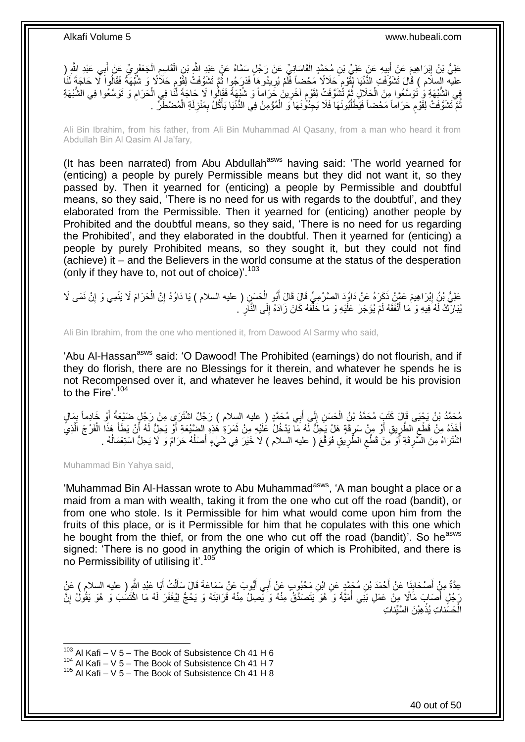عَلِيُّ بْنُ إِبْرَاهِيمَ عَنْ أَبِيهِ عَنْ عَلِيِّ بْنِ مُحَمَّدٍ الْقَاسَانِيِّ عَنْ رَجُلٍ سَمَّاهُ عَنْ عَبْدِ اللَّهِ بْنِ الْقَاسِمِ الْجَعْفَرِيِّ عَنْ أَبِي عَبْدِ اللَّهِ ( عليه السلام ) قَالَ تَشَوَّفَتِ الدُّنْيَا لِقَوْمٍ حَلَالًا مَحْضاً فَلَمْ يُرِيدُوهَا فَدَرَجُوا ثُمَّ تَشَوَّفَتْ لِقَوْمٍ حَلَالًا وَ شُبْهَةً فَقَالُوا لَا حَاجَةَ لَنَا فِي الشُّبْهَةِ وَ تَوَسَّعُوا مِنَ الْحَلَالِ ثُمَّ تَشَوَّفَتْ لِقَوْمٍ آخَرِينَ حَرَاماً وَ شُبْهَةً فَقَالُوا لَا حَاجَةَ لَنَا فِي الْحَرَامِ وَ تَوَسَّعُوا فِي الشُّبْهَةِ ثُمَّ تَشَوَّفَتْ لِقَوْمٍ حَرَاماً مَحْضاً فَيَطْلُبُونَهَا فَلَا يَجِدُونَهَا وَ الْمُؤْمِنُ فِي الدُّنْيَا يَأْكُلُ بِمَنْزِلَةِ الْمُضْطَرِّ .

Ali Bin Ibrahim, from his father, from Ali Bin Muhammad Al Qasany, from a man who heard it from Abdullah Bin Al Qasim Al Ja'fary,

(It has been narrated) from Abu Abdullah[asws] having said: 'The world yearned for (enticing) a people by purely Permissible means but they did not want it, so they passed by. Then it yearned for (enticing) a people by Permissible and doubtful means, so they said, 'There is no need for us with regards to the doubtful', and they elaborated from the Permissible. Then it yearned for (enticing) another people by Prohibited and the doubtful means, so they said, 'There is no need for us regarding the Prohibited', and they elaborated in the doubtful. Then it yearned for (enticing) a people by purely Prohibited means, so they sought it, but they could not find (achieve) it – and the Believers in the world consume at the status of the desperation (only if they have to, not out of choice)'.[103]

عَلِيُّ بْنُ إِبْرَاهِيمَ عَمَّنْ ذَكَرَهُ عَنْ دَاوُدَ الصَّرْمِيِّ قَالَ قَالَ أَبُو الْحَسَنِ ( عليه السلام ) يَا دَاوُدُ إِنَّ الْحَرَامَ لَا يَنْمِي وَ إِنْ نَمَى لَا يُبَارَكُ لَهُ فِيهِ وَ مَا أَنْفَقَهُ لَمْ يُؤْجَرْ عَلَيْهِ وَ مَا خَلَّفَهُ كَانَ زَادَهُ إِلَى النَّارِ .

Ali Bin Ibrahim, from the one who mentioned it, from Dawood Al Sarmy who said,

'Abu Al-Hassan[asws] said: 'O Dawood! The Prohibited (earnings) do not flourish, and if they do florish, there are no Blessings for it therein, and whatever he spends he is not Recompensed over it, and whatever he leaves behind, it would be his provision to the Fire'.[104]

مُحَمَّدُ بْنُ يَحْيَى قَالَ كَتَبَ مُحَمَّدُ بْنُ الْحَسَنِ إِلَى أَبِي مُحَمَّدٍ ( عليه السلام ) رَجُلٌ اشْتَرَى مِنْ رَجُلٍ ضَيْعَةً أَوْ خَادِماً بِمَالٍ أَخَذَهُ مِنْ قَطْعِ الطَّرِيقِ أَوْ مِنْ سَرِقَةٍ هَلْ يَحِلُّ لَهُ مَا يَدْخُلُ عَلَيْهِ مِنْ ثَمَرَةِ هَذِهِ الضَّيْعَةِ أَوْ يَحِلُّ لَهُ أَنْ يَطَأَ هَذَا الْفَرْجَ الَّذِي اشْتَرَاهُ مِنَ السَّرِقَةِ أَوْ مِنْ قَطْعِ الطَّرِيقِ فَوَقَّعَ ( عليه السلام ) لَا خَيْرَ فِي شَيْءٍ أَصْلُهُ حَرَامٌ وَ لَا يَحِلُّ اسْتِعْمَالُهُ .

Muhammad Bin Yahya said,

'Muhammad Bin Al-Hassan wrote to Abu Muhammad[asws], 'A man bought a place or a maid from a man with wealth, taking it from the one who cut off the road (bandit), or from one who stole. Is it Permissible for him what would come upon him from the fruits of this place, or is it Permissible for him that he copulates with this one which he bought from the thief, or from the one who cut off the road (bandit)'. So he[asws] signed: 'There is no good in anything the origin of which is Prohibited, and there is no Permissibility of utilising it'.[105]

عِدَّةٌ مِنْ أَصْحَابِنَا عَنْ أَحْمَدَ بْنِ مُحَمَّدٍ عَنِ ابْنِ مَحْبُوبٍ عَنْ أَبِي أَيُّوبَ عَنْ سَمَاعَةَ قَالَ سَأَلْتُ أَبَا عَبْدِ اللَّهِ ( عليه السلام ) عَنْ رَجُلٍ أَصَابَ مَالًا مِنْ عَمَلِ بَنِي أُمَيَّةَ وَ هُوَ يَتَصَدَّقُ مِنْهُ وَ يَصِلُ مِنْهُ قَرَابَتَهُ وَ يَحُجُّ لِيُغْفَرَ لَهُ مَا اكْتَسَبَ وَ هُوَ يَقُولُ إِنَّ الْحَسَنَاتِ يُذْهِبْنَ السَّيِّئَاتِ

[103] Al Kafi – V 5 – The Book of Subsistence Ch 41 H 6
[104] Al Kafi – V 5 – The Book of Subsistence Ch 41 H 7
[105] Al Kafi – V 5 – The Book of Subsistence Ch 41 H 8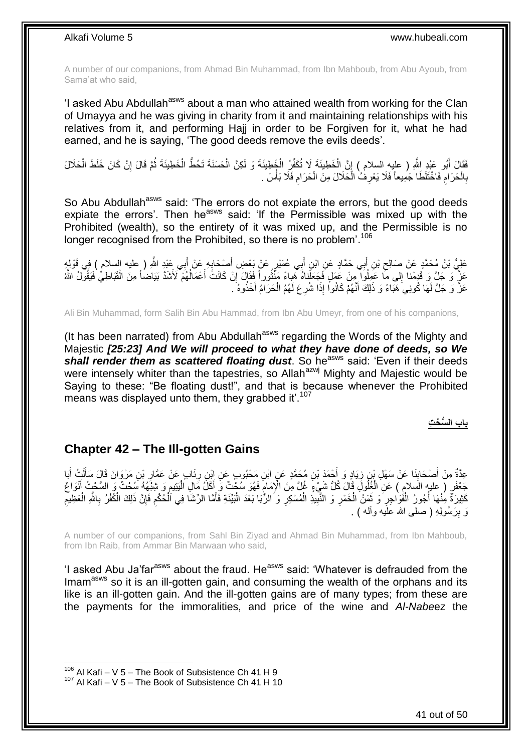A number of our companions, from Ahmad Bin Muhammad, from Ibn Mahboub, from Abu Ayoub, from Sama'at who said,

'I asked Abu Abdullah[asws] about a man who attained wealth from working for the Clan of Umayya and he was giving in charity from it and maintaining relationships with his relatives from it, and performing Hajj in order to be Forgiven for it, what he had earned, and he is saying, 'The good deeds remove the evils deeds'.

فَقَالَ أَبُو عَبْدِ اللَّهِ ( عليه السلام ) إِنَّ الْخَطِيئَةَ لَا تُكَفِّرُ الْخَطِيئَةَ وَ لَكِنَّ الْحَسَنَةَ تَحُطُّ الْخَطِيئَةَ ثُمَّ قَالَ إِنْ كَانَ خَلَطَ الْحَلَالَ بِالْحَرَامِ فَاخْتَلَطَا جَمِيعاً فَلَا يَعْرِفُ الْحَلَالَ مِنَ الْحَرَامِ فَلَا بَأْسَ .

So Abu Abdullah[asws] said: 'The errors do not expiate the errors, but the good deeds expiate the errors'. Then he[asws] said: 'If the Permissible was mixed up with the Prohibited (wealth), so the entirety of it was mixed up, and the Permissible is no longer recognised from the Prohibited, so there is no problem'.[106]

عَلِيُّ بْنُ مُحَمَّدٍ عَنْ صَالِحِ بْنِ أَبِي حَمَّادٍ عَنِ ابْنِ أَبِي عُمَيْرٍ عَنْ بَعْضِ أَصْحَابِهِ عَنْ أَبِي عَبْدِ اللَّهِ ( عليه السلام ) فِي قَوْلِهِ عَزَّ وَ جَلَّ وَ قَدِمْنا إِلى ما عَمِلُوا مِنْ عَمَلٍ فَجَعَلْناهُ هَباءً مَنْثُوراً فَقَالَ إِنْ كَانَتْ أَعْمَالُهُمْ لَأَشَدَّ بَيَاضاً مِنَ الْقَبَاطِيِّ فَيَقُولُ اللَّهُ عَزَّ وَ جَلَّ لَهَا كُونِي هَبَاءً وَ ذَلِكَ أَنَّهُمْ كَانُوا إِذَا شُرِعَ لَهُمُ الْحَرَامُ أَخَذُوهُ .

Ali Bin Muhammad, form Salih Bin Abu Hammad, from Ibn Abu Umeyr, from one of his companions,

(It has been narrated) from Abu Abdullah[asws] regarding the Words of the Mighty and Majestic ***[25:23] And We will proceed to what they have done of deeds, so We shall render them as scattered floating dust***. So he[asws] said: 'Even if their deeds were intensely whiter than the tapestries, so Allah[azwj] Mighty and Majestic would be Saying to these: "Be floating dust!", and that is because whenever the Prohibited means was displayed unto them, they grabbed it'.[107]

**باب السُّحْتِ**

## Chapter 42 – The Ill-gotten Gains

عِدَّةٌ مِنْ أَصْحَابِنَا عَنْ سَهْلِ بْنِ زِيَادٍ وَ أَحْمَدَ بْنِ مُحَمَّدٍ عَنِ ابْنِ مَحْبُوبٍ عَنِ ابْنِ رِئَابٍ عَنْ عَمَّارِ بْنِ مَرْوَانَ قَالَ سَأَلْتُ أَبَا جَعْفَرٍ ( عليه السلام ) عَنِ الْغُلُولِ قَالَ كُلُّ شَيْءٍ غُلَّ مِنَ الْإِمَامِ فَهُوَ سُحْتٌ وَ أَكْلُ مَالِ الْيَتِيمِ وَ شِبْهُهُ سُحْتٌ وَ السُّحْتُ أَنْوَاعٌ كَثِيرَةٌ مِنْهَا أُجُورُ الْفَوَاجِرِ وَ ثَمَنُ الْخَمْرِ وَ النَّبِيذِ الْمُسْكِرِ وَ الرِّبَا بَعْدَ الْبَيِّنَةِ فَأَمَّا الرِّشَا فِي الْحُكْمِ فَإِنَّ ذَلِكَ الْكُفْرُ بِاللَّهِ الْعَظِيمِ وَ بِرَسُولِهِ ( صلى الله عليه وآله ) .

A number of our companions, from Sahl Bin Ziyad and Ahmad Bin Muhammad, from Ibn Mahboub, from Ibn Raib, from Ammar Bin Marwaan who said,

'I asked Abu Ja'far[asws] about the fraud. He[asws] said: 'Whatever is defrauded from the Imam[asws] so it is an ill-gotten gain, and consuming the wealth of the orphans and its like is an ill-gotten gain. And the ill-gotten gains are of many types; from these are the payments for the immoralities, and price of the wine and *Al-Nabeez* the

[106] Al Kafi – V 5 – The Book of Subsistence Ch 41 H 9
[107] Al Kafi – V 5 – The Book of Subsistence Ch 41 H 10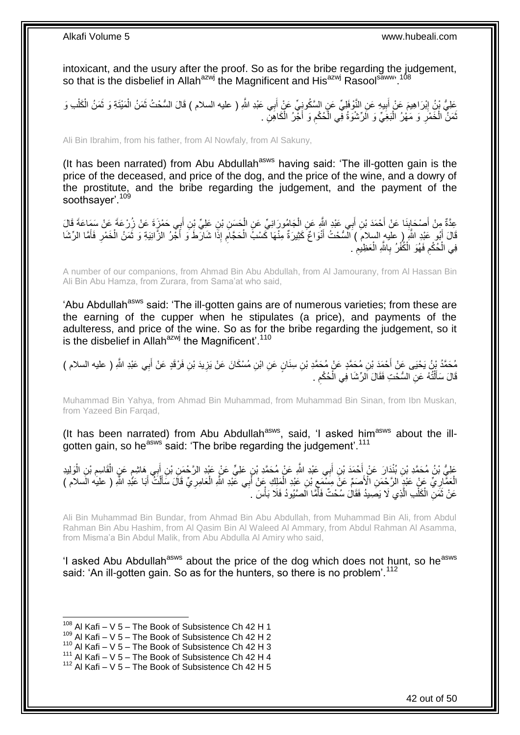intoxicant, and the usury after the proof. So as for the bribe regarding the judgement, so that is the disbelief in Allah[azwj] the Magnificent and His[azwj] Rasool[saww].[108]

عَلِيُّ بْنُ إِبْرَاهِيمَ عَنْ أَبِيهِ عَنِ النَّوْفَلِيِّ عَنِ السَّكُونِيِّ عَنْ أَبِي عَبْدِ اللَّهِ ( عليه السلام ) قَالَ السُّحْتُ ثَمَنُ الْمَيْتَةِ وَ ثَمَنُ الْكَلْبِ وَ ثَمَنُ الْخَمْرِ وَ مَهْرُ الْبَغِيِّ وَ الرِّشْوَةُ فِي الْحُكْمِ وَ أَجْرُ الْكَاهِنِ .

Ali Bin Ibrahim, from his father, from Al Nowfaly, from Al Sakuny,

(It has been narrated) from Abu Abdullah[asws] having said: 'The ill-gotten gain is the price of the deceased, and price of the dog, and the price of the wine, and a dowry of the prostitute, and the bribe regarding the judgement, and the payment of the soothsayer'.[109]

عِدَّةٌ مِنْ أَصْحَابِنَا عَنْ أَحْمَدَ بْنِ أَبِي عَبْدِ اللَّهِ عَنِ الْجَامُورَانِيِّ عَنِ الْحَسَنِ بْنِ عَلِيِّ بْنِ أَبِي حَمْزَةَ عَنْ زُرْعَةَ عَنْ سَمَاعَةَ قَالَ قَالَ أَبُو عَبْدِ اللَّهِ ( عليه السلام ) السُّحْتُ أَنْوَاعٌ كَثِيرَةٌ مِنْهَا كَسْبُ الْحَجَّامِ إِذَا شَارَطَ وَ أَجْرُ الزَّانِيَةِ وَ ثَمَنُ الْخَمْرِ فَأَمَّا الرِّشَا فِي الْحُكْمِ فَهُوَ الْكُفْرُ بِاللَّهِ الْعَظِيمِ .

A number of our companions, from Ahmad Bin Abu Abdullah, from Al Jamourany, from Al Hassan Bin Ali Bin Abu Hamza, from Zurara, from Sama'at who said,

'Abu Abdullah[asws] said: 'The ill-gotten gains are of numerous varieties; from these are the earning of the cupper when he stipulates (a price), and payments of the adulteress, and price of the wine. So as for the bribe regarding the judgement, so it is the disbelief in Allah[azwj] the Magnificent'.[110]

مُحَمَّدُ بْنُ يَحْيَى عَنْ أَحْمَدَ بْنِ مُحَمَّدٍ عَنْ مُحَمَّدِ بْنِ سِنَانٍ عَنِ ابْنِ مُسْكَانَ عَنْ يَزِيدَ بْنِ فَرْقَدٍ عَنْ أَبِي عَبْدِ اللَّهِ ( عليه السلام ) قَالَ سَأَلْتُهُ عَنِ السُّحْتِ فَقَالَ الرِّشَا فِي الْحُكْمِ .

Muhammad Bin Yahya, from Ahmad Bin Muhammad, from Muhammad Bin Sinan, from Ibn Muskan, from Yazeed Bin Farqad,

(It has been narrated) from Abu Abdullah[asws], said, 'I asked him[asws] about the ill-gotten gain, so he[asws] said: 'The bribe regarding the judgement'.[111]

عَلِيُّ بْنُ مُحَمَّدِ بْنِ بُنْدَارَ عَنْ أَحْمَدَ بْنِ أَبِي عَبْدِ اللَّهِ عَنْ مُحَمَّدِ بْنِ عَلِيٍّ عَنْ عَبْدِ الرَّحْمَنِ بْنِ أَبِي هَاشِمٍ عَنِ الْقَاسِمِ بْنِ الْوَلِيدِ الْعَمَّارِيِّ عَنْ عَبْدِ الرَّحْمَنِ الْأَصَمِّ عَنْ مِسْمَعِ بْنِ عَبْدِ الْمَلِكِ عَنْ أَبِي عَبْدِ اللَّهِ الْعَامِرِيِّ قَالَ سَأَلْتُ أَبَا عَبْدِ اللَّهِ ( عليه السلام ) عَنْ ثَمَنِ الْكَلْبِ الَّذِي لَا يَصِيدُ فَقَالَ سُحْتٌ فَأَمَّا الصَّيُودُ فَلَا بَأْسَ .

Ali Bin Muhammad Bin Bundar, from Ahmad Bin Abu Abdullah, from Muhammad Bin Ali, from Abdul Rahman Bin Abu Hashim, from Al Qasim Bin Al Waleed Al Ammary, from Abdul Rahman Al Asamma, from Misma'a Bin Abdul Malik, from Abu Abdulla Al Amiry who said,

'I asked Abu Abdullah[asws] about the price of the dog which does not hunt, so he[asws] said: 'An ill-gotten gain. So as for the hunters, so there is no problem'.[112]

[108] Al Kafi – V 5 – The Book of Subsistence Ch 42 H 1
[109] Al Kafi – V 5 – The Book of Subsistence Ch 42 H 2
[110] Al Kafi – V 5 – The Book of Subsistence Ch 42 H 3
[111] Al Kafi – V 5 – The Book of Subsistence Ch 42 H 4
[112] Al Kafi – V 5 – The Book of Subsistence Ch 42 H 5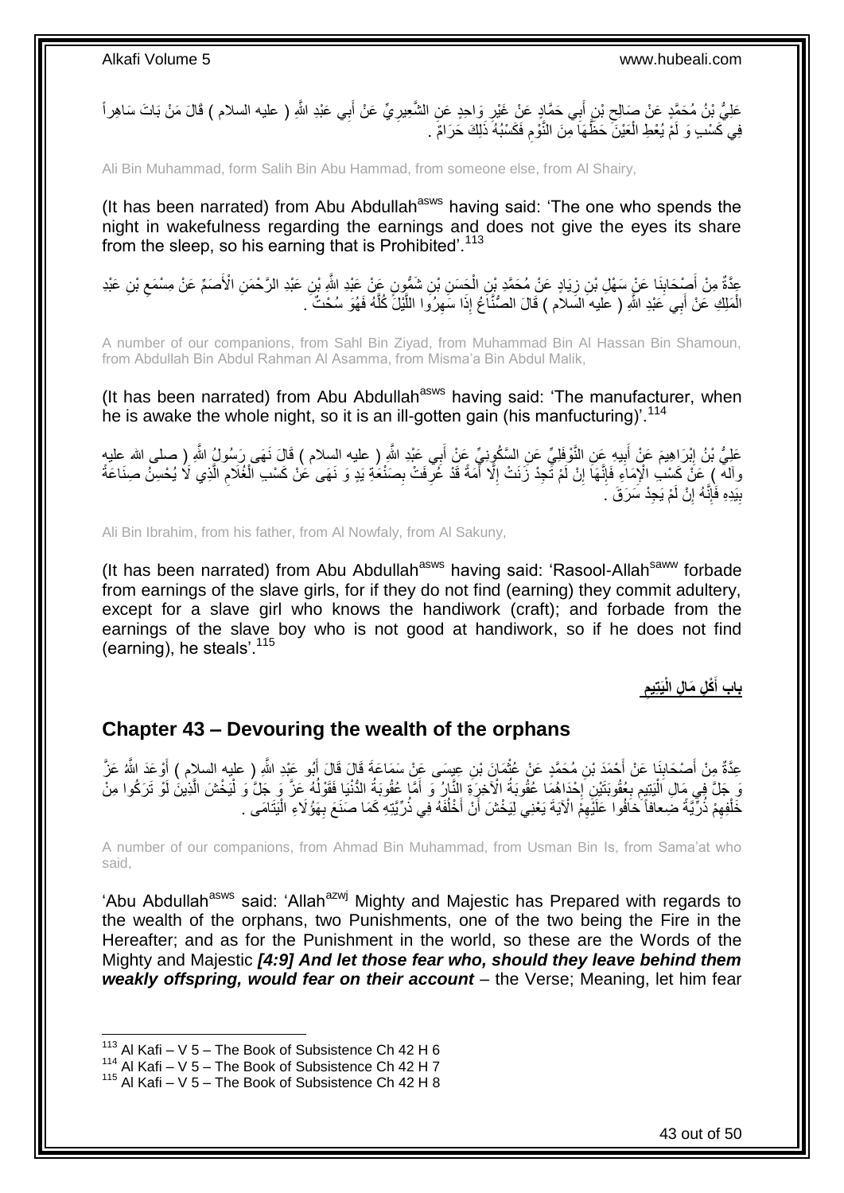عَلِيُّ بْنُ مُحَمَّدٍ عَنْ صَالِحِ بْنِ أَبِي حَمَّادٍ عَنْ غَيْرِ وَاحِدٍ عَنِ الشَّعِيرِيِّ عَنْ أَبِي عَبْدِ اللَّهِ ( عليه السلام ) قَالَ مَنْ بَاتَ سَاهِراً فِي كَسْبٍ وَ لَمْ يُعْطِ الْعَيْنَ حَظَّهَا مِنَ النَّوْمِ فَكَسْبُهُ ذَلِكَ حَرَامٌ .

Ali Bin Muhammad, form Salih Bin Abu Hammad, from someone else, from Al Shairy,

(It has been narrated) from Abu Abdullah[asws] having said: 'The one who spends the night in wakefulness regarding the earnings and does not give the eyes its share from the sleep, so his earning that is Prohibited'.[113]

عِدَّةٌ مِنْ أَصْحَابِنَا عَنْ سَهْلِ بْنِ زِيَادٍ عَنْ مُحَمَّدِ بْنِ الْحَسَنِ بْنِ شَمُّونٍ عَنْ عَبْدِ اللَّهِ بْنِ عَبْدِ الرَّحْمَنِ الْأَصَمِّ عَنْ مِسْمَعِ بْنِ عَبْدِ الْمَلِكِ عَنْ أَبِي عَبْدِ اللَّهِ ( عليه السلام ) قَالَ الصُّنَّاعُ إِذَا سَهِرُوا اللَّيْلَ كُلَّهُ فَهُوَ سُحْتٌ .

A number of our companions, from Sahl Bin Ziyad, from Muhammad Bin Al Hassan Bin Shamoun, from Abdullah Bin Abdul Rahman Al Asamma, from Misma'a Bin Abdul Malik,

(It has been narrated) from Abu Abdullah[asws] having said: 'The manufacturer, when he is awake the whole night, so it is an ill-gotten gain (his manfucturing)'.[114]

عَلِيُّ بْنُ إِبْرَاهِيمَ عَنْ أَبِيهِ عَنِ النَّوْفَلِيِّ عَنِ السَّكُونِيِّ عَنْ أَبِي عَبْدِ اللَّهِ ( عليه السلام ) قَالَ نَهَى رَسُولُ اللَّهِ ( صلى الله عليه وآله ) عَنْ كَسْبِ الْإِمَاءِ فَإِنَّهَا إِنْ لَمْ تَجِدْ زَنَتْ إِلَّا أَمَةً قَدْ عُرِفَتْ بِصَنْعَةِ يَدٍ وَ نَهَى عَنْ كَسْبِ الْغُلَامِ الَّذِي لَا يُحْسِنُ صِنَاعَةً بِيَدِهِ فَإِنَّهُ إِنْ لَمْ يَجِدْ سَرَقَ .

Ali Bin Ibrahim, from his father, from Al Nowfaly, from Al Sakuny,

(It has been narrated) from Abu Abdullah[asws] having said: 'Rasool-Allah[saww] forbade from earnings of the slave girls, for if they do not find (earning) they commit adultery, except for a slave girl who knows the handiwork (craft); and forbade from the earnings of the slave boy who is not good at handiwork, so if he does not find (earning), he steals'.[115]

## بَابُ أَكْلِ مَالِ الْيَتِيمِ

## Chapter 43 – Devouring the wealth of the orphans

عِدَّةٌ مِنْ أَصْحَابِنَا عَنْ أَحْمَدَ بْنِ مُحَمَّدٍ عَنْ عُثْمَانَ بْنِ عِيسَى عَنْ سَمَاعَةَ قَالَ قَالَ أَبُو عَبْدِ اللَّهِ ( عليه السلام ) أَوْعَدَ اللَّهُ عَزَّ وَ جَلَّ فِي مَالِ الْيَتِيمِ بِعُقُوبَتَيْنِ إِحْدَاهُمَا عُقُوبَةُ الْآخِرَةِ النَّارُ وَ أَمَّا عُقُوبَةُ الدُّنْيَا فَقَوْلُهُ عَزَّ وَ جَلَّ وَ لْيَخْشَ الَّذِينَ لَوْ تَرَكُوا مِنْ خَلْفِهِمْ ذُرِّيَّةً ضِعافاً خافُوا عَلَيْهِمْ الْآيَةَ يَعْنِي لِيَخْشَ أَنْ أَخْلُفَهُ فِي ذُرِّيَّتِهِ كَمَا صَنَعَ بِهَؤُلَاءِ الْيَتَامَى .

A number of our companions, from Ahmad Bin Muhammad, from Usman Bin Is, from Sama'at who said,

'Abu Abdullah[asws] said: 'Allah[azwj] Mighty and Majestic has Prepared with regards to the wealth of the orphans, two Punishments, one of the two being the Fire in the Hereafter; and as for the Punishment in the world, so these are the Words of the Mighty and Majestic ***[4:9] And let those fear who, should they leave behind them weakly offspring, would fear on their account*** – the Verse; Meaning, let him fear

[113] Al Kafi – V 5 – The Book of Subsistence Ch 42 H 6
[114] Al Kafi – V 5 – The Book of Subsistence Ch 42 H 7
[115] Al Kafi – V 5 – The Book of Subsistence Ch 42 H 8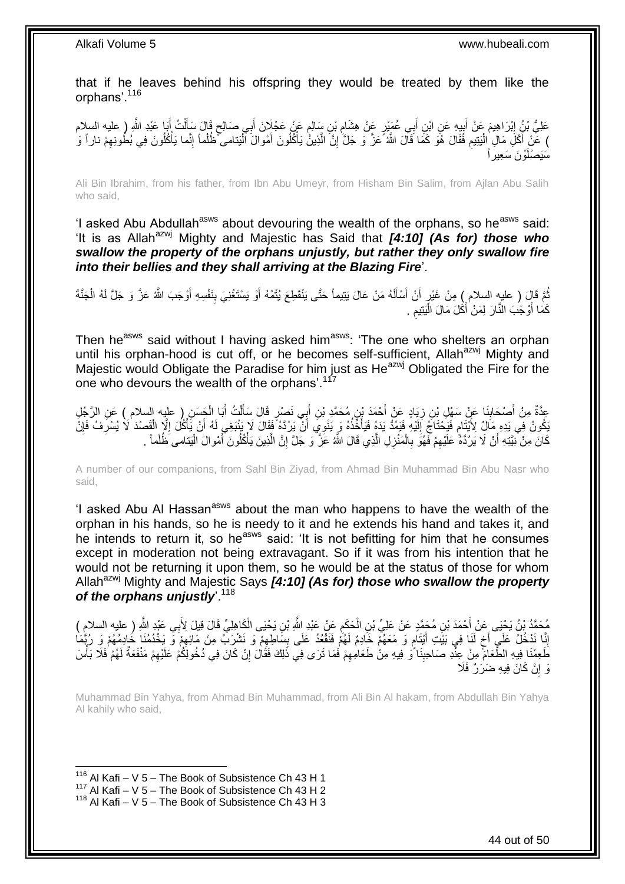that if he leaves behind his offspring they would be treated by them like the orphans'.[116]

عَلِيُّ بْنُ إِبْرَاهِيمَ عَنْ أَبِيهِ عَنِ ابْنِ أَبِي عُمَيْرٍ عَنْ هِشَامِ بْنِ سَالِمٍ عَنْ عَجْلَانَ أَبِي صَالِحٍ قَالَ سَأَلْتُ أَبَا عَبْدِ اللَّهِ ( عليه السلام ) عَنْ أَكْلِ مَالِ الْيَتِيمِ فَقَالَ هُوَ كَمَا قَالَ اللَّهُ عَزَّ وَ جَلَّ إِنَّ الَّذِينَ يَأْكُلُونَ أَمْوالَ الْيَتامى ظُلْماً إِنَّما يَأْكُلُونَ فِي بُطُونِهِمْ ناراً وَ سَيَصْلَوْنَ سَعِيراً

Ali Bin Ibrahim, from his father, from Ibn Abu Umeyr, from Hisham Bin Salim, from Ajlan Abu Salih who said,

'I asked Abu Abdullah[asws] about devouring the wealth of the orphans, so he[asws] said: 'It is as Allah[azwj] Mighty and Majestic has Said that ***[4:10] (As for) those who swallow the property of the orphans unjustly, but rather they only swallow fire into their bellies and they shall arriving at the Blazing Fire***'.

ثُمَّ قَالَ ( عليه السلام ) مِنْ غَيْرِ أَنْ أَسْأَلَهُ مَنْ عَالَ يَتِيماً حَتَّى يَنْقَطِعَ يُتْمُهُ أَوْ يَسْتَغْنِيَ بِنَفْسِهِ أَوْجَبَ اللَّهُ عَزَّ وَ جَلَّ لَهُ الْجَنَّةَ كَمَا أَوْجَبَ النَّارَ لِمَنْ أَكَلَ مَالَ الْيَتِيمِ .

Then he[asws] said without I having asked him[asws]: 'The one who shelters an orphan until his orphan-hood is cut off, or he becomes self-sufficient, Allah[azwj] Mighty and Majestic would Obligate the Paradise for him just as He[azwj] Obligated the Fire for the one who devours the wealth of the orphans'.[117]

عِدَّةٌ مِنْ أَصْحَابِنَا عَنْ سَهْلِ بْنِ زِيَادٍ عَنْ أَحْمَدَ بْنِ مُحَمَّدِ بْنِ أَبِي نَصْرٍ قَالَ سَأَلْتُ أَبَا الْحَسَنِ ( عليه السلام ) عَنِ الرَّجُلِ يَكُونُ فِي يَدِهِ مَالٌ لِأَيْتَامٍ فَيَحْتَاجُ إِلَيْهِ فَيَمُدُّ يَدَهُ فَيَأْخُذُهُ وَ يَنْوِي أَنْ يَرُدَّهُ فَقَالَ لَا يَنْبَغِي لَهُ أَنْ يَأْكُلَ إِلَّا الْقَصْدَ لَا يُسْرِفُ فَإِنْ كَانَ مِنْ نِيَّتِهِ أَنْ لَا يَرُدَّهُ عَلَيْهِمْ فَهُوَ بِالْمَنْزِلِ الَّذِي قَالَ اللَّهُ عَزَّ وَ جَلَّ إِنَّ الَّذِينَ يَأْكُلُونَ أَمْوالَ الْيَتامى ظُلْماً .

A number of our companions, from Sahl Bin Ziyad, from Ahmad Bin Muhammad Bin Abu Nasr who said,

'I asked Abu Al Hassan[asws] about the man who happens to have the wealth of the orphan in his hands, so he is needy to it and he extends his hand and takes it, and he intends to return it, so he[asws] said: 'It is not befitting for him that he consumes except in moderation not being extravagant. So if it was from his intention that he would not be returning it upon them, so he would be at the status of those for whom Allah[azwj] Mighty and Majestic Says ***[4:10] (As for) those who swallow the property of the orphans unjustly***'.[118]

مُحَمَّدُ بْنُ يَحْيَى عَنْ أَحْمَدَ بْنِ مُحَمَّدٍ عَنْ عَلِيِّ بْنِ الْحَكَمِ عَنْ عَبْدِ اللَّهِ بْنِ يَحْيَى الْكَاهِلِيِّ قَالَ قِيلَ لِأَبِي عَبْدِ اللَّهِ ( عليه السلام ) إِنَّا نَدْخُلُ عَلَى أَخٍ لَنَا فِي بَيْتِ أَيْتَامٍ وَ مَعَهُمْ خَادِمٌ لَهُمْ فَنَقْعُدُ عَلَى بِسَاطِهِمْ وَ نَشْرَبُ مِنْ مَائِهِمْ وَ يَخْدُمُنَا خَادِمُهُمْ وَ رُبَّمَا طَعِمْنَا فِيهِ الطَّعَامَ مِنْ عِنْدِ صَاحِبِنَا وَ فِيهِ مِنْ طَعَامِهِمْ فَمَا تَرَى فِي ذَلِكَ فَقَالَ إِنْ كَانَ فِي دُخُولِكُمْ عَلَيْهِمْ مَنْفَعَةٌ لَهُمْ فَلَا بَأْسَ وَ إِنْ كَانَ فِيهِ ضَرَرٌ فَلَا

Muhammad Bin Yahya, from Ahmad Bin Muhammad, from Ali Bin Al hakam, from Abdullah Bin Yahya Al kahily who said,

---

[116] Al Kafi – V 5 – The Book of Subsistence Ch 43 H 1
[117] Al Kafi – V 5 – The Book of Subsistence Ch 43 H 2
[118] Al Kafi – V 5 – The Book of Subsistence Ch 43 H 3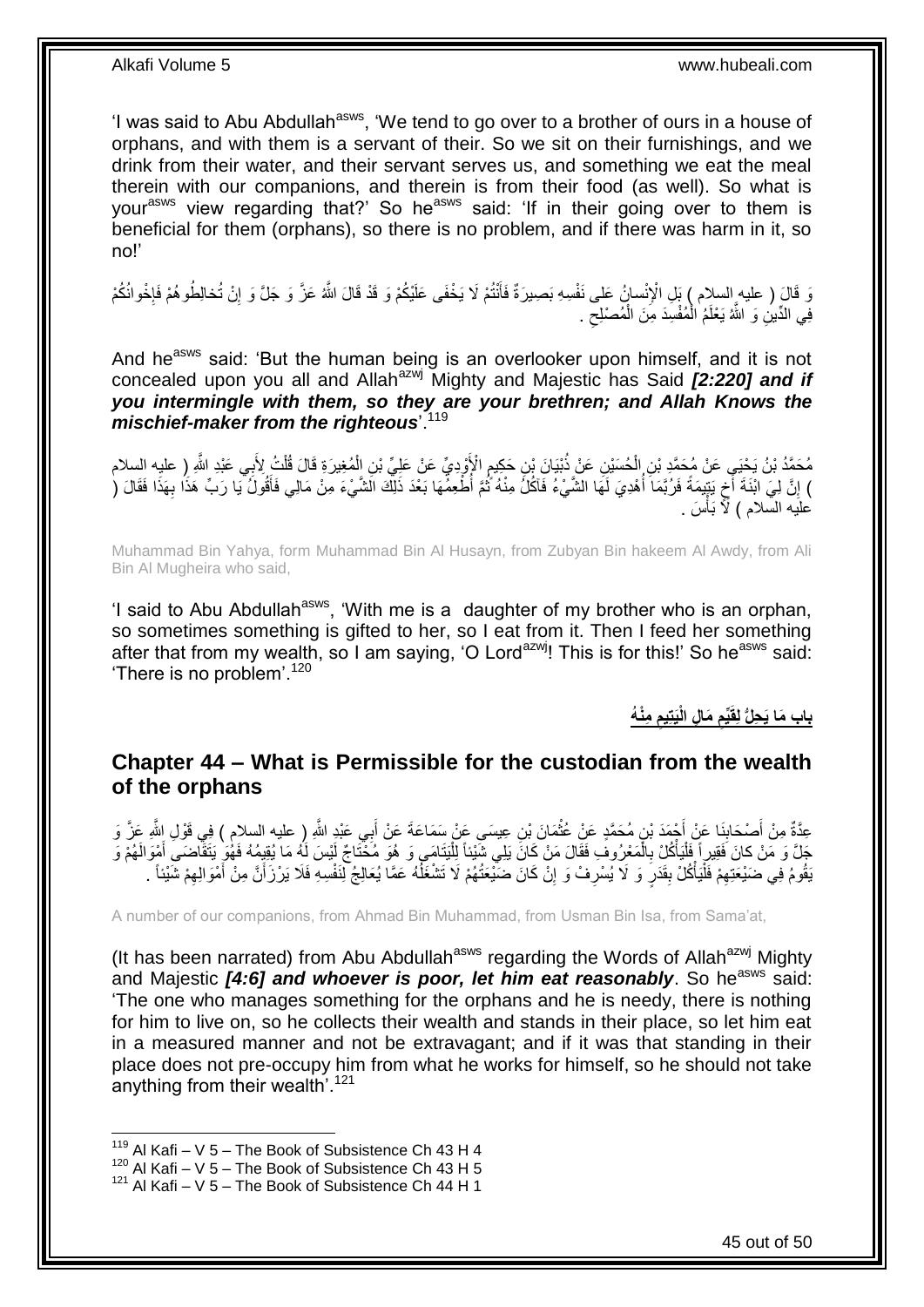'I was said to Abu Abdullah[asws], 'We tend to go over to a brother of ours in a house of orphans, and with them is a servant of their. So we sit on their furnishings, and we drink from their water, and their servant serves us, and something we eat the meal therein with our companions, and therein is from their food (as well). So what is your[asws] view regarding that?' So he[asws] said: 'If in their going over to them is beneficial for them (orphans), so there is no problem, and if there was harm in it, so no!'

وَ قَالَ ( عليه السلام ) بَلِ الْإِنْسانُ عَلى نَفْسِهِ بَصِيرَةٌ فَأَنْتُمْ لَا يَخْفَى عَلَيْكُمْ وَ قَدْ قَالَ اللَّهُ عَزَّ وَ جَلَّ وَ إِنْ تُخالِطُوهُمْ فَإِخْوانُكُمْ فِي الدِّينِ وَ اللَّهُ يَعْلَمُ الْمُفْسِدَ مِنَ الْمُصْلِحِ .

And he[asws] said: 'But the human being is an overlooker upon himself, and it is not concealed upon you all and Allah[azwj] Mighty and Majestic has Said *[2:220] and if you intermingle with them, so they are your brethren; and Allah Knows the mischief-maker from the righteous*'.[119]

مُحَمَّدُ بْنُ يَحْيَى عَنْ مُحَمَّدِ بْنِ الْحُسَيْنِ عَنْ ذُبْيَانَ بْنِ حَكِيمٍ الْأَوْدِيِّ عَنْ عَلِيِّ بْنِ الْمُغِيرَةِ قَالَ قُلْتُ لِأَبِي عَبْدِ اللَّهِ ( عليه السلام ) إِنَّ لِيَ ابْنَةَ أَخٍ يَتِيمَةً فَرُبَّمَا أُهْدِيَ لَهَا الشَّيْءُ فَآكُلُ مِنْهُ ثُمَّ أُطْعِمُهَا بَعْدَ ذَلِكَ الشَّيْءَ مِنْ مَالِي فَأَقُولُ يَا رَبِّ هَذَا بِهَذَا فَقَالَ ( عليه السلام ) لَا بَأْسَ .

Muhammad Bin Yahya, form Muhammad Bin Al Husayn, from Zubyan Bin hakeem Al Awdy, from Ali Bin Al Mugheira who said,

'I said to Abu Abdullah[asws], 'With me is a daughter of my brother who is an orphan, so sometimes something is gifted to her, so I eat from it. Then I feed her something after that from my wealth, so I am saying, 'O Lord[azwj]! This is for this!' So he[asws] said: 'There is no problem'.[120]

## باب مَا يَحِلُّ لِقَيِّمِ مَالِ الْيَتِيمِ مِنْهُ

## Chapter 44 – What is Permissible for the custodian from the wealth of the orphans

عِدَّةٌ مِنْ أَصْحَابِنَا عَنْ أَحْمَدَ بْنِ مُحَمَّدٍ عَنْ عُثْمَانَ بْنِ عِيسَى عَنْ سَمَاعَةَ عَنْ أَبِي عَبْدِ اللَّهِ ( عليه السلام ) فِي قَوْلِ اللَّهِ عَزَّ وَ جَلَّ وَ مَنْ كانَ فَقِيراً فَلْيَأْكُلْ بِالْمَعْرُوفِ فَقَالَ مَنْ كَانَ يَلِي شَيْئاً لِلْيَتَامَى وَ هُوَ مُحْتَاجٌ لَيْسَ لَهُ مَا يُقِيمُهُ فَهُوَ يَتَقَاضَى أَمْوَالَهُمْ وَ يَقُومُ فِي ضَيْعَتِهِمْ فَلْيَأْكُلْ بِقَدَرٍ وَ لَا يُسْرِفْ وَ إِنْ كَانَ ضَيْعَتُهُمْ لَا تَشْغَلُهُ عَمَّا يُعَالِجُ لِنَفْسِهِ فَلَا يَرْزَأَنَّ مِنْ أَمْوَالِهِمْ شَيْئاً .

A number of our companions, from Ahmad Bin Muhammad, from Usman Bin Isa, from Sama'at,

(It has been narrated) from Abu Abdullah[asws] regarding the Words of Allah[azwj] Mighty and Majestic *[4:6] and whoever is poor, let him eat reasonably*. So he[asws] said: 'The one who manages something for the orphans and he is needy, there is nothing for him to live on, so he collects their wealth and stands in their place, so let him eat in a measured manner and not be extravagant; and if it was that standing in their place does not pre-occupy him from what he works for himself, so he should not take anything from their wealth'.[121]

[119] Al Kafi – V 5 – The Book of Subsistence Ch 43 H 4
[120] Al Kafi – V 5 – The Book of Subsistence Ch 43 H 5
[121] Al Kafi – V 5 – The Book of Subsistence Ch 44 H 1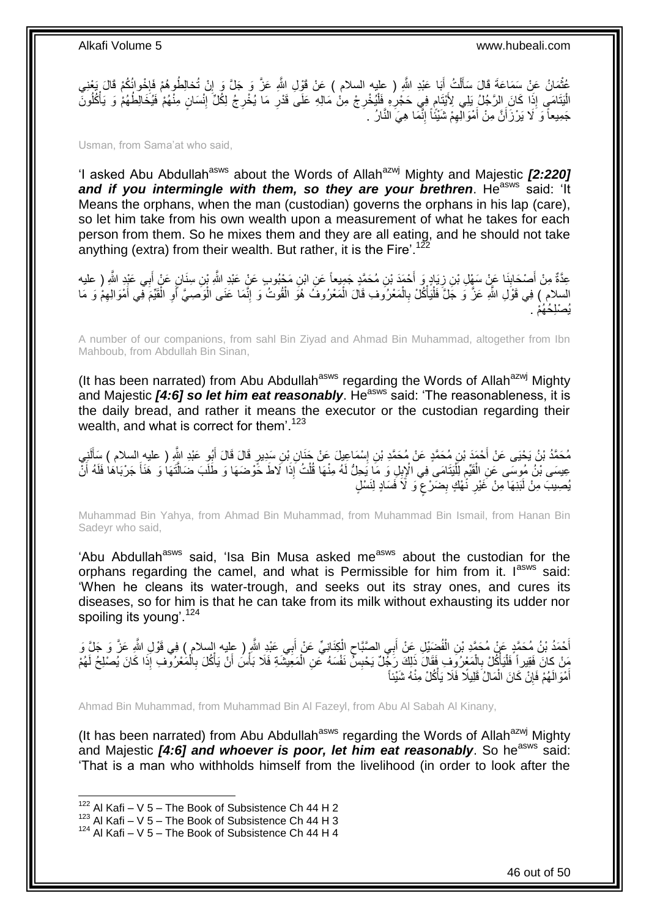عُثْمَانُ عَنْ سَمَاعَةَ قَالَ سَأَلْتُ أَبَا عَبْدِ اللَّهِ ( عليه السلام ) عَنْ قَوْلِ اللَّهِ عَزَّ وَ جَلَّ وَ إِنْ تُخالِطُوهُمْ فَإِخْوانُكُمْ قَالَ يَعْنِي الْيَتَامَى إِذَا كَانَ الرَّجُلُ يَلِي لِأَيْتَامٍ فِي حَجْرِهِ فَلْيُخْرِجْ مِنْ مَالِهِ عَلَى قَدْرِ مَا يُخْرِجُ لِكُلِّ إِنْسَانٍ مِنْهُمْ فَيُخَالِطُهُمْ وَ يَأْكُلُونَ جَمِيعاً وَ لَا يَرْزَأَنَّ مِنْ أَمْوَالِهِمْ شَيْئاً إِنَّمَا هِيَ النَّارُ .

Usman, from Sama'at who said,

'I asked Abu Abdullah[asws] about the Words of Allah[azwj] Mighty and Majestic ***[2:220] and if you intermingle with them, so they are your brethren***. He[asws] said: 'It Means the orphans, when the man (custodian) governs the orphans in his lap (care), so let him take from his own wealth upon a measurement of what he takes for each person from them. So he mixes them and they are all eating, and he should not take anything (extra) from their wealth. But rather, it is the Fire'.[122]

عِدَّةٌ مِنْ أَصْحَابِنَا عَنْ سَهْلِ بْنِ زِيَادٍ وَ أَحْمَدَ بْنِ مُحَمَّدٍ جَمِيعاً عَنِ ابْنِ مَحْبُوبٍ عَنْ عَبْدِ اللَّهِ بْنِ سِنَانٍ عَنْ أَبِي عَبْدِ اللَّهِ ( عليه السلام ) فِي قَوْلِ اللَّهِ عَزَّ وَ جَلَّ فَلْيَأْكُلْ بِالْمَعْرُوفِ قَالَ الْمَعْرُوفُ هُوَ الْقُوتُ وَ إِنَّمَا عَنَى الْوَصِيَّ أَوِ الْقَيِّمَ فِي أَمْوَالِهِمْ وَ مَا يُصْلِحُهُمْ .

A number of our companions, from sahl Bin Ziyad and Ahmad Bin Muhammad, altogether from Ibn Mahboub, from Abdullah Bin Sinan,

(It has been narrated) from Abu Abdullah[asws] regarding the Words of Allah[azwj] Mighty and Majestic ***[4:6] so let him eat reasonably***. He[asws] said: 'The reasonableness, it is the daily bread, and rather it means the executor or the custodian regarding their wealth, and what is correct for them'.[123]

مُحَمَّدُ بْنُ يَحْيَى عَنْ أَحْمَدَ بْنِ مُحَمَّدٍ عَنْ مُحَمَّدِ بْنِ إِسْمَاعِيلَ عَنْ حَنَانِ بْنِ سَدِيرٍ قَالَ قَالَ أَبُو عَبْدِ اللَّهِ ( عليه السلام ) سَأَلَنِي عِيسَى بْنُ مُوسَى عَنِ الْقَيِّمِ لِلْيَتَامَى فِي الْإِبِلِ وَ مَا يَحِلُّ لَهُ مِنْهَا قُلْتُ إِذَا لَاطَ حَوْضَهَا وَ طَلَبَ ضَالَّتَهَا وَ هَنَأَ جَرْبَاهَا فَلَهُ أَنْ يُصِيبَ مِنْ لَبَنِهَا مِنْ غَيْرِ نَهْكٍ بِضَرْعٍ وَ لَا فَسَادٍ لِنَسْلٍ

Muhammad Bin Yahya, from Ahmad Bin Muhammad, from Muhammad Bin Ismail, from Hanan Bin Sadeyr who said,

'Abu Abdullah[asws] said, 'Isa Bin Musa asked me[asws] about the custodian for the orphans regarding the camel, and what is Permissible for him from it. I[asws] said: 'When he cleans its water-trough, and seeks out its stray ones, and cures its diseases, so for him is that he can take from its milk without exhausting its udder nor spoiling its young'.[124]

أَحْمَدُ بْنُ مُحَمَّدٍ عَنْ مُحَمَّدِ بْنِ الْفُضَيْلِ عَنْ أَبِي الصَّبَّاحِ الْكِنَانِيِّ عَنْ أَبِي عَبْدِ اللَّهِ ( عليه السلام ) فِي قَوْلِ اللَّهِ عَزَّ وَ جَلَّ وَ مَنْ كانَ فَقِيراً فَلْيَأْكُلْ بِالْمَعْرُوفِ فَقَالَ ذَلِكَ رَجُلٌ يَحْبِسُ نَفْسَهُ عَنِ الْمَعِيشَةِ فَلَا بَأْسَ أَنْ يَأْكُلَ بِالْمَعْرُوفِ إِذَا كَانَ يُصْلِحُ لَهُمْ أَمْوَالَهُمْ فَإِنْ كَانَ الْمَالُ قَلِيلًا فَلَا يَأْكُلْ مِنْهُ شَيْئاً

Ahmad Bin Muhammad, from Muhammad Bin Al Fazeyl, from Abu Al Sabah Al Kinany,

(It has been narrated) from Abu Abdullah[asws] regarding the Words of Allah[azwj] Mighty and Majestic ***[4:6] and whoever is poor, let him eat reasonably***. So he[asws] said: 'That is a man who withholds himself from the livelihood (in order to look after the

---

[122] Al Kafi – V 5 – The Book of Subsistence Ch 44 H 2
[123] Al Kafi – V 5 – The Book of Subsistence Ch 44 H 3
[124] Al Kafi – V 5 – The Book of Subsistence Ch 44 H 4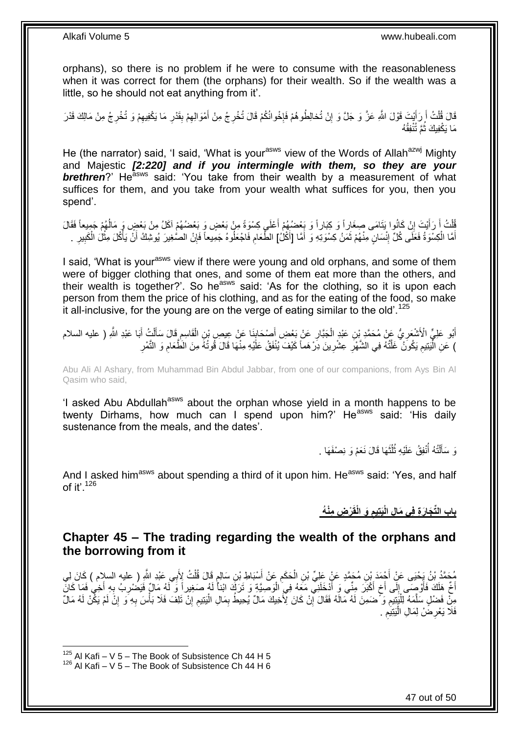orphans), so there is no problem if he were to consume with the reasonableness when it was correct for them (the orphans) for their wealth. So if the wealth was a little, so he should not eat anything from it'.

قَالَ قُلْتُ أَ رَأَيْتَ قَوْلَ اللَّهِ عَزَّ وَ جَلَّ وَ إِنْ تُخالِطُوهُمْ فَإِخْوانُكُمْ قَالَ تُخْرِجُ مِنْ أَمْوَالِهِمْ بِقَدْرِ مَا يَكْفِيهِمْ وَ تُخْرِجُ مِنْ مَالِكَ قَدْرَ مَا يَكْفِيكَ ثُمَّ تُنْفِقُهُ

He (the narrator) said, 'I said, 'What is your[asws] view of the Words of Allah[azwj] Mighty and Majestic *[2:220] and if you intermingle with them, so they are your brethren*?' He[asws] said: 'You take from their wealth by a measurement of what suffices for them, and you take from your wealth what suffices for you, then you spend'.

قُلْتُ أَ رَأَيْتَ إِنْ كَانُوا يَتَامَى صِغَاراً وَ كِبَاراً وَ بَعْضُهُمْ أَعْلَى كِسْوَةً مِنْ بَعْضٍ وَ بَعْضُهُمْ آكَلُ مِنْ بَعْضٍ وَ مَالُهُمْ جَمِيعاً فَقَالَ أَمَّا الْكِسْوَةُ فَعَلَى كُلِّ إِنْسَانٍ مِنْهُمْ ثَمَنُ كِسْوَتِهِ وَ أَمَّا [أَكْلُ] الطَّعَامِ فَاجْعَلُوهُ جَمِيعاً فَإِنَّ الصَّغِيرَ يُوشِكُ أَنْ يَأْكُلَ مِثْلَ الْكَبِيرِ .

I said, 'What is your[asws] view if there were young and old orphans, and some of them were of bigger clothing that ones, and some of them eat more than the others, and their wealth is together?'. So he[asws] said: 'As for the clothing, so it is upon each person from them the price of his clothing, and as for the eating of the food, so make it all-inclusive, for the young are on the verge of eating similar to the old'.[125]

أَبُو عَلِيٍّ الْأَشْعَرِيُّ عَنْ مُحَمَّدِ بْنِ عَبْدِ الْجَبَّارِ عَنْ بَعْضِ أَصْحَابِنَا عَنْ عِيصِ بْنِ الْقَاسِمِ قَالَ سَأَلْتُ أَبَا عَبْدِ اللَّهِ ( عليه السلام ) عَنِ الْيَتِيمِ يَكُونُ غَلَّتُهُ فِي الشَّهْرِ عِشْرِينَ دِرْهَماً كَيْفَ يُنْفَقُ عَلَيْهِ مِنْهَا قَالَ قُوتُهُ مِنَ الطَّعَامِ وَ التَّمْرِ

Abu Ali Al Ashary, from Muhammad Bin Abdul Jabbar, from one of our companions, from Ays Bin Al Qasim who said,

'I asked Abu Abdullah[asws] about the orphan whose yield in a month happens to be twenty Dirhams, how much can I spend upon him?' He[asws] said: 'His daily sustenance from the meals, and the dates'.

وَ سَأَلْتُهُ أُنْفِقُ عَلَيْهِ ثُلُثَهَا قَالَ نَعَمْ وَ نِصْفَهَا .

And I asked him[asws] about spending a third of it upon him. He[asws] said: 'Yes, and half of it'.[126]

## بَابُ التِّجَارَةِ فِي مَالِ الْيَتِيمِ وَ الْقَرْضِ مِنْهُ

## Chapter 45 – The trading regarding the wealth of the orphans and the borrowing from it

مُحَمَّدُ بْنُ يَحْيَى عَنْ أَحْمَدَ بْنِ مُحَمَّدٍ عَنْ عَلِيِّ بْنِ الْحَكَمِ عَنْ أَسْبَاطِ بْنِ سَالِمٍ قَالَ قُلْتُ لِأَبِي عَبْدِ اللَّهِ ( عليه السلام ) كَانَ لِي أَخٌ هَلَكَ فَأَوْصَى إِلَى أَخٍ أَكْبَرَ مِنِّي وَ أَدْخَلَنِي مَعَهُ فِي الْوَصِيَّةِ وَ تَرَكَ ابْناً لَهُ صَغِيراً وَ لَهُ مَالٌ فَيَضْرِبُ بِهِ أَخِي فَمَا كَانَ مِنْ فَضْلٍ سَلَّمَهُ لِلْيَتِيمِ وَ ضَمِنَ لَهُ مَالَهُ فَقَالَ إِنْ كَانَ لِأَخِيكَ مَالٌ يُحِيطُ بِمَالِ الْيَتِيمِ إِنْ تَلِفَ فَلَا بَأْسَ بِهِ وَ إِنْ لَمْ يَكُنْ لَهُ مَالٌ فَلَا يَعْرِضْ لِمَالِ الْيَتِيمِ .

[125] Al Kafi – V 5 – The Book of Subsistence Ch 44 H 5
[126] Al Kafi – V 5 – The Book of Subsistence Ch 44 H 6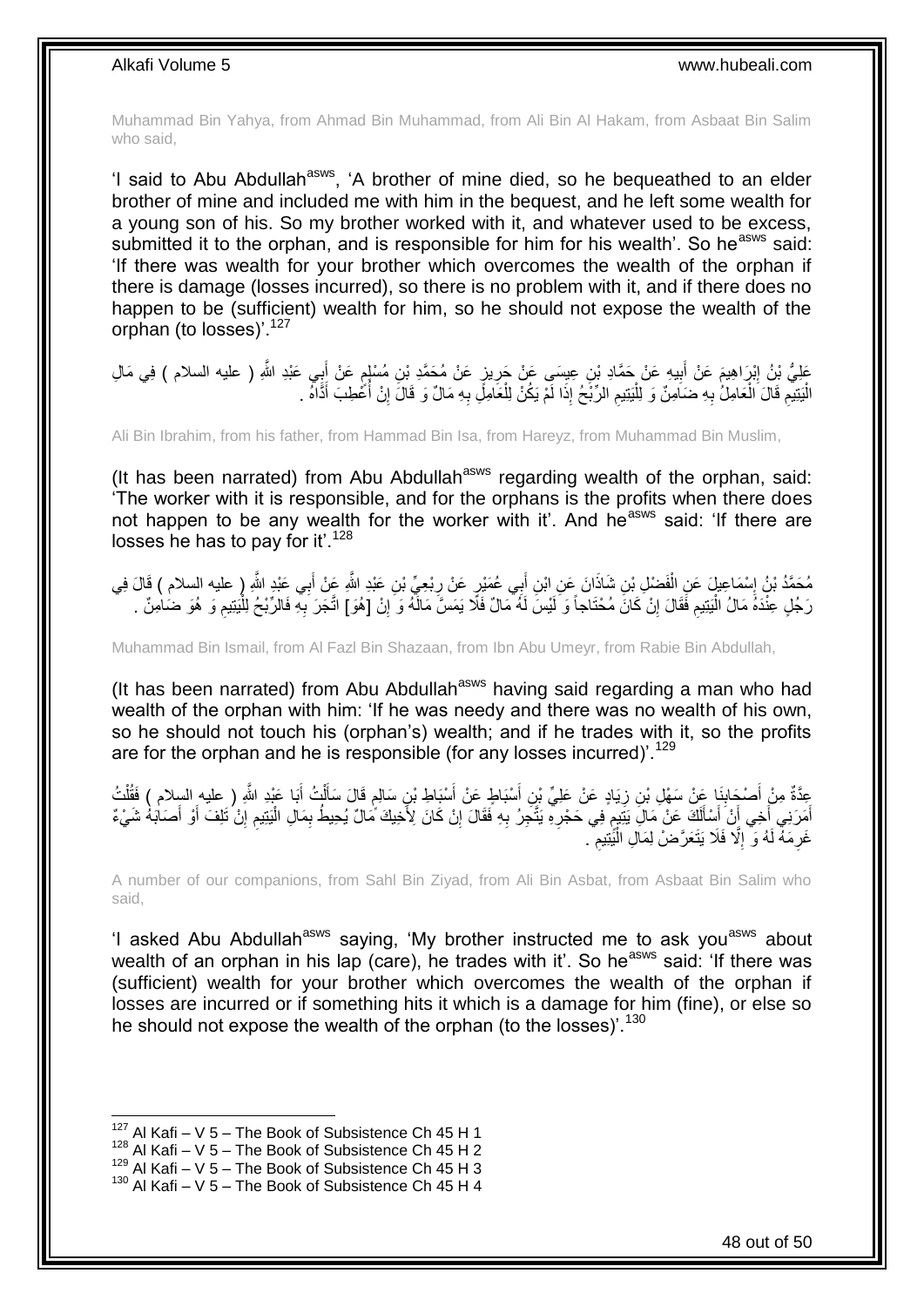Muhammad Bin Yahya, from Ahmad Bin Muhammad, from Ali Bin Al Hakam, from Asbaat Bin Salim who said,

'I said to Abu Abdullah[asws], 'A brother of mine died, so he bequeathed to an elder brother of mine and included me with him in the bequest, and he left some wealth for a young son of his. So my brother worked with it, and whatever used to be excess, submitted it to the orphan, and is responsible for him for his wealth'. So he[asws] said: 'If there was wealth for your brother which overcomes the wealth of the orphan if there is damage (losses incurred), so there is no problem with it, and if there does no happen to be (sufficient) wealth for him, so he should not expose the wealth of the orphan (to losses)'.[127]

عَلِيُّ بْنُ إِبْرَاهِيمَ عَنْ أَبِيهِ عَنْ حَمَّادِ بْنِ عِيسَى عَنْ حَرِيزٍ عَنْ مُحَمَّدِ بْنِ مُسْلِمٍ عَنْ أَبِي عَبْدِ اللَّهِ ( عليه السلام ) فِي مَالِ الْيَتِيمِ قَالَ الْعَامِلُ بِهِ ضَامِنٌ وَ لِلْيَتِيمِ الرِّبْحُ إِذَا لَمْ يَكُنْ لِلْعَامِلِ بِهِ مَالٌ وَ قَالَ إِنْ أُعْطِبَ أَدَّاهُ .

Ali Bin Ibrahim, from his father, from Hammad Bin Isa, from Hareyz, from Muhammad Bin Muslim,

(It has been narrated) from Abu Abdullah[asws] regarding wealth of the orphan, said: 'The worker with it is responsible, and for the orphans is the profits when there does not happen to be any wealth for the worker with it'. And he[asws] said: 'If there are losses he has to pay for it'.[128]

مُحَمَّدُ بْنُ إِسْمَاعِيلَ عَنِ الْفَضْلِ بْنِ شَاذَانَ عَنِ ابْنِ أَبِي عُمَيْرٍ عَنْ رِبْعِيِّ بْنِ عَبْدِ اللَّهِ عَنْ أَبِي عَبْدِ اللَّهِ ( عليه السلام ) قَالَ فِي رَجُلٍ عِنْدَهُ مَالُ الْيَتِيمِ فَقَالَ إِنْ كَانَ مُحْتَاجاً وَ لَيْسَ لَهُ مَالٌ فَلَا يَمَسَّ مَالَهُ وَ إِنْ [هُوَ] اتَّجَرَ بِهِ فَالرِّبْحُ لِلْيَتِيمِ وَ هُوَ ضَامِنٌ .

Muhammad Bin Ismail, from Al Fazl Bin Shazaan, from Ibn Abu Umeyr, from Rabie Bin Abdullah,

(It has been narrated) from Abu Abdullah[asws] having said regarding a man who had wealth of the orphan with him: 'If he was needy and there was no wealth of his own, so he should not touch his (orphan's) wealth; and if he trades with it, so the profits are for the orphan and he is responsible (for any losses incurred)'.[129]

عِدَّةٌ مِنْ أَصْحَابِنَا عَنْ سَهْلِ بْنِ زِيَادٍ عَنْ عَلِيِّ بْنِ أَسْبَاطٍ عَنْ أَسْبَاطِ بْنِ سَالِمٍ قَالَ سَأَلْتُ أَبَا عَبْدِ اللَّهِ ( عليه السلام ) فَقُلْتُ أَمَرَنِي أَخِي أَنْ أَسْأَلَكَ عَنْ مَالِ يَتِيمٍ فِي حَجْرِهِ يَتَّجِرُ بِهِ فَقَالَ إِنْ كَانَ لِأَخِيكَ مَالٌ يُحِيطُ بِمَالِ الْيَتِيمِ إِنْ تَلِفَ أَوْ أَصَابَهُ شَيْءٌ غَرِمَهُ لَهُ وَ إِلَّا فَلَا يَتَعَرَّضْ لِمَالِ الْيَتِيمِ .

A number of our companions, from Sahl Bin Ziyad, from Ali Bin Asbat, from Asbaat Bin Salim who said,

'I asked Abu Abdullah[asws] saying, 'My brother instructed me to ask you[asws] about wealth of an orphan in his lap (care), he trades with it'. So he[asws] said: 'If there was (sufficient) wealth for your brother which overcomes the wealth of the orphan if losses are incurred or if something hits it which is a damage for him (fine), or else so he should not expose the wealth of the orphan (to the losses)'.[130]

[127] Al Kafi – V 5 – The Book of Subsistence Ch 45 H 1
[128] Al Kafi – V 5 – The Book of Subsistence Ch 45 H 2
[129] Al Kafi – V 5 – The Book of Subsistence Ch 45 H 3
[130] Al Kafi – V 5 – The Book of Subsistence Ch 45 H 4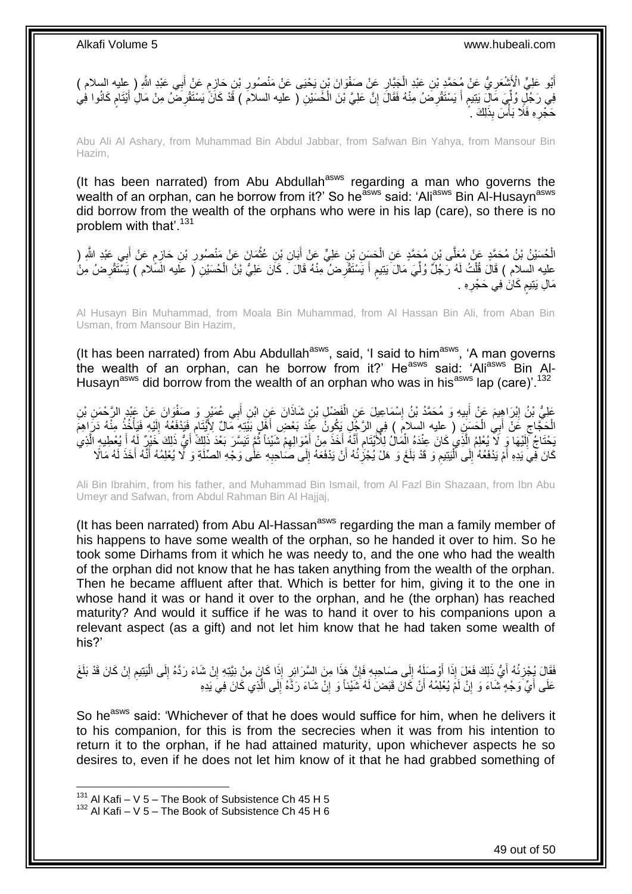أَبُو عَلِيٍّ الْأَشْعَرِيُّ عَنْ مُحَمَّدِ بْنِ عَبْدِ الْجَبَّارِ عَنْ صَفْوَانَ بْنِ يَحْيَى عَنْ مَنْصُورِ بْنِ حَازِمٍ عَنْ أَبِي عَبْدِ اللَّهِ ( عليه السلام ) فِي رَجُلٍ وَلِيَ مَالَ يَتِيمٍ أَ يَسْتَقْرِضُ مِنْهُ فَقَالَ إِنَّ عَلِيَّ بْنَ الْحُسَيْنِ ( عليه السلام ) قَدْ كَانَ يَسْتَقْرِضُ مِنْ مَالِ أَيْتَامٍ كَانُوا فِي حَجْرِهِ فَلَا بَأْسَ بِذَلِكَ .

Abu Ali Al Ashary, from Muhammad Bin Abdul Jabbar, from Safwan Bin Yahya, from Mansour Bin Hazim,

(It has been narrated) from Abu Abdullah[asws] regarding a man who governs the wealth of an orphan, can he borrow from it?' So he[asws] said: 'Ali[asws] Bin Al-Husayn[asws] did borrow from the wealth of the orphans who were in his lap (care), so there is no problem with that'.[131]

الْحُسَيْنُ بْنُ مُحَمَّدٍ عَنْ مُعَلَّى بْنِ مُحَمَّدٍ عَنِ الْحَسَنِ بْنِ عَلِيٍّ عَنْ أَبَانِ بْنِ عُثْمَانَ عَنْ مَنْصُورِ بْنِ حَازِمٍ عَنْ أَبِي عَبْدِ اللَّهِ ( عليه السلام ) قَالَ قُلْتُ لَهُ رَجُلٌ وَلِيَ مَالَ يَتِيمٍ أَ يَسْتَقْرِضُ مِنْهُ قَالَ كَانَ عَلِيُّ بْنُ الْحُسَيْنِ ( عليه السلام ) يَسْتَقْرِضُ مِنْ مَالِ يَتِيمٍ كَانَ فِي حَجْرِهِ .

Al Husayn Bin Muhammad, from Moala Bin Muhammad, from Al Hassan Bin Ali, from Aban Bin Usman, from Mansour Bin Hazim,

(It has been narrated) from Abu Abdullah[asws], said, 'I said to him[asws], 'A man governs the wealth of an orphan, can he borrow from it?' He[asws] said: 'Ali[asws] Bin Al-Husayn[asws] did borrow from the wealth of an orphan who was in his[asws] lap (care)'.[132]

عَلِيُّ بْنُ إِبْرَاهِيمَ عَنْ أَبِيهِ وَ مُحَمَّدُ بْنُ إِسْمَاعِيلَ عَنِ الْفَضْلِ بْنِ شَاذَانَ عَنِ ابْنِ أَبِي عُمَيْرٍ وَ صَفْوَانَ عَنْ عَبْدِ الرَّحْمَنِ بْنِ الْحَجَّاجِ عَنْ أَبِي الْحَسَنِ ( عليه السلام ) فِي الرَّجُلِ يَكُونُ عِنْدَ بَعْضِ أَهْلِ بَيْتِهِ مَالٌ لِأَيْتَامٍ فَيَدْفَعُهُ إِلَيْهِ فَيَأْخُذُ مِنْهُ دَرَاهِمَ يَحْتَاجُ إِلَيْهَا وَ لَا يُعْلِمُ الَّذِي كَانَ عِنْدَهُ الْمَالُ لِلْأَيْتَامِ أَنَّهُ أَخَذَ مِنْ أَمْوَالِهِمْ شَيْئاً ثُمَّ تَيَسَّرَ بَعْدَ ذَلِكَ أَيُّ ذَلِكَ خَيْرٌ لَهُ أَ يُعْطِيهِ الَّذِي كَانَ فِي يَدِهِ أَمْ يَدْفَعُهُ إِلَى الْيَتِيمِ وَ قَدْ بَلَغَ وَ هَلْ يُجْزِئُهُ أَنْ يَدْفَعَهُ إِلَى صَاحِبِهِ عَلَى وَجْهِ الصِّلَةِ وَ لَا يُعْلِمُهُ أَنَّهُ أَخَذَ لَهُ مَالًا

Ali Bin Ibrahim, from his father, and Muhammad Bin Ismail, from Al Fazl Bin Shazaan, from Ibn Abu Umeyr and Safwan, from Abdul Rahman Bin Al Hajjaj,

(It has been narrated) from Abu Al-Hassan[asws] regarding the man a family member of his happens to have some wealth of the orphan, so he handed it over to him. So he took some Dirhams from it which he was needy to, and the one who had the wealth of the orphan did not know that he has taken anything from the wealth of the orphan. Then he became affluent after that. Which is better for him, giving it to the one in whose hand it was or hand it over to the orphan, and he (the orphan) has reached maturity? And would it suffice if he was to hand it over to his companions upon a relevant aspect (as a gift) and not let him know that he had taken some wealth of his?'

فَقَالَ يُجْزِئُهُ أَيُّ ذَلِكَ فَعَلَ إِذَا أَوْصَلَهُ إِلَى صَاحِبِهِ فَإِنَّ هَذَا مِنَ السَّرَائِرِ إِذَا كَانَ مِنْ نِيَّتِهِ إِنْ شَاءَ رَدَّهُ إِلَى الْيَتِيمِ إِنْ كَانَ قَدْ بَلَغَ عَلَى أَيِّ وَجْهٍ شَاءَ وَ إِنْ لَمْ يُعْلِمْهُ أَنْ كَانَ قَبَضَ لَهُ شَيْئاً وَ إِنْ شَاءَ رَدَّهُ إِلَى الَّذِي كَانَ فِي يَدِهِ

So he[asws] said: 'Whichever of that he does would suffice for him, when he delivers it to his companion, for this is from the secrecies when it was from his intention to return it to the orphan, if he had attained maturity, upon whichever aspects he so desires to, even if he does not let him know of it that he had grabbed something of

[131] Al Kafi – V 5 – The Book of Subsistence Ch 45 H 5
[132] Al Kafi – V 5 – The Book of Subsistence Ch 45 H 6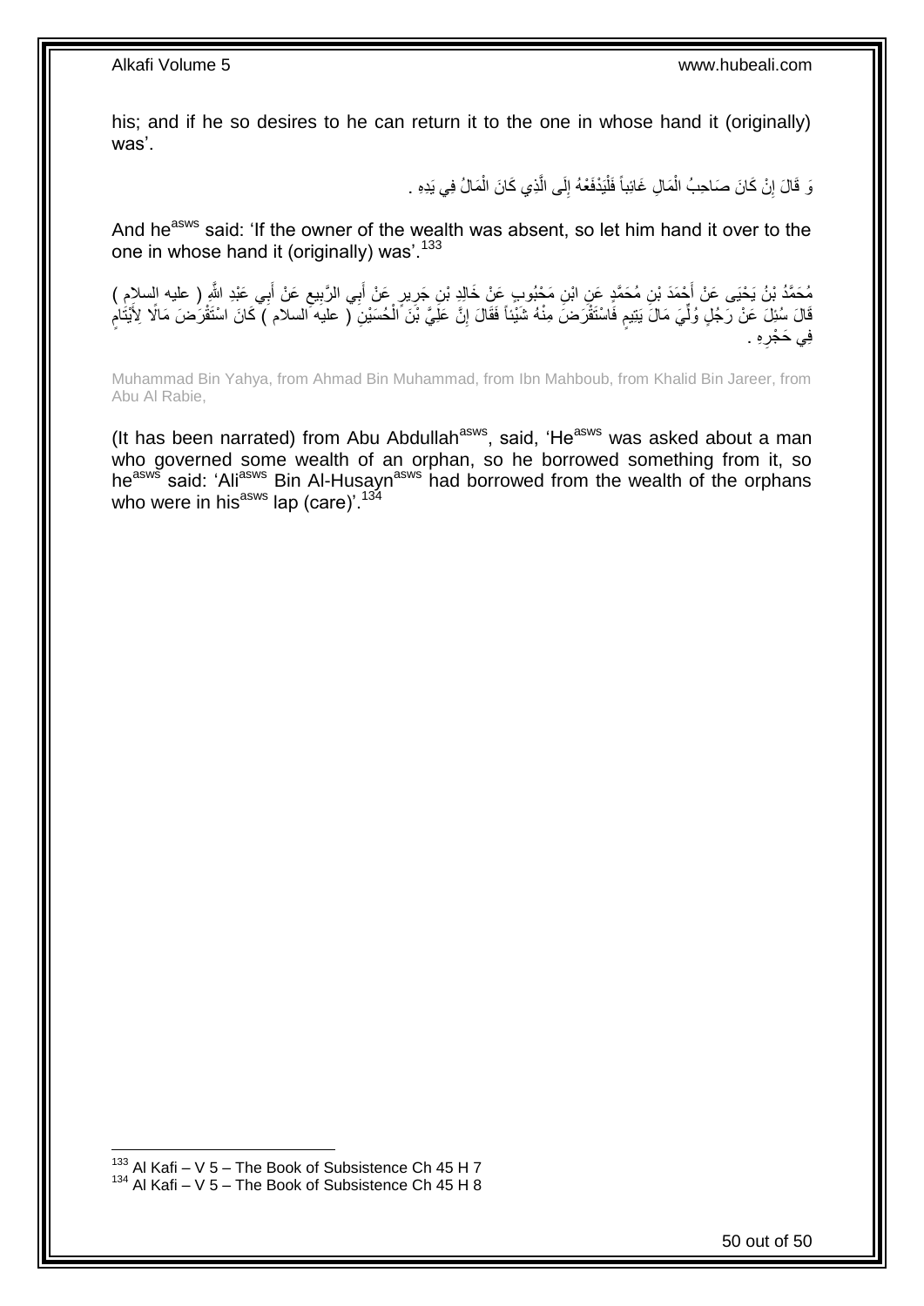his; and if he so desires to he can return it to the one in whose hand it (originally) was'.

وَ قَالَ إِنْ كَانَ صَاحِبُ الْمَالِ غَائِباً فَلْيَدْفَعْهُ إِلَى الَّذِي كَانَ الْمَالُ فِي يَدِهِ .

And he[asws] said: 'If the owner of the wealth was absent, so let him hand it over to the one in whose hand it (originally) was'.[133]

مُحَمَّدُ بْنُ يَحْيَى عَنْ أَحْمَدَ بْنِ مُحَمَّدٍ عَنِ ابْنِ مَحْبُوبٍ عَنْ خَالِدِ بْنِ جَرِيرٍ عَنْ أَبِي الرَّبِيعِ عَنْ أَبِي عَبْدِ اللَّهِ ( عليه السلام ) قَالَ سُئِلَ عَنْ رَجُلٍ وُلِّيَ مَالَ يَتِيمٍ فَاسْتَقْرَضَ مِنْهُ شَيْئاً فَقَالَ إِنَّ عَلِيَّ بْنَ الْحُسَيْنِ ( عليه السلام ) كَانَ اسْتَقْرَضَ مَالًا لِأَيْتَامٍ فِي حَجْرِهِ .

Muhammad Bin Yahya, from Ahmad Bin Muhammad, from Ibn Mahboub, from Khalid Bin Jareer, from Abu Al Rabie,

(It has been narrated) from Abu Abdullah[asws], said, 'He[asws] was asked about a man who governed some wealth of an orphan, so he borrowed something from it, so he[asws] said: 'Ali[asws] Bin Al-Husayn[asws] had borrowed from the wealth of the orphans who were in his[asws] lap (care)'.[134]

[133] Al Kafi – V 5 – The Book of Subsistence Ch 45 H 7
[134] Al Kafi – V 5 – The Book of Subsistence Ch 45 H 8